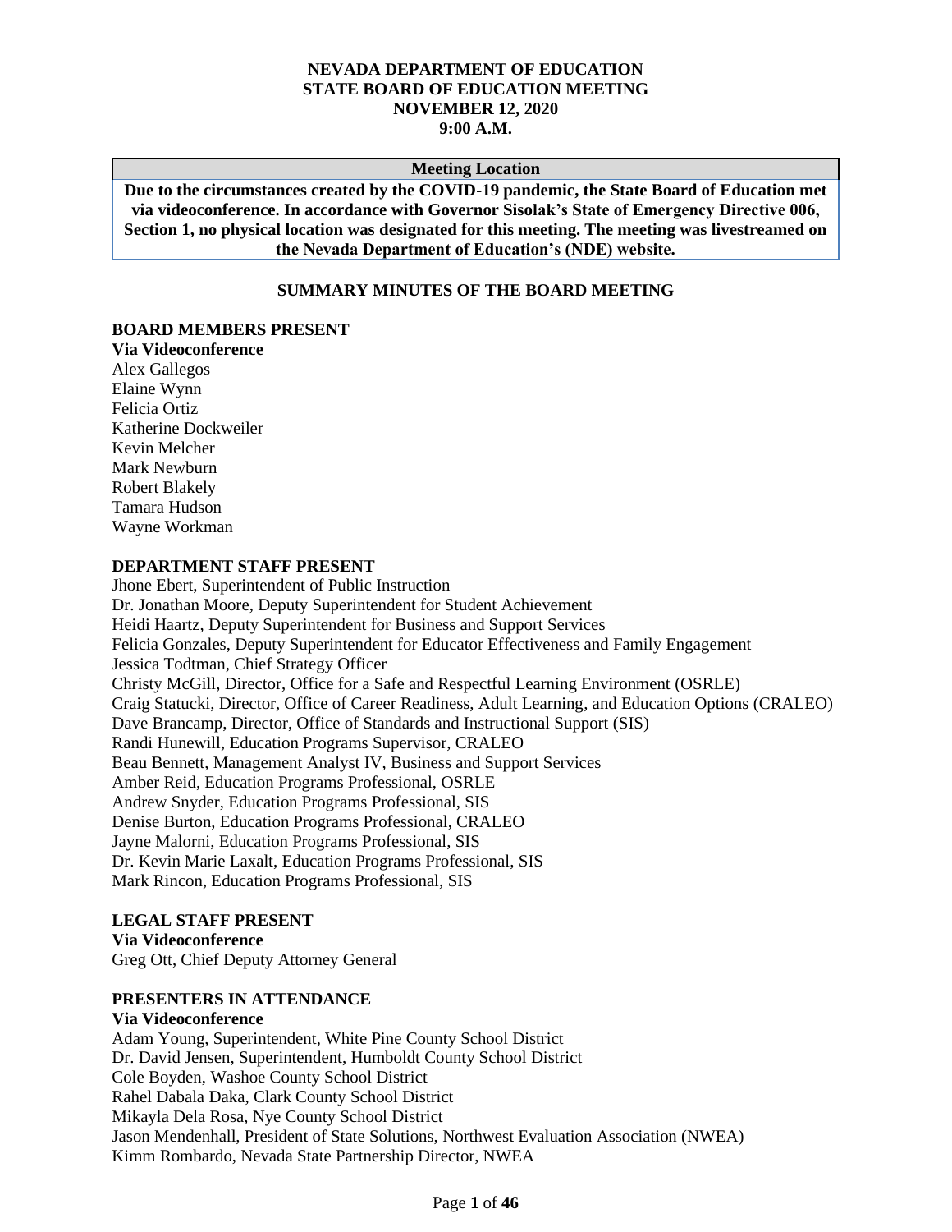**NEVADA DEPARTMENT OF EDUCATION**
**STATE BOARD OF EDUCATION MEETING**
**NOVEMBER 12, 2020**
**9:00 A.M.**

| Meeting Location |
| --- |
| **Due to the circumstances created by the COVID-19 pandemic, the State Board of Education met via videoconference. In accordance with Governor Sisolak's State of Emergency Directive 006, Section 1, no physical location was designated for this meeting. The meeting was livestreamed on the Nevada Department of Education's (NDE) website.** |

## SUMMARY MINUTES OF THE BOARD MEETING

**BOARD MEMBERS PRESENT**
**Via Videoconference**
Alex Gallegos
Elaine Wynn
Felicia Ortiz
Katherine Dockweiler
Kevin Melcher
Mark Newburn
Robert Blakely
Tamara Hudson
Wayne Workman

**DEPARTMENT STAFF PRESENT**
Jhone Ebert, Superintendent of Public Instruction
Dr. Jonathan Moore, Deputy Superintendent for Student Achievement
Heidi Haartz, Deputy Superintendent for Business and Support Services
Felicia Gonzales, Deputy Superintendent for Educator Effectiveness and Family Engagement
Jessica Todtman, Chief Strategy Officer
Christy McGill, Director, Office for a Safe and Respectful Learning Environment (OSRLE)
Craig Statucki, Director, Office of Career Readiness, Adult Learning, and Education Options (CRALEO)
Dave Brancamp, Director, Office of Standards and Instructional Support (SIS)
Randi Hunewill, Education Programs Supervisor, CRALEO
Beau Bennett, Management Analyst IV, Business and Support Services
Amber Reid, Education Programs Professional, OSRLE
Andrew Snyder, Education Programs Professional, SIS
Denise Burton, Education Programs Professional, CRALEO
Jayne Malorni, Education Programs Professional, SIS
Dr. Kevin Marie Laxalt, Education Programs Professional, SIS
Mark Rincon, Education Programs Professional, SIS

**LEGAL STAFF PRESENT**
**Via Videoconference**
Greg Ott, Chief Deputy Attorney General

**PRESENTERS IN ATTENDANCE**
**Via Videoconference**
Adam Young, Superintendent, White Pine County School District
Dr. David Jensen, Superintendent, Humboldt County School District
Cole Boyden, Washoe County School District
Rahel Dabala Daka, Clark County School District
Mikayla Dela Rosa, Nye County School District
Jason Mendenhall, President of State Solutions, Northwest Evaluation Association (NWEA)
Kimm Rombardo, Nevada State Partnership Director, NWEA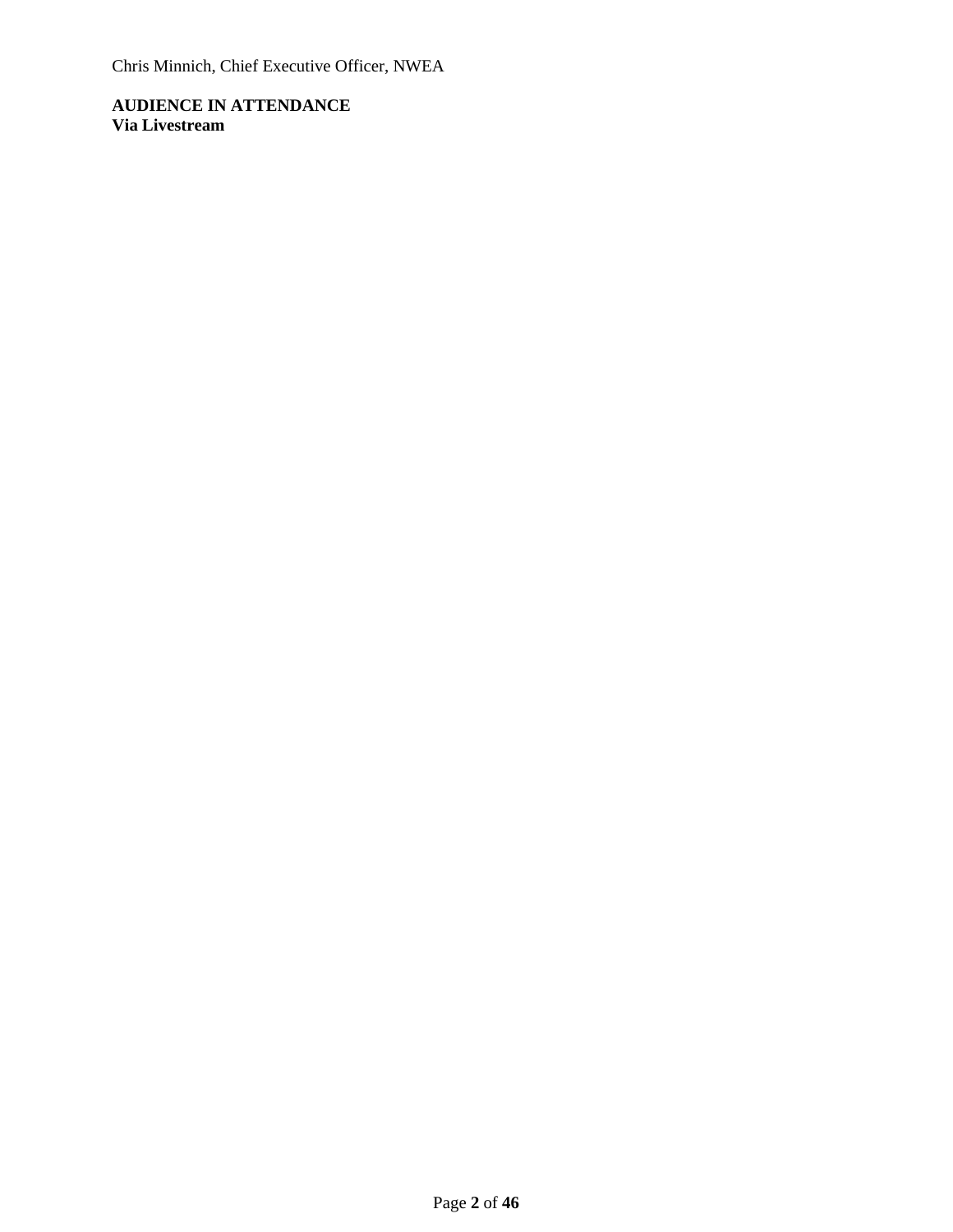Chris Minnich, Chief Executive Officer, NWEA

**AUDIENCE IN ATTENDANCE**
**Via Livestream**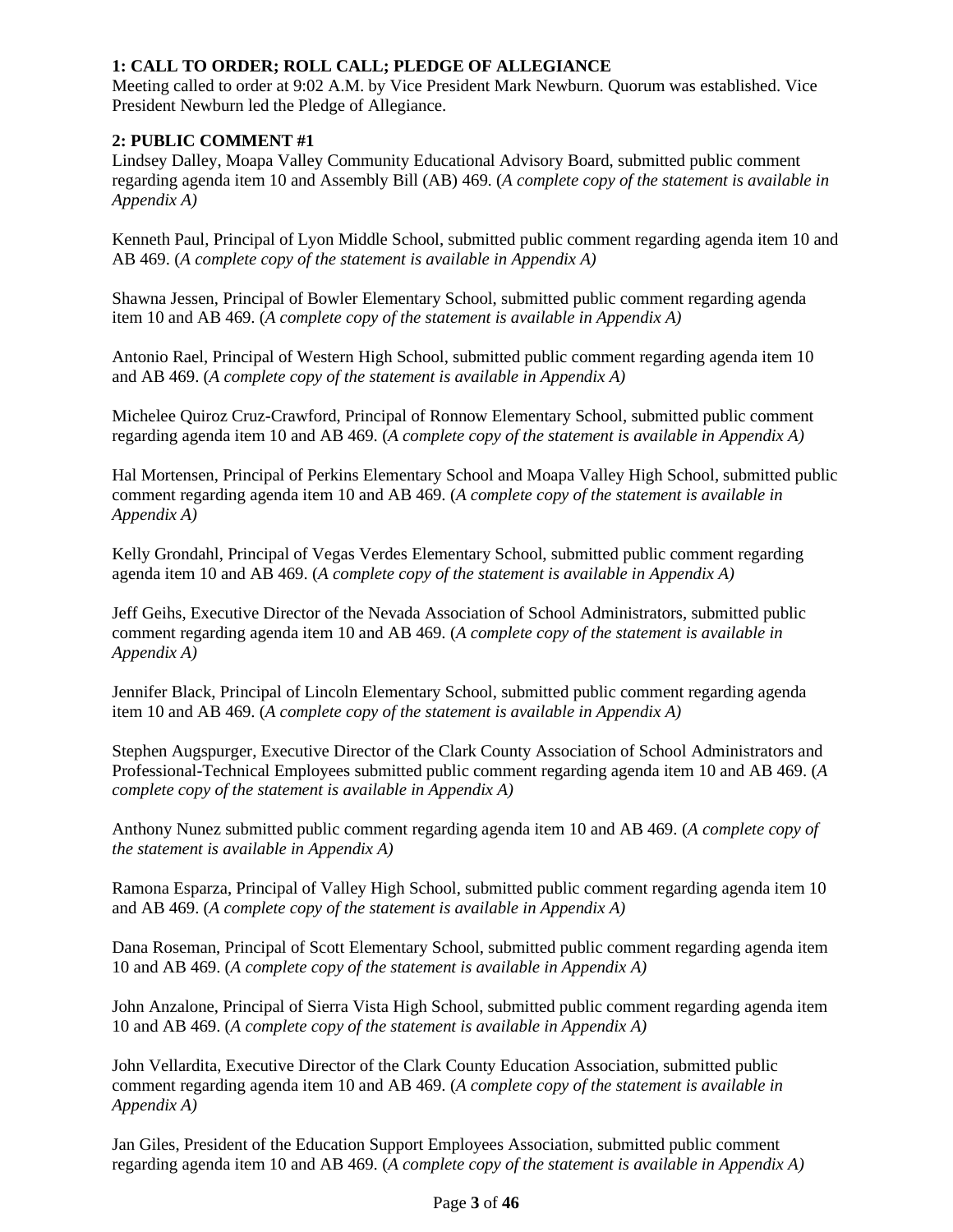**1: CALL TO ORDER; ROLL CALL; PLEDGE OF ALLEGIANCE**
Meeting called to order at 9:02 A.M. by Vice President Mark Newburn. Quorum was established. Vice President Newburn led the Pledge of Allegiance.

**2: PUBLIC COMMENT #1**
Lindsey Dalley, Moapa Valley Community Educational Advisory Board, submitted public comment regarding agenda item 10 and Assembly Bill (AB) 469. (*A complete copy of the statement is available in Appendix A)*

Kenneth Paul, Principal of Lyon Middle School, submitted public comment regarding agenda item 10 and AB 469. (*A complete copy of the statement is available in Appendix A)*

Shawna Jessen, Principal of Bowler Elementary School, submitted public comment regarding agenda item 10 and AB 469. (*A complete copy of the statement is available in Appendix A)*

Antonio Rael, Principal of Western High School, submitted public comment regarding agenda item 10 and AB 469. (*A complete copy of the statement is available in Appendix A)*

Michelee Quiroz Cruz-Crawford, Principal of Ronnow Elementary School, submitted public comment regarding agenda item 10 and AB 469. (*A complete copy of the statement is available in Appendix A)*

Hal Mortensen, Principal of Perkins Elementary School and Moapa Valley High School, submitted public comment regarding agenda item 10 and AB 469. (*A complete copy of the statement is available in Appendix A)*

Kelly Grondahl, Principal of Vegas Verdes Elementary School, submitted public comment regarding agenda item 10 and AB 469. (*A complete copy of the statement is available in Appendix A)*

Jeff Geihs, Executive Director of the Nevada Association of School Administrators, submitted public comment regarding agenda item 10 and AB 469. (*A complete copy of the statement is available in Appendix A)*

Jennifer Black, Principal of Lincoln Elementary School, submitted public comment regarding agenda item 10 and AB 469. (*A complete copy of the statement is available in Appendix A)*

Stephen Augspurger, Executive Director of the Clark County Association of School Administrators and Professional-Technical Employees submitted public comment regarding agenda item 10 and AB 469. (*A complete copy of the statement is available in Appendix A)*

Anthony Nunez submitted public comment regarding agenda item 10 and AB 469. (*A complete copy of the statement is available in Appendix A)*

Ramona Esparza, Principal of Valley High School, submitted public comment regarding agenda item 10 and AB 469. (*A complete copy of the statement is available in Appendix A)*

Dana Roseman, Principal of Scott Elementary School, submitted public comment regarding agenda item 10 and AB 469. (*A complete copy of the statement is available in Appendix A)*

John Anzalone, Principal of Sierra Vista High School, submitted public comment regarding agenda item 10 and AB 469. (*A complete copy of the statement is available in Appendix A)*

John Vellardita, Executive Director of the Clark County Education Association, submitted public comment regarding agenda item 10 and AB 469. (*A complete copy of the statement is available in Appendix A)*

Jan Giles, President of the Education Support Employees Association, submitted public comment regarding agenda item 10 and AB 469. (*A complete copy of the statement is available in Appendix A)*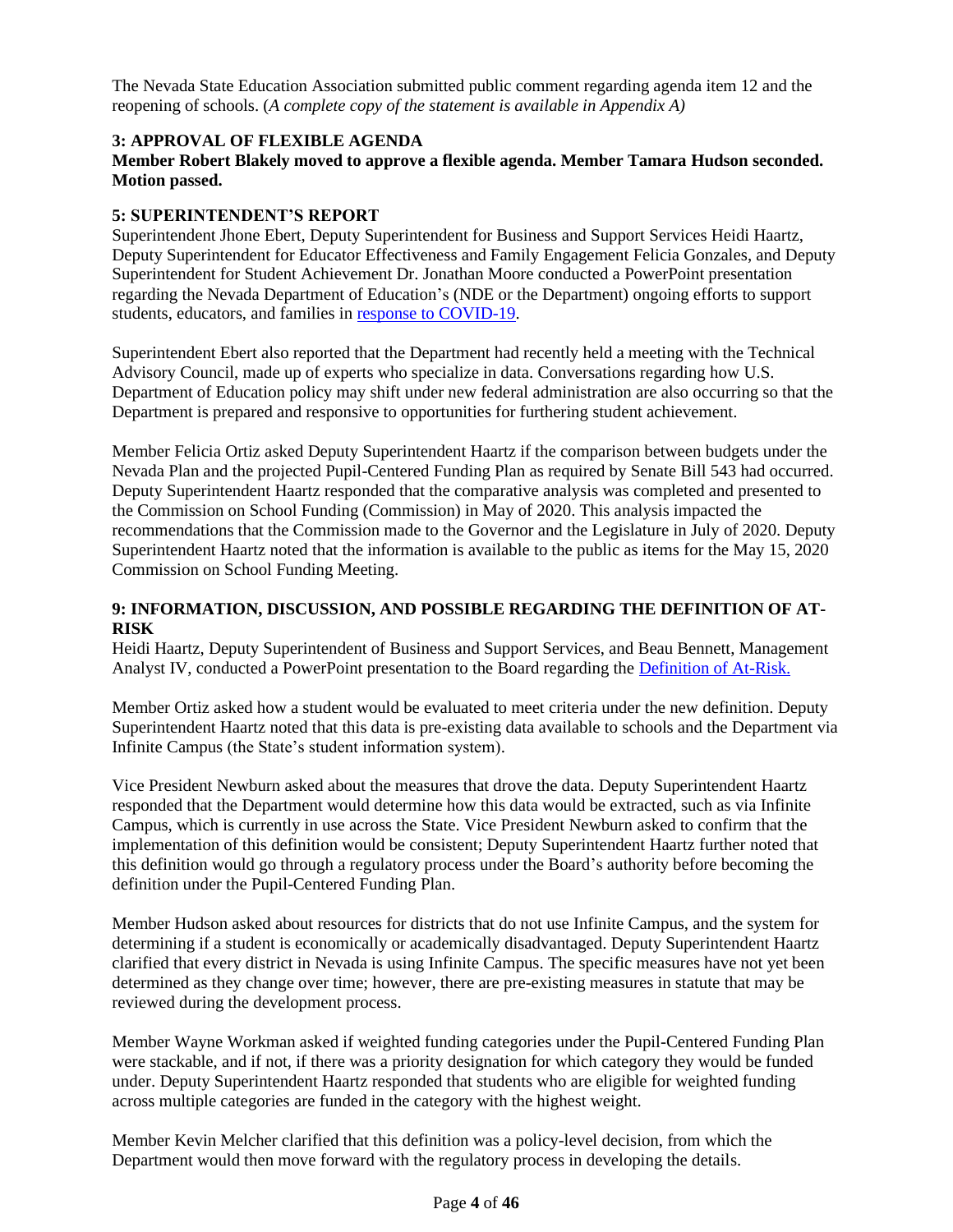The Nevada State Education Association submitted public comment regarding agenda item 12 and the reopening of schools. (*A complete copy of the statement is available in Appendix A)*

### 3: APPROVAL OF FLEXIBLE AGENDA

**Member Robert Blakely moved to approve a flexible agenda. Member Tamara Hudson seconded. Motion passed.**

### 5: SUPERINTENDENT'S REPORT

Superintendent Jhone Ebert, Deputy Superintendent for Business and Support Services Heidi Haartz, Deputy Superintendent for Educator Effectiveness and Family Engagement Felicia Gonzales, and Deputy Superintendent for Student Achievement Dr. Jonathan Moore conducted a PowerPoint presentation regarding the Nevada Department of Education's (NDE or the Department) ongoing efforts to support students, educators, and families in response to COVID-19.

Superintendent Ebert also reported that the Department had recently held a meeting with the Technical Advisory Council, made up of experts who specialize in data. Conversations regarding how U.S. Department of Education policy may shift under new federal administration are also occurring so that the Department is prepared and responsive to opportunities for furthering student achievement.

Member Felicia Ortiz asked Deputy Superintendent Haartz if the comparison between budgets under the Nevada Plan and the projected Pupil-Centered Funding Plan as required by Senate Bill 543 had occurred. Deputy Superintendent Haartz responded that the comparative analysis was completed and presented to the Commission on School Funding (Commission) in May of 2020. This analysis impacted the recommendations that the Commission made to the Governor and the Legislature in July of 2020. Deputy Superintendent Haartz noted that the information is available to the public as items for the May 15, 2020 Commission on School Funding Meeting.

### 9: INFORMATION, DISCUSSION, AND POSSIBLE REGARDING THE DEFINITION OF AT-RISK

Heidi Haartz, Deputy Superintendent of Business and Support Services, and Beau Bennett, Management Analyst IV, conducted a PowerPoint presentation to the Board regarding the Definition of At-Risk.

Member Ortiz asked how a student would be evaluated to meet criteria under the new definition. Deputy Superintendent Haartz noted that this data is pre-existing data available to schools and the Department via Infinite Campus (the State's student information system).

Vice President Newburn asked about the measures that drove the data. Deputy Superintendent Haartz responded that the Department would determine how this data would be extracted, such as via Infinite Campus, which is currently in use across the State. Vice President Newburn asked to confirm that the implementation of this definition would be consistent; Deputy Superintendent Haartz further noted that this definition would go through a regulatory process under the Board's authority before becoming the definition under the Pupil-Centered Funding Plan.

Member Hudson asked about resources for districts that do not use Infinite Campus, and the system for determining if a student is economically or academically disadvantaged. Deputy Superintendent Haartz clarified that every district in Nevada is using Infinite Campus. The specific measures have not yet been determined as they change over time; however, there are pre-existing measures in statute that may be reviewed during the development process.

Member Wayne Workman asked if weighted funding categories under the Pupil-Centered Funding Plan were stackable, and if not, if there was a priority designation for which category they would be funded under. Deputy Superintendent Haartz responded that students who are eligible for weighted funding across multiple categories are funded in the category with the highest weight.

Member Kevin Melcher clarified that this definition was a policy-level decision, from which the Department would then move forward with the regulatory process in developing the details.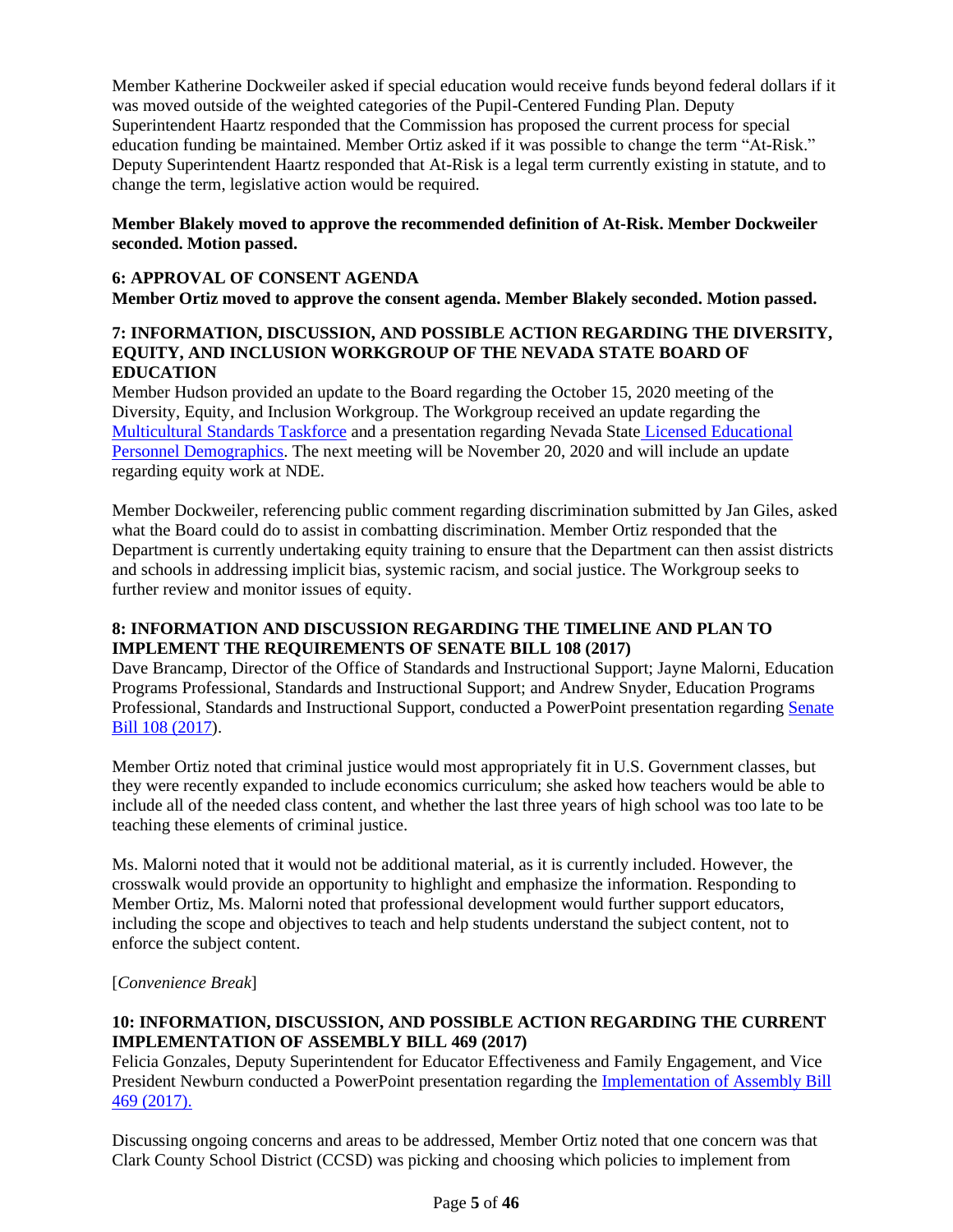Member Katherine Dockweiler asked if special education would receive funds beyond federal dollars if it was moved outside of the weighted categories of the Pupil-Centered Funding Plan. Deputy Superintendent Haartz responded that the Commission has proposed the current process for special education funding be maintained. Member Ortiz asked if it was possible to change the term "At-Risk." Deputy Superintendent Haartz responded that At-Risk is a legal term currently existing in statute, and to change the term, legislative action would be required.

**Member Blakely moved to approve the recommended definition of At-Risk. Member Dockweiler seconded. Motion passed.**

### 6: APPROVAL OF CONSENT AGENDA

**Member Ortiz moved to approve the consent agenda. Member Blakely seconded. Motion passed.**

### 7: INFORMATION, DISCUSSION, AND POSSIBLE ACTION REGARDING THE DIVERSITY, EQUITY, AND INCLUSION WORKGROUP OF THE NEVADA STATE BOARD OF EDUCATION

Member Hudson provided an update to the Board regarding the October 15, 2020 meeting of the Diversity, Equity, and Inclusion Workgroup. The Workgroup received an update regarding the Multicultural Standards Taskforce and a presentation regarding Nevada State Licensed Educational Personnel Demographics. The next meeting will be November 20, 2020 and will include an update regarding equity work at NDE.

Member Dockweiler, referencing public comment regarding discrimination submitted by Jan Giles, asked what the Board could do to assist in combatting discrimination. Member Ortiz responded that the Department is currently undertaking equity training to ensure that the Department can then assist districts and schools in addressing implicit bias, systemic racism, and social justice. The Workgroup seeks to further review and monitor issues of equity.

### 8: INFORMATION AND DISCUSSION REGARDING THE TIMELINE AND PLAN TO IMPLEMENT THE REQUIREMENTS OF SENATE BILL 108 (2017)

Dave Brancamp, Director of the Office of Standards and Instructional Support; Jayne Malorni, Education Programs Professional, Standards and Instructional Support; and Andrew Snyder, Education Programs Professional, Standards and Instructional Support, conducted a PowerPoint presentation regarding Senate Bill 108 (2017).

Member Ortiz noted that criminal justice would most appropriately fit in U.S. Government classes, but they were recently expanded to include economics curriculum; she asked how teachers would be able to include all of the needed class content, and whether the last three years of high school was too late to be teaching these elements of criminal justice.

Ms. Malorni noted that it would not be additional material, as it is currently included. However, the crosswalk would provide an opportunity to highlight and emphasize the information. Responding to Member Ortiz, Ms. Malorni noted that professional development would further support educators, including the scope and objectives to teach and help students understand the subject content, not to enforce the subject content.

[*Convenience Break*]

### 10: INFORMATION, DISCUSSION, AND POSSIBLE ACTION REGARDING THE CURRENT IMPLEMENTATION OF ASSEMBLY BILL 469 (2017)

Felicia Gonzales, Deputy Superintendent for Educator Effectiveness and Family Engagement, and Vice President Newburn conducted a PowerPoint presentation regarding the Implementation of Assembly Bill 469 (2017).

Discussing ongoing concerns and areas to be addressed, Member Ortiz noted that one concern was that Clark County School District (CCSD) was picking and choosing which policies to implement from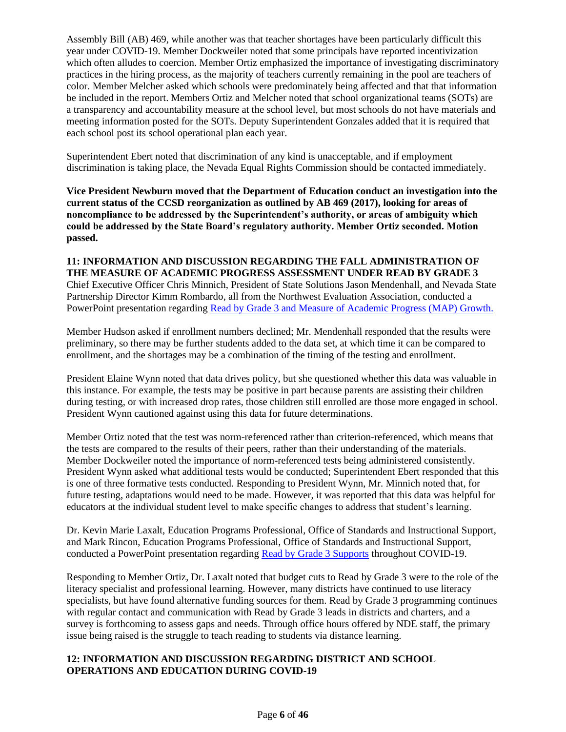Assembly Bill (AB) 469, while another was that teacher shortages have been particularly difficult this year under COVID-19. Member Dockweiler noted that some principals have reported incentivization which often alludes to coercion. Member Ortiz emphasized the importance of investigating discriminatory practices in the hiring process, as the majority of teachers currently remaining in the pool are teachers of color. Member Melcher asked which schools were predominately being affected and that that information be included in the report. Members Ortiz and Melcher noted that school organizational teams (SOTs) are a transparency and accountability measure at the school level, but most schools do not have materials and meeting information posted for the SOTs. Deputy Superintendent Gonzales added that it is required that each school post its school operational plan each year.

Superintendent Ebert noted that discrimination of any kind is unacceptable, and if employment discrimination is taking place, the Nevada Equal Rights Commission should be contacted immediately.

**Vice President Newburn moved that the Department of Education conduct an investigation into the current status of the CCSD reorganization as outlined by AB 469 (2017), looking for areas of noncompliance to be addressed by the Superintendent's authority, or areas of ambiguity which could be addressed by the State Board's regulatory authority. Member Ortiz seconded. Motion passed.**

**11: INFORMATION AND DISCUSSION REGARDING THE FALL ADMINISTRATION OF THE MEASURE OF ACADEMIC PROGRESS ASSESSMENT UNDER READ BY GRADE 3**

Chief Executive Officer Chris Minnich, President of State Solutions Jason Mendenhall, and Nevada State Partnership Director Kimm Rombardo, all from the Northwest Evaluation Association, conducted a PowerPoint presentation regarding Read by Grade 3 and Measure of Academic Progress (MAP) Growth.

Member Hudson asked if enrollment numbers declined; Mr. Mendenhall responded that the results were preliminary, so there may be further students added to the data set, at which time it can be compared to enrollment, and the shortages may be a combination of the timing of the testing and enrollment.

President Elaine Wynn noted that data drives policy, but she questioned whether this data was valuable in this instance. For example, the tests may be positive in part because parents are assisting their children during testing, or with increased drop rates, those children still enrolled are those more engaged in school. President Wynn cautioned against using this data for future determinations.

Member Ortiz noted that the test was norm-referenced rather than criterion-referenced, which means that the tests are compared to the results of their peers, rather than their understanding of the materials. Member Dockweiler noted the importance of norm-referenced tests being administered consistently. President Wynn asked what additional tests would be conducted; Superintendent Ebert responded that this is one of three formative tests conducted. Responding to President Wynn, Mr. Minnich noted that, for future testing, adaptations would need to be made. However, it was reported that this data was helpful for educators at the individual student level to make specific changes to address that student's learning.

Dr. Kevin Marie Laxalt, Education Programs Professional, Office of Standards and Instructional Support, and Mark Rincon, Education Programs Professional, Office of Standards and Instructional Support, conducted a PowerPoint presentation regarding Read by Grade 3 Supports throughout COVID-19.

Responding to Member Ortiz, Dr. Laxalt noted that budget cuts to Read by Grade 3 were to the role of the literacy specialist and professional learning. However, many districts have continued to use literacy specialists, but have found alternative funding sources for them. Read by Grade 3 programming continues with regular contact and communication with Read by Grade 3 leads in districts and charters, and a survey is forthcoming to assess gaps and needs. Through office hours offered by NDE staff, the primary issue being raised is the struggle to teach reading to students via distance learning.

**12: INFORMATION AND DISCUSSION REGARDING DISTRICT AND SCHOOL OPERATIONS AND EDUCATION DURING COVID-19**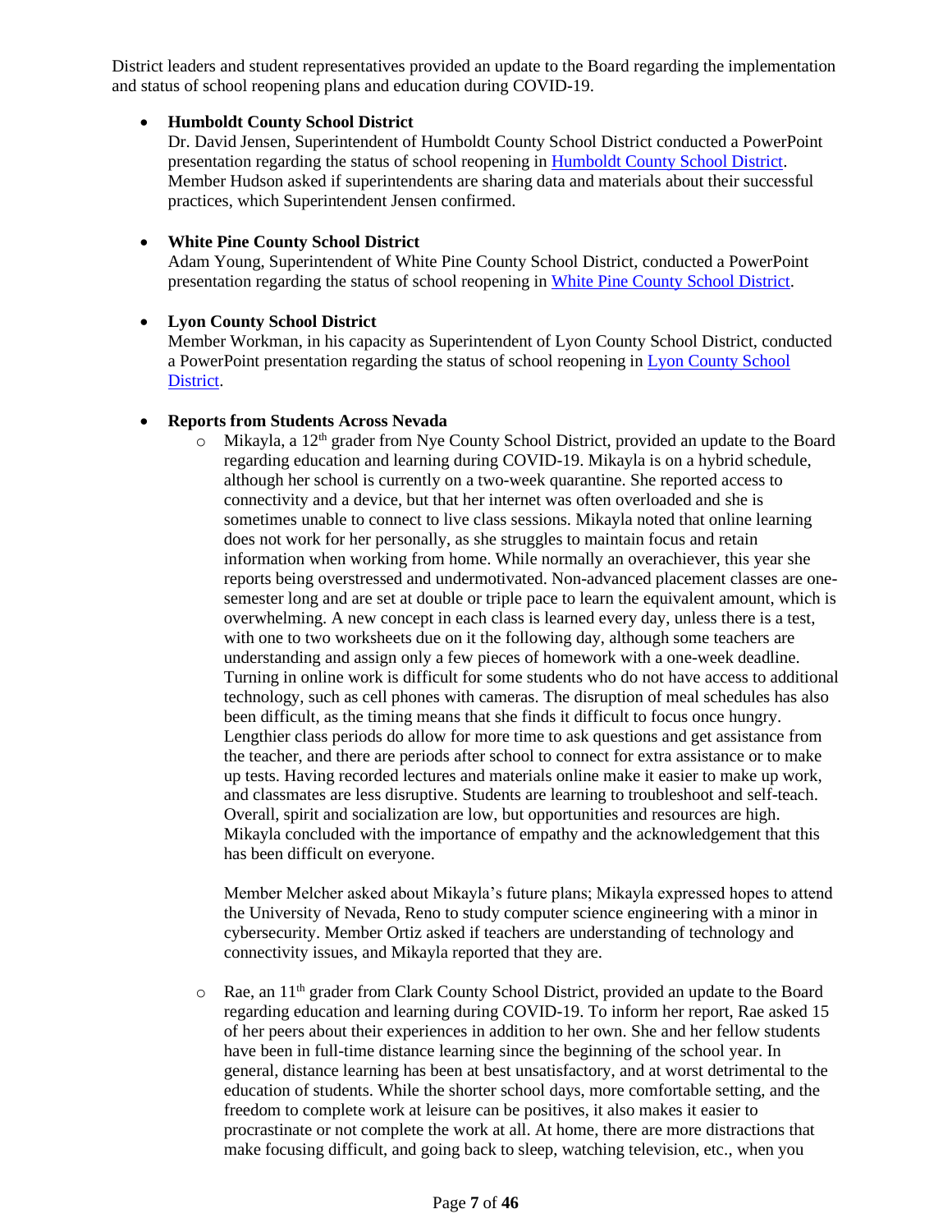District leaders and student representatives provided an update to the Board regarding the implementation and status of school reopening plans and education during COVID-19.

- **Humboldt County School District**
  Dr. David Jensen, Superintendent of Humboldt County School District conducted a PowerPoint presentation regarding the status of school reopening in Humboldt County School District. Member Hudson asked if superintendents are sharing data and materials about their successful practices, which Superintendent Jensen confirmed.

- **White Pine County School District**
  Adam Young, Superintendent of White Pine County School District, conducted a PowerPoint presentation regarding the status of school reopening in White Pine County School District.

- **Lyon County School District**
  Member Workman, in his capacity as Superintendent of Lyon County School District, conducted a PowerPoint presentation regarding the status of school reopening in Lyon County School District.

- **Reports from Students Across Nevada**
  - Mikayla, a 12th grader from Nye County School District, provided an update to the Board regarding education and learning during COVID-19. Mikayla is on a hybrid schedule, although her school is currently on a two-week quarantine. She reported access to connectivity and a device, but that her internet was often overloaded and she is sometimes unable to connect to live class sessions. Mikayla noted that online learning does not work for her personally, as she struggles to maintain focus and retain information when working from home. While normally an overachiever, this year she reports being overstressed and undermotivated. Non-advanced placement classes are one-semester long and are set at double or triple pace to learn the equivalent amount, which is overwhelming. A new concept in each class is learned every day, unless there is a test, with one to two worksheets due on it the following day, although some teachers are understanding and assign only a few pieces of homework with a one-week deadline. Turning in online work is difficult for some students who do not have access to additional technology, such as cell phones with cameras. The disruption of meal schedules has also been difficult, as the timing means that she finds it difficult to focus once hungry. Lengthier class periods do allow for more time to ask questions and get assistance from the teacher, and there are periods after school to connect for extra assistance or to make up tests. Having recorded lectures and materials online make it easier to make up work, and classmates are less disruptive. Students are learning to troubleshoot and self-teach. Overall, spirit and socialization are low, but opportunities and resources are high. Mikayla concluded with the importance of empathy and the acknowledgement that this has been difficult on everyone.

    Member Melcher asked about Mikayla's future plans; Mikayla expressed hopes to attend the University of Nevada, Reno to study computer science engineering with a minor in cybersecurity. Member Ortiz asked if teachers are understanding of technology and connectivity issues, and Mikayla reported that they are.

  - Rae, an 11th grader from Clark County School District, provided an update to the Board regarding education and learning during COVID-19. To inform her report, Rae asked 15 of her peers about their experiences in addition to her own. She and her fellow students have been in full-time distance learning since the beginning of the school year. In general, distance learning has been at best unsatisfactory, and at worst detrimental to the education of students. While the shorter school days, more comfortable setting, and the freedom to complete work at leisure can be positives, it also makes it easier to procrastinate or not complete the work at all. At home, there are more distractions that make focusing difficult, and going back to sleep, watching television, etc., when you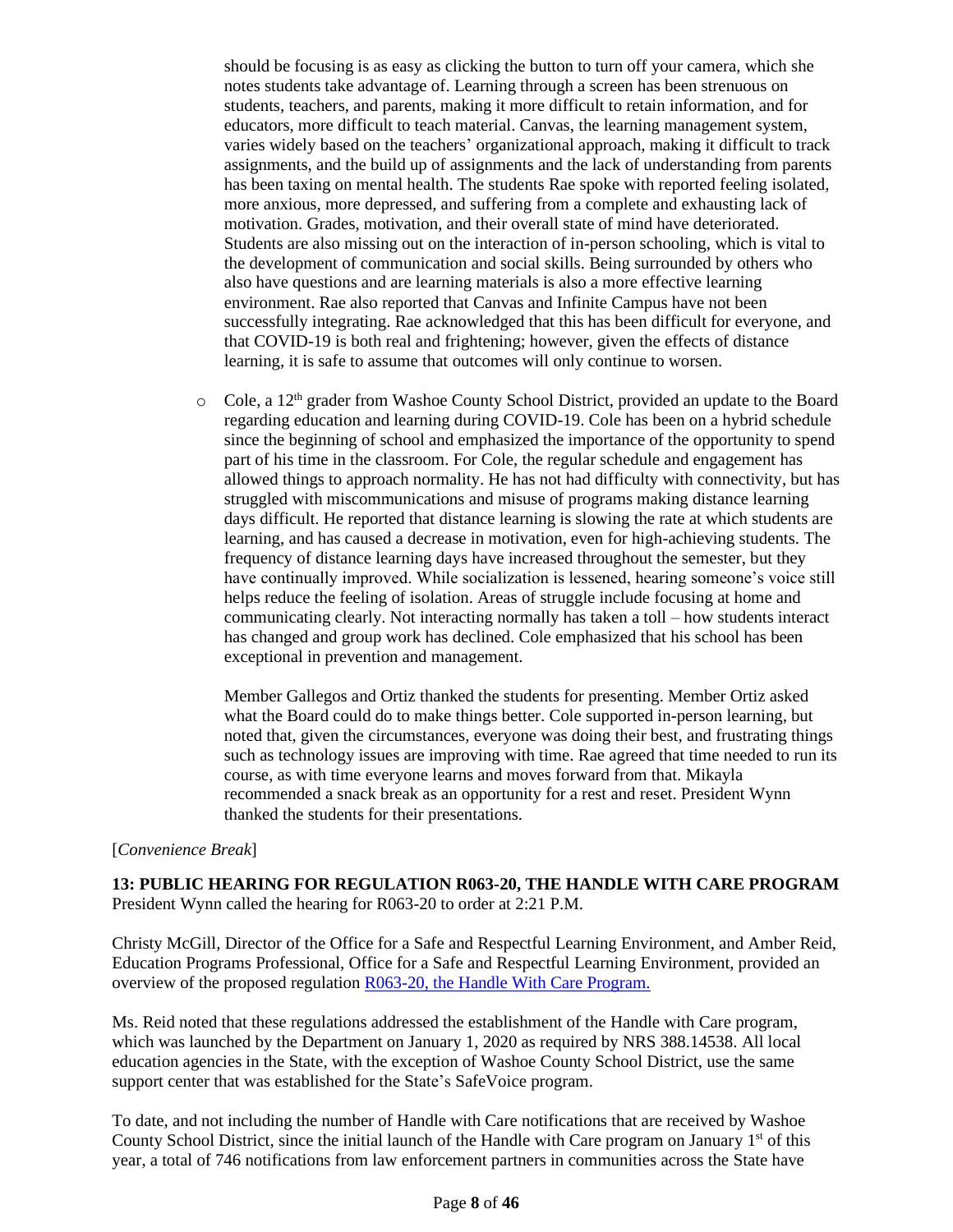should be focusing is as easy as clicking the button to turn off your camera, which she notes students take advantage of. Learning through a screen has been strenuous on students, teachers, and parents, making it more difficult to retain information, and for educators, more difficult to teach material. Canvas, the learning management system, varies widely based on the teachers' organizational approach, making it difficult to track assignments, and the build up of assignments and the lack of understanding from parents has been taxing on mental health. The students Rae spoke with reported feeling isolated, more anxious, more depressed, and suffering from a complete and exhausting lack of motivation. Grades, motivation, and their overall state of mind have deteriorated. Students are also missing out on the interaction of in-person schooling, which is vital to the development of communication and social skills. Being surrounded by others who also have questions and are learning materials is also a more effective learning environment. Rae also reported that Canvas and Infinite Campus have not been successfully integrating. Rae acknowledged that this has been difficult for everyone, and that COVID-19 is both real and frightening; however, given the effects of distance learning, it is safe to assume that outcomes will only continue to worsen.

- Cole, a 12th grader from Washoe County School District, provided an update to the Board regarding education and learning during COVID-19. Cole has been on a hybrid schedule since the beginning of school and emphasized the importance of the opportunity to spend part of his time in the classroom. For Cole, the regular schedule and engagement has allowed things to approach normality. He has not had difficulty with connectivity, but has struggled with miscommunications and misuse of programs making distance learning days difficult. He reported that distance learning is slowing the rate at which students are learning, and has caused a decrease in motivation, even for high-achieving students. The frequency of distance learning days have increased throughout the semester, but they have continually improved. While socialization is lessened, hearing someone's voice still helps reduce the feeling of isolation. Areas of struggle include focusing at home and communicating clearly. Not interacting normally has taken a toll – how students interact has changed and group work has declined. Cole emphasized that his school has been exceptional in prevention and management.

  Member Gallegos and Ortiz thanked the students for presenting. Member Ortiz asked what the Board could do to make things better. Cole supported in-person learning, but noted that, given the circumstances, everyone was doing their best, and frustrating things such as technology issues are improving with time. Rae agreed that time needed to run its course, as with time everyone learns and moves forward from that. Mikayla recommended a snack break as an opportunity for a rest and reset. President Wynn thanked the students for their presentations.

[*Convenience Break*]

**13: PUBLIC HEARING FOR REGULATION R063-20, THE HANDLE WITH CARE PROGRAM**
President Wynn called the hearing for R063-20 to order at 2:21 P.M.

Christy McGill, Director of the Office for a Safe and Respectful Learning Environment, and Amber Reid, Education Programs Professional, Office for a Safe and Respectful Learning Environment, provided an overview of the proposed regulation R063-20, the Handle With Care Program.

Ms. Reid noted that these regulations addressed the establishment of the Handle with Care program, which was launched by the Department on January 1, 2020 as required by NRS 388.14538. All local education agencies in the State, with the exception of Washoe County School District, use the same support center that was established for the State's SafeVoice program.

To date, and not including the number of Handle with Care notifications that are received by Washoe County School District, since the initial launch of the Handle with Care program on January 1st of this year, a total of 746 notifications from law enforcement partners in communities across the State have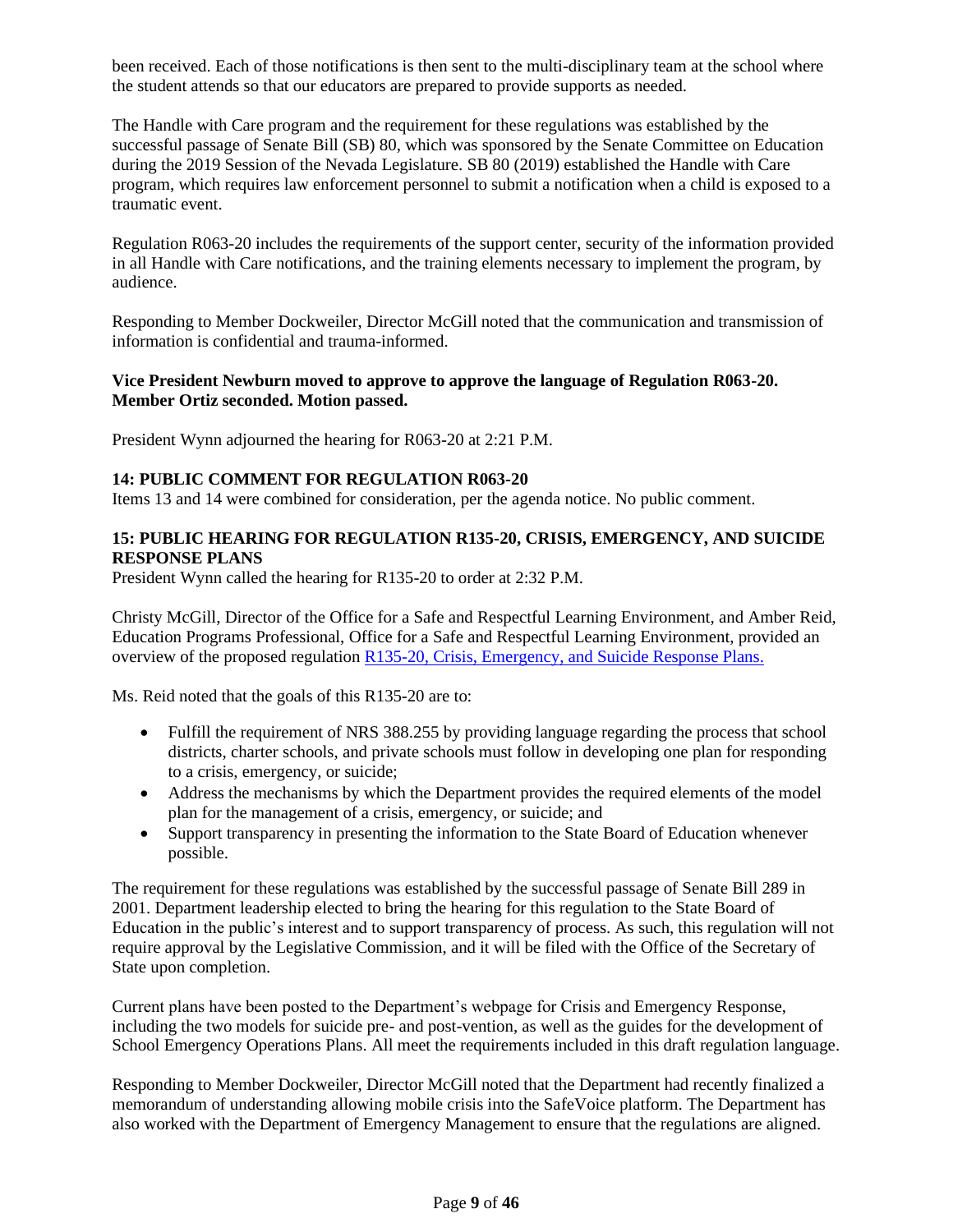been received. Each of those notifications is then sent to the multi-disciplinary team at the school where the student attends so that our educators are prepared to provide supports as needed.

The Handle with Care program and the requirement for these regulations was established by the successful passage of Senate Bill (SB) 80, which was sponsored by the Senate Committee on Education during the 2019 Session of the Nevada Legislature. SB 80 (2019) established the Handle with Care program, which requires law enforcement personnel to submit a notification when a child is exposed to a traumatic event.

Regulation R063-20 includes the requirements of the support center, security of the information provided in all Handle with Care notifications, and the training elements necessary to implement the program, by audience.

Responding to Member Dockweiler, Director McGill noted that the communication and transmission of information is confidential and trauma-informed.

**Vice President Newburn moved to approve to approve the language of Regulation R063-20. Member Ortiz seconded. Motion passed.**

President Wynn adjourned the hearing for R063-20 at 2:21 P.M.

### 14: PUBLIC COMMENT FOR REGULATION R063-20

Items 13 and 14 were combined for consideration, per the agenda notice. No public comment.

### 15: PUBLIC HEARING FOR REGULATION R135-20, CRISIS, EMERGENCY, AND SUICIDE RESPONSE PLANS

President Wynn called the hearing for R135-20 to order at 2:32 P.M.

Christy McGill, Director of the Office for a Safe and Respectful Learning Environment, and Amber Reid, Education Programs Professional, Office for a Safe and Respectful Learning Environment, provided an overview of the proposed regulation R135-20, Crisis, Emergency, and Suicide Response Plans.

Ms. Reid noted that the goals of this R135-20 are to:

- Fulfill the requirement of NRS 388.255 by providing language regarding the process that school districts, charter schools, and private schools must follow in developing one plan for responding to a crisis, emergency, or suicide;
- Address the mechanisms by which the Department provides the required elements of the model plan for the management of a crisis, emergency, or suicide; and
- Support transparency in presenting the information to the State Board of Education whenever possible.

The requirement for these regulations was established by the successful passage of Senate Bill 289 in 2001. Department leadership elected to bring the hearing for this regulation to the State Board of Education in the public's interest and to support transparency of process. As such, this regulation will not require approval by the Legislative Commission, and it will be filed with the Office of the Secretary of State upon completion.

Current plans have been posted to the Department's webpage for Crisis and Emergency Response, including the two models for suicide pre- and post-vention, as well as the guides for the development of School Emergency Operations Plans. All meet the requirements included in this draft regulation language.

Responding to Member Dockweiler, Director McGill noted that the Department had recently finalized a memorandum of understanding allowing mobile crisis into the SafeVoice platform. The Department has also worked with the Department of Emergency Management to ensure that the regulations are aligned.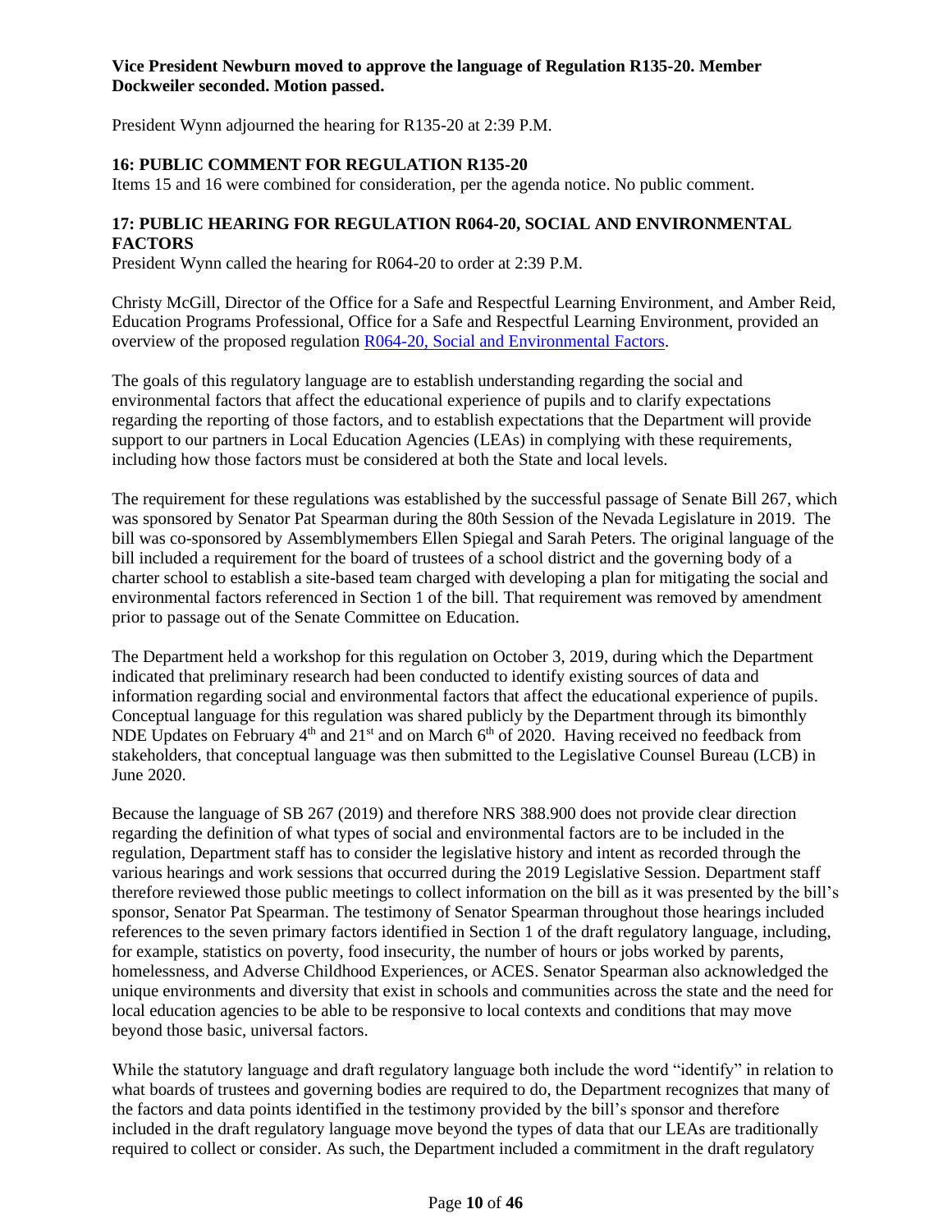**Vice President Newburn moved to approve the language of Regulation R135-20. Member Dockweiler seconded. Motion passed.**

President Wynn adjourned the hearing for R135-20 at 2:39 P.M.

### 16: PUBLIC COMMENT FOR REGULATION R135-20

Items 15 and 16 were combined for consideration, per the agenda notice. No public comment.

### 17: PUBLIC HEARING FOR REGULATION R064-20, SOCIAL AND ENVIRONMENTAL FACTORS

President Wynn called the hearing for R064-20 to order at 2:39 P.M.

Christy McGill, Director of the Office for a Safe and Respectful Learning Environment, and Amber Reid, Education Programs Professional, Office for a Safe and Respectful Learning Environment, provided an overview of the proposed regulation R064-20, Social and Environmental Factors.

The goals of this regulatory language are to establish understanding regarding the social and environmental factors that affect the educational experience of pupils and to clarify expectations regarding the reporting of those factors, and to establish expectations that the Department will provide support to our partners in Local Education Agencies (LEAs) in complying with these requirements, including how those factors must be considered at both the State and local levels.

The requirement for these regulations was established by the successful passage of Senate Bill 267, which was sponsored by Senator Pat Spearman during the 80th Session of the Nevada Legislature in 2019. The bill was co-sponsored by Assemblymembers Ellen Spiegal and Sarah Peters. The original language of the bill included a requirement for the board of trustees of a school district and the governing body of a charter school to establish a site-based team charged with developing a plan for mitigating the social and environmental factors referenced in Section 1 of the bill. That requirement was removed by amendment prior to passage out of the Senate Committee on Education.

The Department held a workshop for this regulation on October 3, 2019, during which the Department indicated that preliminary research had been conducted to identify existing sources of data and information regarding social and environmental factors that affect the educational experience of pupils. Conceptual language for this regulation was shared publicly by the Department through its bimonthly NDE Updates on February 4th and 21st and on March 6th of 2020. Having received no feedback from stakeholders, that conceptual language was then submitted to the Legislative Counsel Bureau (LCB) in June 2020.

Because the language of SB 267 (2019) and therefore NRS 388.900 does not provide clear direction regarding the definition of what types of social and environmental factors are to be included in the regulation, Department staff has to consider the legislative history and intent as recorded through the various hearings and work sessions that occurred during the 2019 Legislative Session. Department staff therefore reviewed those public meetings to collect information on the bill as it was presented by the bill's sponsor, Senator Pat Spearman. The testimony of Senator Spearman throughout those hearings included references to the seven primary factors identified in Section 1 of the draft regulatory language, including, for example, statistics on poverty, food insecurity, the number of hours or jobs worked by parents, homelessness, and Adverse Childhood Experiences, or ACES. Senator Spearman also acknowledged the unique environments and diversity that exist in schools and communities across the state and the need for local education agencies to be able to be responsive to local contexts and conditions that may move beyond those basic, universal factors.

While the statutory language and draft regulatory language both include the word "identify" in relation to what boards of trustees and governing bodies are required to do, the Department recognizes that many of the factors and data points identified in the testimony provided by the bill's sponsor and therefore included in the draft regulatory language move beyond the types of data that our LEAs are traditionally required to collect or consider. As such, the Department included a commitment in the draft regulatory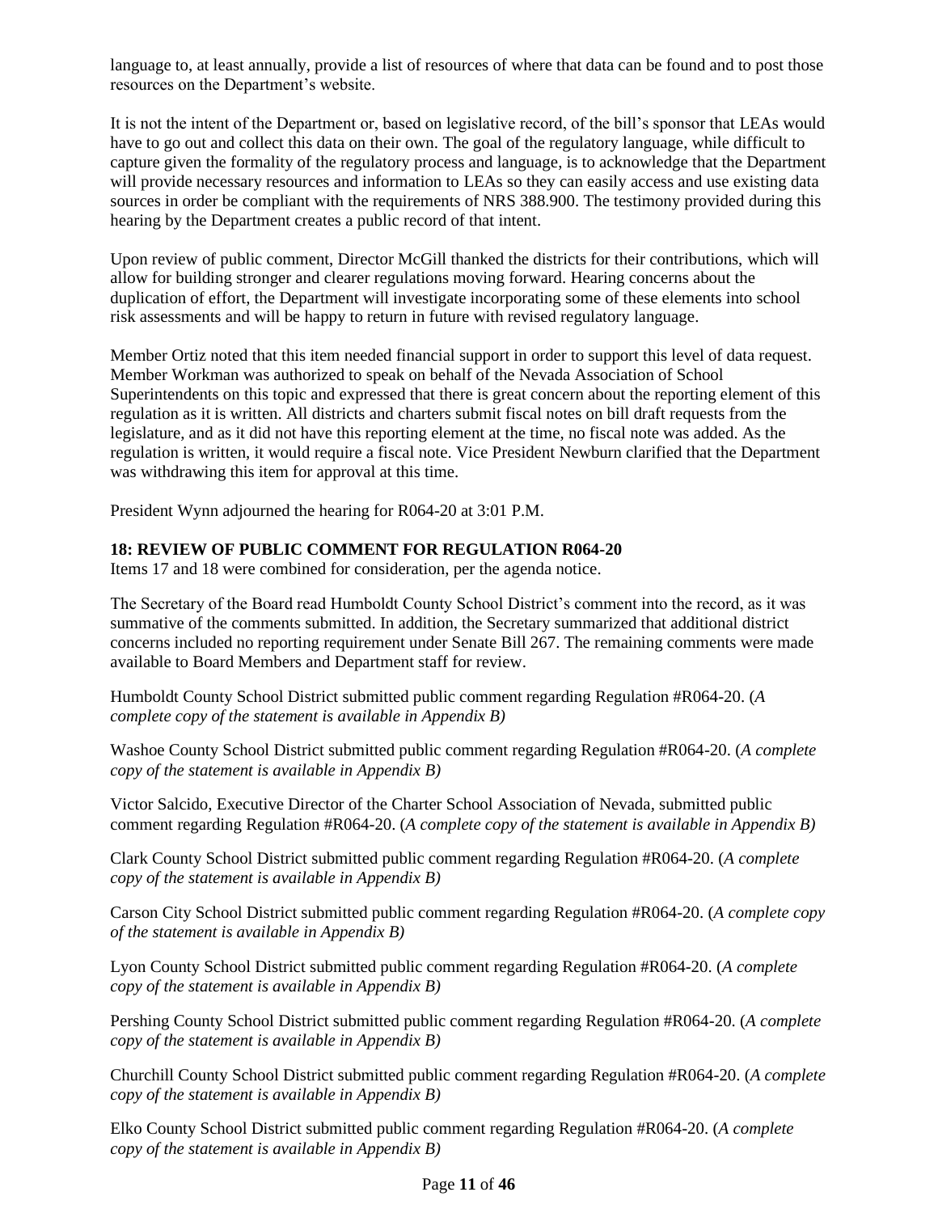language to, at least annually, provide a list of resources of where that data can be found and to post those resources on the Department's website.

It is not the intent of the Department or, based on legislative record, of the bill's sponsor that LEAs would have to go out and collect this data on their own. The goal of the regulatory language, while difficult to capture given the formality of the regulatory process and language, is to acknowledge that the Department will provide necessary resources and information to LEAs so they can easily access and use existing data sources in order be compliant with the requirements of NRS 388.900. The testimony provided during this hearing by the Department creates a public record of that intent.

Upon review of public comment, Director McGill thanked the districts for their contributions, which will allow for building stronger and clearer regulations moving forward. Hearing concerns about the duplication of effort, the Department will investigate incorporating some of these elements into school risk assessments and will be happy to return in future with revised regulatory language.

Member Ortiz noted that this item needed financial support in order to support this level of data request. Member Workman was authorized to speak on behalf of the Nevada Association of School Superintendents on this topic and expressed that there is great concern about the reporting element of this regulation as it is written. All districts and charters submit fiscal notes on bill draft requests from the legislature, and as it did not have this reporting element at the time, no fiscal note was added. As the regulation is written, it would require a fiscal note. Vice President Newburn clarified that the Department was withdrawing this item for approval at this time.

President Wynn adjourned the hearing for R064-20 at 3:01 P.M.

**18: REVIEW OF PUBLIC COMMENT FOR REGULATION R064-20**

Items 17 and 18 were combined for consideration, per the agenda notice.

The Secretary of the Board read Humboldt County School District's comment into the record, as it was summative of the comments submitted. In addition, the Secretary summarized that additional district concerns included no reporting requirement under Senate Bill 267. The remaining comments were made available to Board Members and Department staff for review.

Humboldt County School District submitted public comment regarding Regulation #R064-20. (*A complete copy of the statement is available in Appendix B)*

Washoe County School District submitted public comment regarding Regulation #R064-20. (*A complete copy of the statement is available in Appendix B)*

Victor Salcido, Executive Director of the Charter School Association of Nevada, submitted public comment regarding Regulation #R064-20. (*A complete copy of the statement is available in Appendix B)*

Clark County School District submitted public comment regarding Regulation #R064-20. (*A complete copy of the statement is available in Appendix B)*

Carson City School District submitted public comment regarding Regulation #R064-20. (*A complete copy of the statement is available in Appendix B)*

Lyon County School District submitted public comment regarding Regulation #R064-20. (*A complete copy of the statement is available in Appendix B)*

Pershing County School District submitted public comment regarding Regulation #R064-20. (*A complete copy of the statement is available in Appendix B)*

Churchill County School District submitted public comment regarding Regulation #R064-20. (*A complete copy of the statement is available in Appendix B)*

Elko County School District submitted public comment regarding Regulation #R064-20. (*A complete copy of the statement is available in Appendix B)*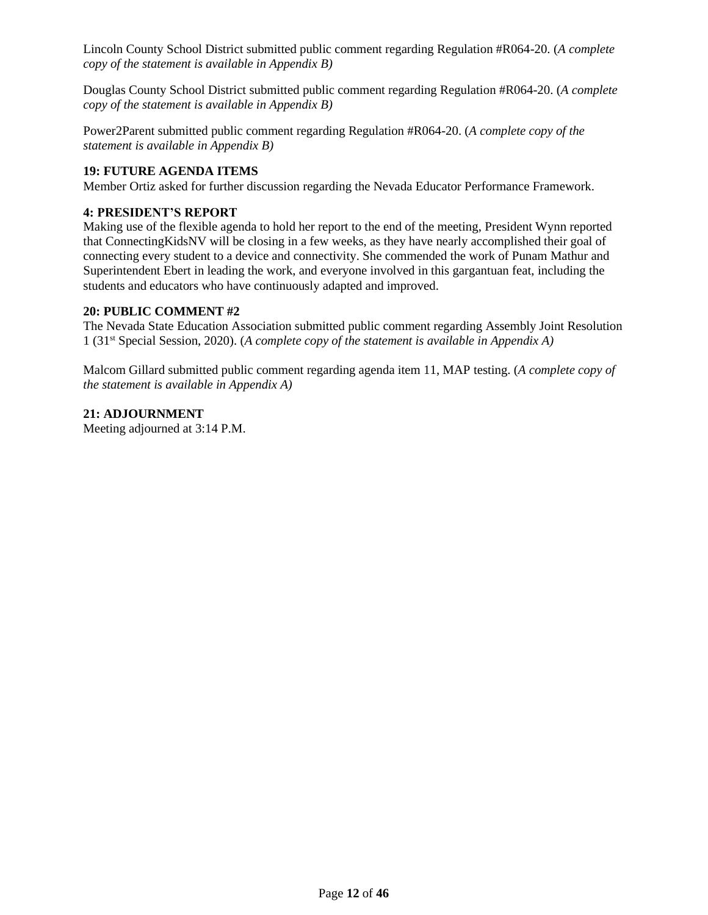Lincoln County School District submitted public comment regarding Regulation #R064-20. (*A complete copy of the statement is available in Appendix B)*

Douglas County School District submitted public comment regarding Regulation #R064-20. (*A complete copy of the statement is available in Appendix B)*

Power2Parent submitted public comment regarding Regulation #R064-20. (*A complete copy of the statement is available in Appendix B)*

**19: FUTURE AGENDA ITEMS**

Member Ortiz asked for further discussion regarding the Nevada Educator Performance Framework.

**4: PRESIDENT'S REPORT**

Making use of the flexible agenda to hold her report to the end of the meeting, President Wynn reported that ConnectingKidsNV will be closing in a few weeks, as they have nearly accomplished their goal of connecting every student to a device and connectivity. She commended the work of Punam Mathur and Superintendent Ebert in leading the work, and everyone involved in this gargantuan feat, including the students and educators who have continuously adapted and improved.

**20: PUBLIC COMMENT #2**

The Nevada State Education Association submitted public comment regarding Assembly Joint Resolution 1 (31st Special Session, 2020). (*A complete copy of the statement is available in Appendix A)*

Malcom Gillard submitted public comment regarding agenda item 11, MAP testing. (*A complete copy of the statement is available in Appendix A)*

**21: ADJOURNMENT**

Meeting adjourned at 3:14 P.M.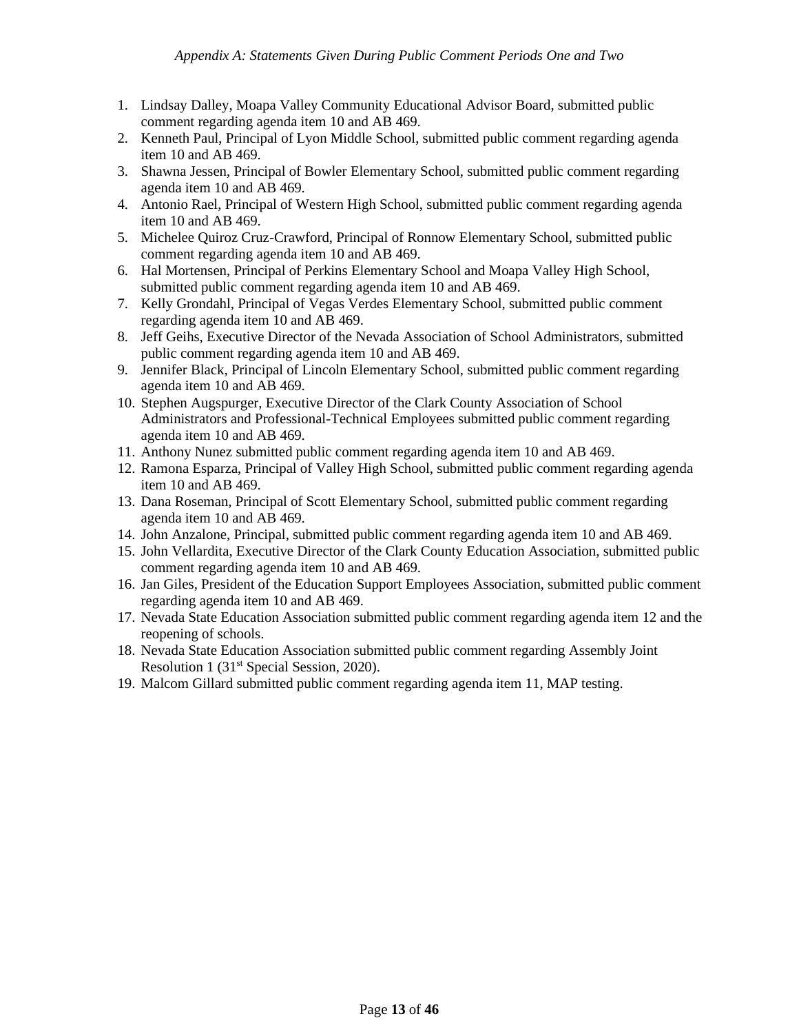*Appendix A: Statements Given During Public Comment Periods One and Two*

1. Lindsay Dalley, Moapa Valley Community Educational Advisor Board, submitted public comment regarding agenda item 10 and AB 469.
2. Kenneth Paul, Principal of Lyon Middle School, submitted public comment regarding agenda item 10 and AB 469.
3. Shawna Jessen, Principal of Bowler Elementary School, submitted public comment regarding agenda item 10 and AB 469.
4. Antonio Rael, Principal of Western High School, submitted public comment regarding agenda item 10 and AB 469.
5. Michelee Quiroz Cruz-Crawford, Principal of Ronnow Elementary School, submitted public comment regarding agenda item 10 and AB 469.
6. Hal Mortensen, Principal of Perkins Elementary School and Moapa Valley High School, submitted public comment regarding agenda item 10 and AB 469.
7. Kelly Grondahl, Principal of Vegas Verdes Elementary School, submitted public comment regarding agenda item 10 and AB 469.
8. Jeff Geihs, Executive Director of the Nevada Association of School Administrators, submitted public comment regarding agenda item 10 and AB 469.
9. Jennifer Black, Principal of Lincoln Elementary School, submitted public comment regarding agenda item 10 and AB 469.
10. Stephen Augspurger, Executive Director of the Clark County Association of School Administrators and Professional-Technical Employees submitted public comment regarding agenda item 10 and AB 469.
11. Anthony Nunez submitted public comment regarding agenda item 10 and AB 469.
12. Ramona Esparza, Principal of Valley High School, submitted public comment regarding agenda item 10 and AB 469.
13. Dana Roseman, Principal of Scott Elementary School, submitted public comment regarding agenda item 10 and AB 469.
14. John Anzalone, Principal, submitted public comment regarding agenda item 10 and AB 469.
15. John Vellardita, Executive Director of the Clark County Education Association, submitted public comment regarding agenda item 10 and AB 469.
16. Jan Giles, President of the Education Support Employees Association, submitted public comment regarding agenda item 10 and AB 469.
17. Nevada State Education Association submitted public comment regarding agenda item 12 and the reopening of schools.
18. Nevada State Education Association submitted public comment regarding Assembly Joint Resolution 1 (31st Special Session, 2020).
19. Malcom Gillard submitted public comment regarding agenda item 11, MAP testing.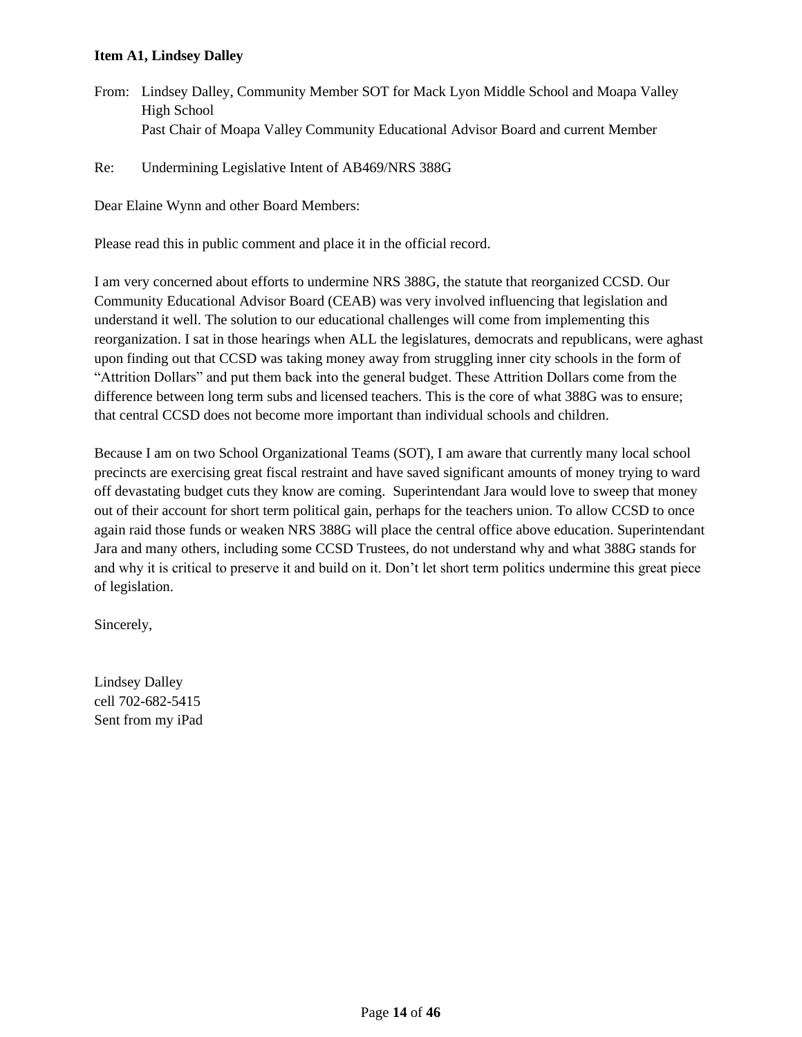**Item A1, Lindsey Dalley**

From: Lindsey Dalley, Community Member SOT for Mack Lyon Middle School and Moapa Valley High School
Past Chair of Moapa Valley Community Educational Advisor Board and current Member

Re: Undermining Legislative Intent of AB469/NRS 388G

Dear Elaine Wynn and other Board Members:

Please read this in public comment and place it in the official record.

I am very concerned about efforts to undermine NRS 388G, the statute that reorganized CCSD. Our Community Educational Advisor Board (CEAB) was very involved influencing that legislation and understand it well. The solution to our educational challenges will come from implementing this reorganization. I sat in those hearings when ALL the legislatures, democrats and republicans, were aghast upon finding out that CCSD was taking money away from struggling inner city schools in the form of "Attrition Dollars" and put them back into the general budget. These Attrition Dollars come from the difference between long term subs and licensed teachers. This is the core of what 388G was to ensure; that central CCSD does not become more important than individual schools and children.

Because I am on two School Organizational Teams (SOT), I am aware that currently many local school precincts are exercising great fiscal restraint and have saved significant amounts of money trying to ward off devastating budget cuts they know are coming. Superintendant Jara would love to sweep that money out of their account for short term political gain, perhaps for the teachers union. To allow CCSD to once again raid those funds or weaken NRS 388G will place the central office above education. Superintendant Jara and many others, including some CCSD Trustees, do not understand why and what 388G stands for and why it is critical to preserve it and build on it. Don't let short term politics undermine this great piece of legislation.

Sincerely,

Lindsey Dalley
cell 702-682-5415
Sent from my iPad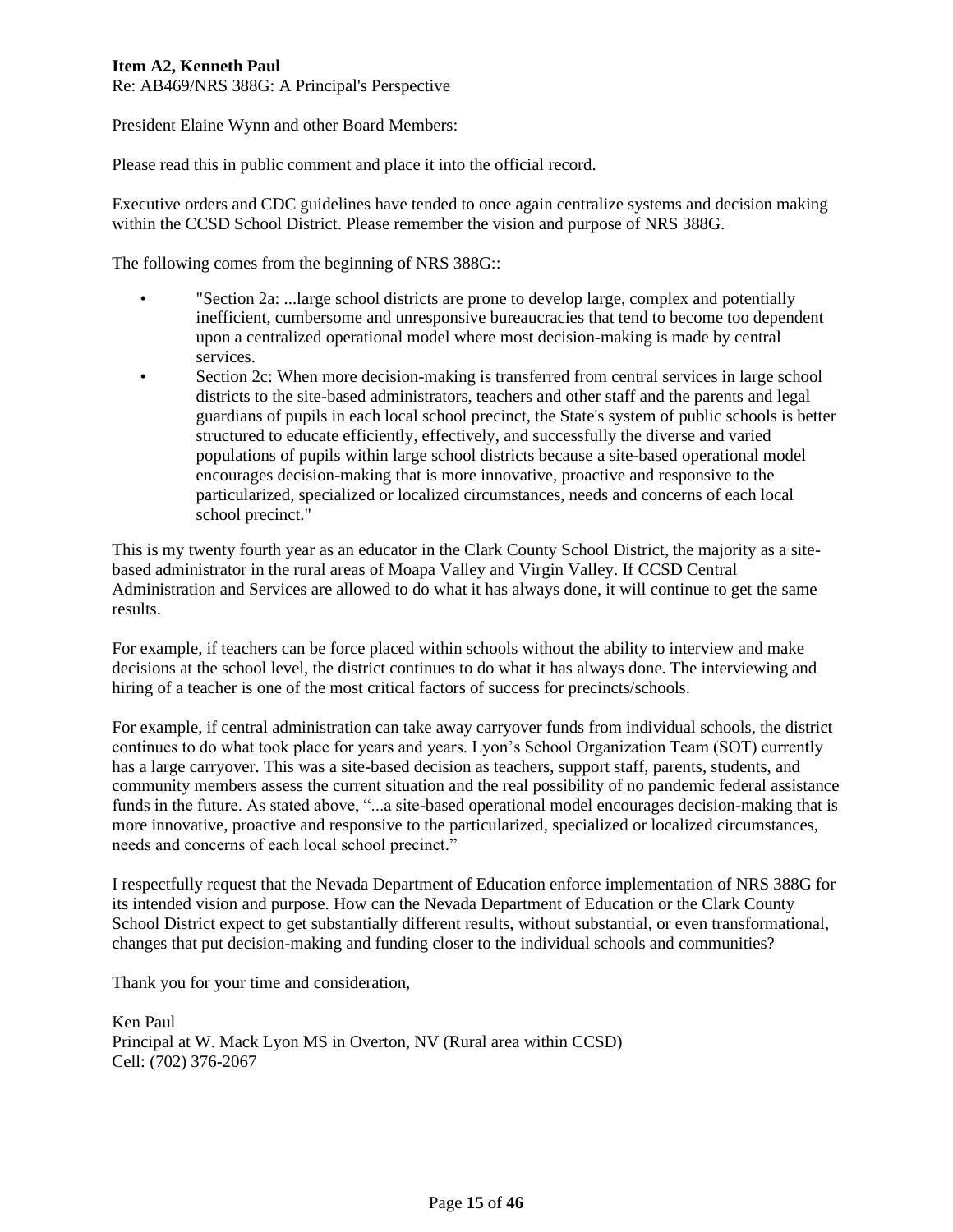**Item A2, Kenneth Paul**

Re: AB469/NRS 388G: A Principal's Perspective

President Elaine Wynn and other Board Members:

Please read this in public comment and place it into the official record.

Executive orders and CDC guidelines have tended to once again centralize systems and decision making within the CCSD School District. Please remember the vision and purpose of NRS 388G.

The following comes from the beginning of NRS 388G::

- "Section 2a: ...large school districts are prone to develop large, complex and potentially inefficient, cumbersome and unresponsive bureaucracies that tend to become too dependent upon a centralized operational model where most decision-making is made by central services.
- Section 2c: When more decision-making is transferred from central services in large school districts to the site-based administrators, teachers and other staff and the parents and legal guardians of pupils in each local school precinct, the State's system of public schools is better structured to educate efficiently, effectively, and successfully the diverse and varied populations of pupils within large school districts because a site-based operational model encourages decision-making that is more innovative, proactive and responsive to the particularized, specialized or localized circumstances, needs and concerns of each local school precinct."

This is my twenty fourth year as an educator in the Clark County School District, the majority as a site-based administrator in the rural areas of Moapa Valley and Virgin Valley. If CCSD Central Administration and Services are allowed to do what it has always done, it will continue to get the same results.

For example, if teachers can be force placed within schools without the ability to interview and make decisions at the school level, the district continues to do what it has always done. The interviewing and hiring of a teacher is one of the most critical factors of success for precincts/schools.

For example, if central administration can take away carryover funds from individual schools, the district continues to do what took place for years and years. Lyon's School Organization Team (SOT) currently has a large carryover. This was a site-based decision as teachers, support staff, parents, students, and community members assess the current situation and the real possibility of no pandemic federal assistance funds in the future. As stated above, "...a site-based operational model encourages decision-making that is more innovative, proactive and responsive to the particularized, specialized or localized circumstances, needs and concerns of each local school precinct."

I respectfully request that the Nevada Department of Education enforce implementation of NRS 388G for its intended vision and purpose. How can the Nevada Department of Education or the Clark County School District expect to get substantially different results, without substantial, or even transformational, changes that put decision-making and funding closer to the individual schools and communities?

Thank you for your time and consideration,

Ken Paul
Principal at W. Mack Lyon MS in Overton, NV (Rural area within CCSD)
Cell: (702) 376-2067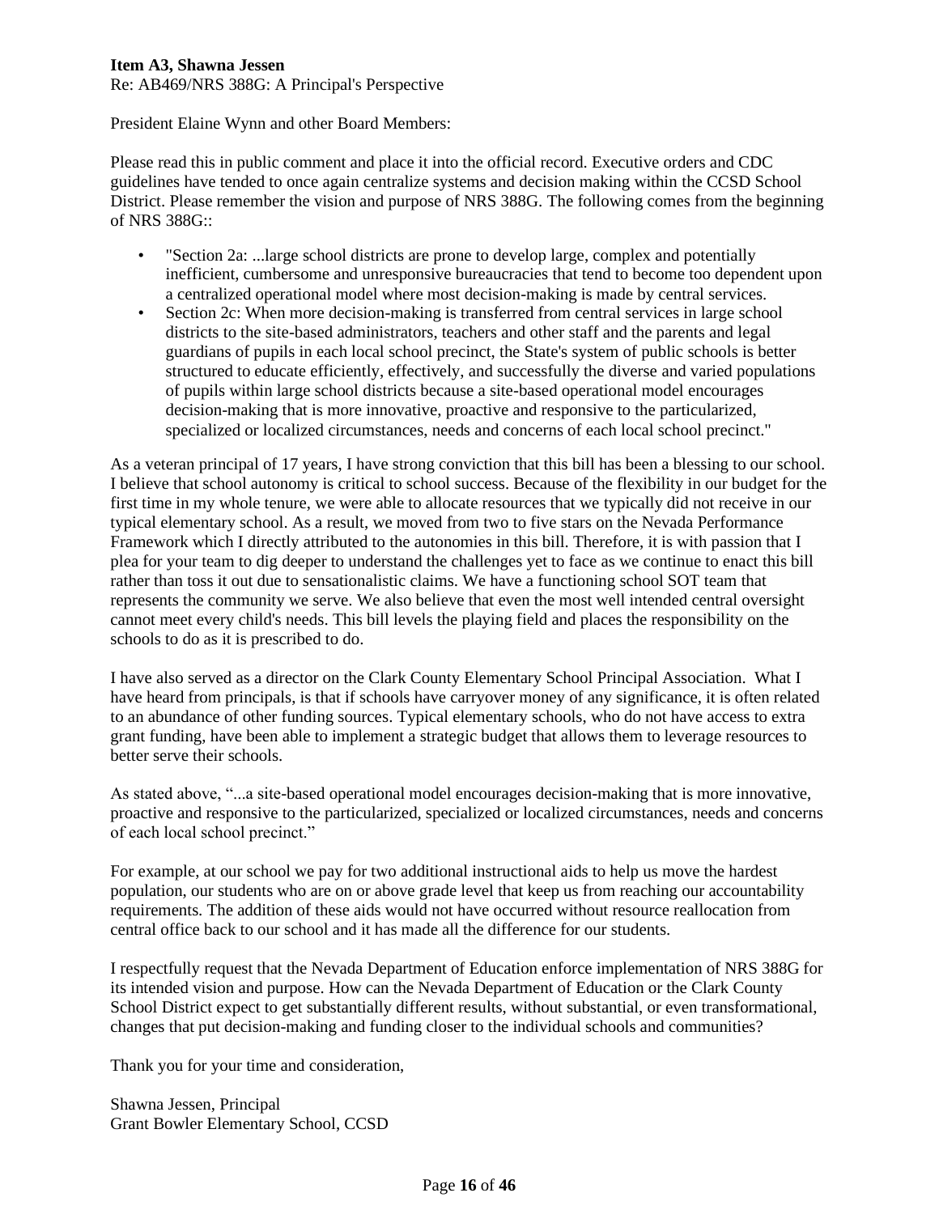**Item A3, Shawna Jessen**
Re: AB469/NRS 388G: A Principal's Perspective

President Elaine Wynn and other Board Members:

Please read this in public comment and place it into the official record. Executive orders and CDC guidelines have tended to once again centralize systems and decision making within the CCSD School District. Please remember the vision and purpose of NRS 388G. The following comes from the beginning of NRS 388G::

- "Section 2a: ...large school districts are prone to develop large, complex and potentially inefficient, cumbersome and unresponsive bureaucracies that tend to become too dependent upon a centralized operational model where most decision-making is made by central services.
- Section 2c: When more decision-making is transferred from central services in large school districts to the site-based administrators, teachers and other staff and the parents and legal guardians of pupils in each local school precinct, the State's system of public schools is better structured to educate efficiently, effectively, and successfully the diverse and varied populations of pupils within large school districts because a site-based operational model encourages decision-making that is more innovative, proactive and responsive to the particularized, specialized or localized circumstances, needs and concerns of each local school precinct."

As a veteran principal of 17 years, I have strong conviction that this bill has been a blessing to our school. I believe that school autonomy is critical to school success. Because of the flexibility in our budget for the first time in my whole tenure, we were able to allocate resources that we typically did not receive in our typical elementary school. As a result, we moved from two to five stars on the Nevada Performance Framework which I directly attributed to the autonomies in this bill. Therefore, it is with passion that I plea for your team to dig deeper to understand the challenges yet to face as we continue to enact this bill rather than toss it out due to sensationalistic claims. We have a functioning school SOT team that represents the community we serve. We also believe that even the most well intended central oversight cannot meet every child's needs. This bill levels the playing field and places the responsibility on the schools to do as it is prescribed to do.

I have also served as a director on the Clark County Elementary School Principal Association. What I have heard from principals, is that if schools have carryover money of any significance, it is often related to an abundance of other funding sources. Typical elementary schools, who do not have access to extra grant funding, have been able to implement a strategic budget that allows them to leverage resources to better serve their schools.

As stated above, "...a site-based operational model encourages decision-making that is more innovative, proactive and responsive to the particularized, specialized or localized circumstances, needs and concerns of each local school precinct."

For example, at our school we pay for two additional instructional aids to help us move the hardest population, our students who are on or above grade level that keep us from reaching our accountability requirements. The addition of these aids would not have occurred without resource reallocation from central office back to our school and it has made all the difference for our students.

I respectfully request that the Nevada Department of Education enforce implementation of NRS 388G for its intended vision and purpose. How can the Nevada Department of Education or the Clark County School District expect to get substantially different results, without substantial, or even transformational, changes that put decision-making and funding closer to the individual schools and communities?

Thank you for your time and consideration,

Shawna Jessen, Principal
Grant Bowler Elementary School, CCSD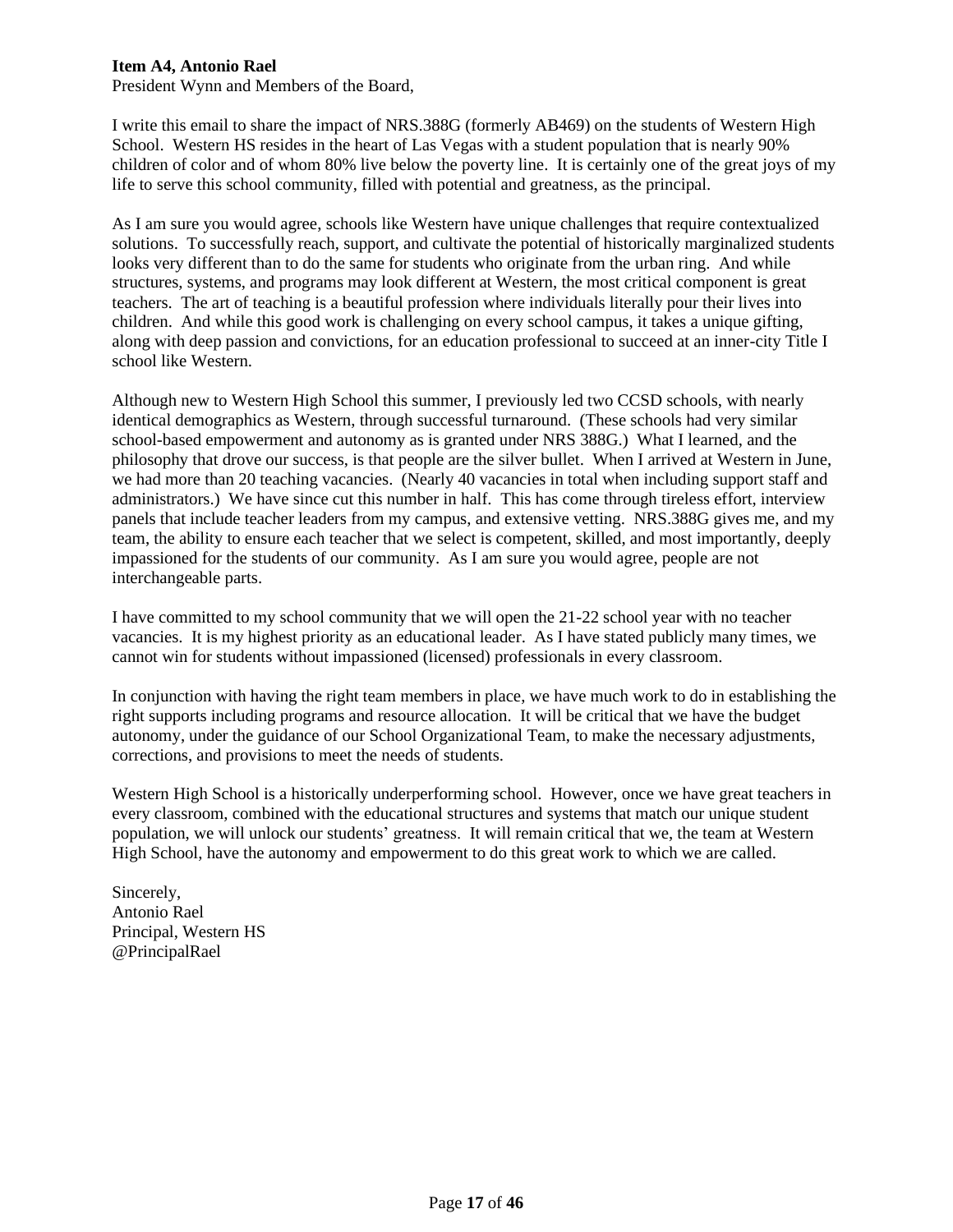**Item A4, Antonio Rael**

President Wynn and Members of the Board,

I write this email to share the impact of NRS.388G (formerly AB469) on the students of Western High School. Western HS resides in the heart of Las Vegas with a student population that is nearly 90% children of color and of whom 80% live below the poverty line. It is certainly one of the great joys of my life to serve this school community, filled with potential and greatness, as the principal.

As I am sure you would agree, schools like Western have unique challenges that require contextualized solutions. To successfully reach, support, and cultivate the potential of historically marginalized students looks very different than to do the same for students who originate from the urban ring. And while structures, systems, and programs may look different at Western, the most critical component is great teachers. The art of teaching is a beautiful profession where individuals literally pour their lives into children. And while this good work is challenging on every school campus, it takes a unique gifting, along with deep passion and convictions, for an education professional to succeed at an inner-city Title I school like Western.

Although new to Western High School this summer, I previously led two CCSD schools, with nearly identical demographics as Western, through successful turnaround. (These schools had very similar school-based empowerment and autonomy as is granted under NRS 388G.) What I learned, and the philosophy that drove our success, is that people are the silver bullet. When I arrived at Western in June, we had more than 20 teaching vacancies. (Nearly 40 vacancies in total when including support staff and administrators.) We have since cut this number in half. This has come through tireless effort, interview panels that include teacher leaders from my campus, and extensive vetting. NRS.388G gives me, and my team, the ability to ensure each teacher that we select is competent, skilled, and most importantly, deeply impassioned for the students of our community. As I am sure you would agree, people are not interchangeable parts.

I have committed to my school community that we will open the 21-22 school year with no teacher vacancies. It is my highest priority as an educational leader. As I have stated publicly many times, we cannot win for students without impassioned (licensed) professionals in every classroom.

In conjunction with having the right team members in place, we have much work to do in establishing the right supports including programs and resource allocation. It will be critical that we have the budget autonomy, under the guidance of our School Organizational Team, to make the necessary adjustments, corrections, and provisions to meet the needs of students.

Western High School is a historically underperforming school. However, once we have great teachers in every classroom, combined with the educational structures and systems that match our unique student population, we will unlock our students' greatness. It will remain critical that we, the team at Western High School, have the autonomy and empowerment to do this great work to which we are called.

Sincerely,
Antonio Rael
Principal, Western HS
@PrincipalRael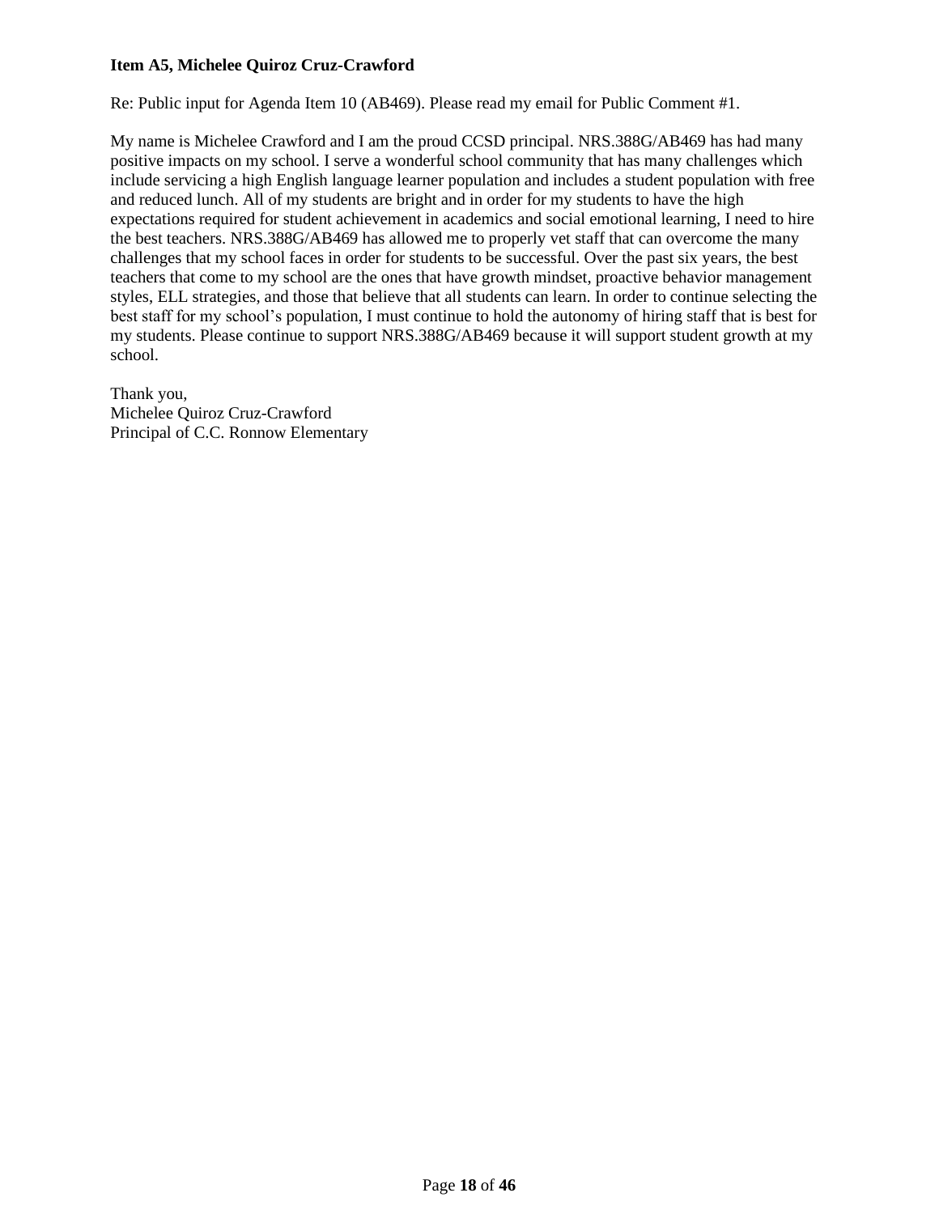**Item A5, Michelee Quiroz Cruz-Crawford**

Re: Public input for Agenda Item 10 (AB469). Please read my email for Public Comment #1.

My name is Michelee Crawford and I am the proud CCSD principal. NRS.388G/AB469 has had many positive impacts on my school. I serve a wonderful school community that has many challenges which include servicing a high English language learner population and includes a student population with free and reduced lunch. All of my students are bright and in order for my students to have the high expectations required for student achievement in academics and social emotional learning, I need to hire the best teachers. NRS.388G/AB469 has allowed me to properly vet staff that can overcome the many challenges that my school faces in order for students to be successful. Over the past six years, the best teachers that come to my school are the ones that have growth mindset, proactive behavior management styles, ELL strategies, and those that believe that all students can learn. In order to continue selecting the best staff for my school's population, I must continue to hold the autonomy of hiring staff that is best for my students. Please continue to support NRS.388G/AB469 because it will support student growth at my school.

Thank you,
Michelee Quiroz Cruz-Crawford
Principal of C.C. Ronnow Elementary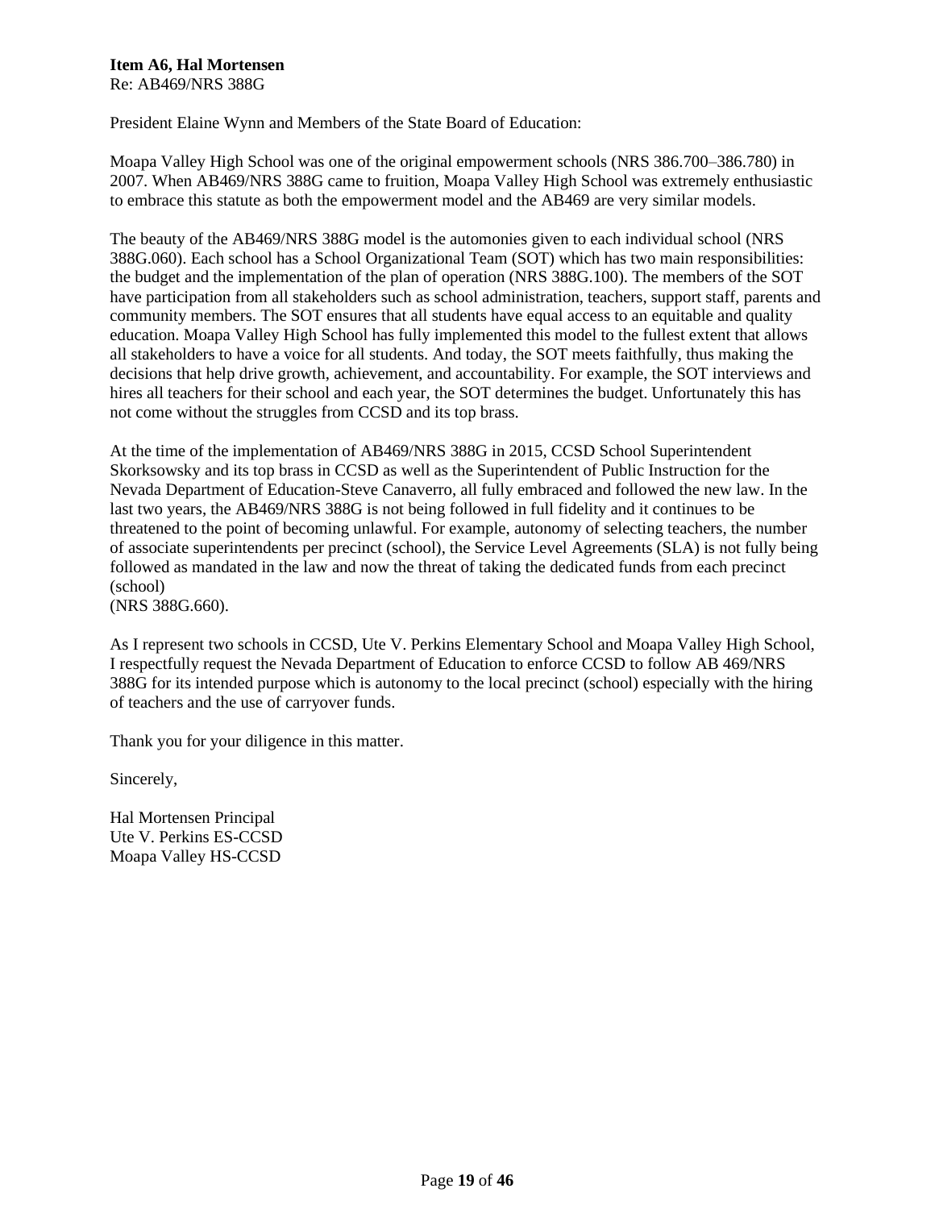**Item A6, Hal Mortensen**
Re: AB469/NRS 388G

President Elaine Wynn and Members of the State Board of Education:

Moapa Valley High School was one of the original empowerment schools (NRS 386.700–386.780) in 2007. When AB469/NRS 388G came to fruition, Moapa Valley High School was extremely enthusiastic to embrace this statute as both the empowerment model and the AB469 are very similar models.

The beauty of the AB469/NRS 388G model is the automonies given to each individual school (NRS 388G.060). Each school has a School Organizational Team (SOT) which has two main responsibilities: the budget and the implementation of the plan of operation (NRS 388G.100). The members of the SOT have participation from all stakeholders such as school administration, teachers, support staff, parents and community members. The SOT ensures that all students have equal access to an equitable and quality education. Moapa Valley High School has fully implemented this model to the fullest extent that allows all stakeholders to have a voice for all students. And today, the SOT meets faithfully, thus making the decisions that help drive growth, achievement, and accountability. For example, the SOT interviews and hires all teachers for their school and each year, the SOT determines the budget. Unfortunately this has not come without the struggles from CCSD and its top brass.

At the time of the implementation of AB469/NRS 388G in 2015, CCSD School Superintendent Skorksowsky and its top brass in CCSD as well as the Superintendent of Public Instruction for the Nevada Department of Education-Steve Canaverro, all fully embraced and followed the new law. In the last two years, the AB469/NRS 388G is not being followed in full fidelity and it continues to be threatened to the point of becoming unlawful. For example, autonomy of selecting teachers, the number of associate superintendents per precinct (school), the Service Level Agreements (SLA) is not fully being followed as mandated in the law and now the threat of taking the dedicated funds from each precinct (school)
(NRS 388G.660).

As I represent two schools in CCSD, Ute V. Perkins Elementary School and Moapa Valley High School, I respectfully request the Nevada Department of Education to enforce CCSD to follow AB 469/NRS 388G for its intended purpose which is autonomy to the local precinct (school) especially with the hiring of teachers and the use of carryover funds.

Thank you for your diligence in this matter.

Sincerely,

Hal Mortensen Principal
Ute V. Perkins ES-CCSD
Moapa Valley HS-CCSD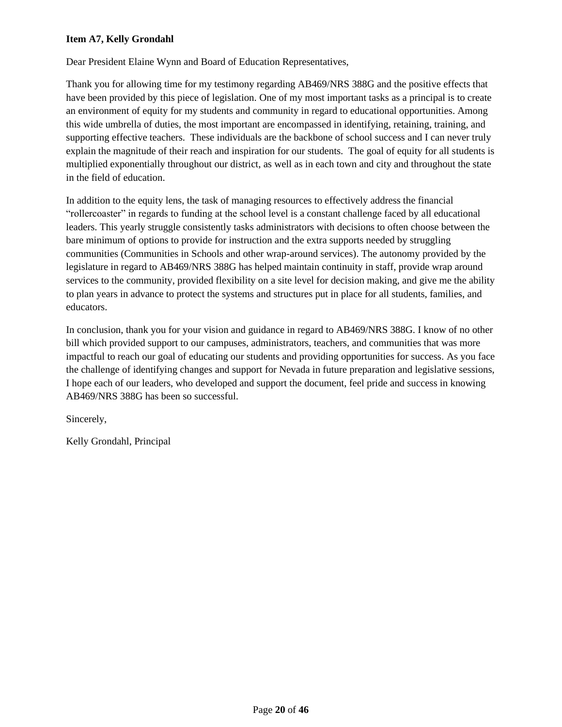**Item A7, Kelly Grondahl**

Dear President Elaine Wynn and Board of Education Representatives,

Thank you for allowing time for my testimony regarding AB469/NRS 388G and the positive effects that have been provided by this piece of legislation. One of my most important tasks as a principal is to create an environment of equity for my students and community in regard to educational opportunities. Among this wide umbrella of duties, the most important are encompassed in identifying, retaining, training, and supporting effective teachers. These individuals are the backbone of school success and I can never truly explain the magnitude of their reach and inspiration for our students. The goal of equity for all students is multiplied exponentially throughout our district, as well as in each town and city and throughout the state in the field of education.

In addition to the equity lens, the task of managing resources to effectively address the financial "rollercoaster" in regards to funding at the school level is a constant challenge faced by all educational leaders. This yearly struggle consistently tasks administrators with decisions to often choose between the bare minimum of options to provide for instruction and the extra supports needed by struggling communities (Communities in Schools and other wrap-around services). The autonomy provided by the legislature in regard to AB469/NRS 388G has helped maintain continuity in staff, provide wrap around services to the community, provided flexibility on a site level for decision making, and give me the ability to plan years in advance to protect the systems and structures put in place for all students, families, and educators.

In conclusion, thank you for your vision and guidance in regard to AB469/NRS 388G. I know of no other bill which provided support to our campuses, administrators, teachers, and communities that was more impactful to reach our goal of educating our students and providing opportunities for success. As you face the challenge of identifying changes and support for Nevada in future preparation and legislative sessions, I hope each of our leaders, who developed and support the document, feel pride and success in knowing AB469/NRS 388G has been so successful.

Sincerely,

Kelly Grondahl, Principal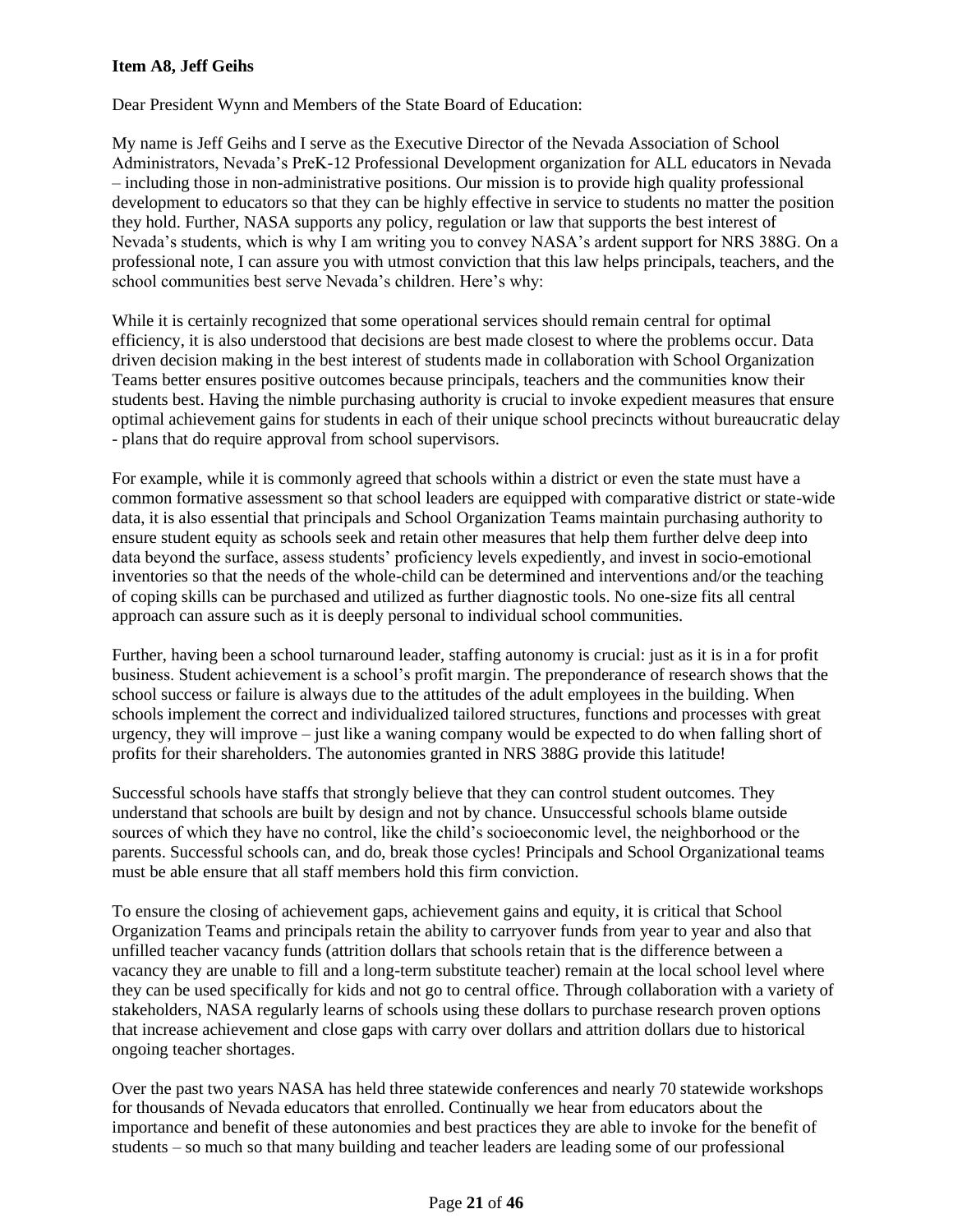**Item A8, Jeff Geihs**

Dear President Wynn and Members of the State Board of Education:

My name is Jeff Geihs and I serve as the Executive Director of the Nevada Association of School Administrators, Nevada's PreK-12 Professional Development organization for ALL educators in Nevada – including those in non-administrative positions. Our mission is to provide high quality professional development to educators so that they can be highly effective in service to students no matter the position they hold. Further, NASA supports any policy, regulation or law that supports the best interest of Nevada's students, which is why I am writing you to convey NASA's ardent support for NRS 388G. On a professional note, I can assure you with utmost conviction that this law helps principals, teachers, and the school communities best serve Nevada's children. Here's why:

While it is certainly recognized that some operational services should remain central for optimal efficiency, it is also understood that decisions are best made closest to where the problems occur. Data driven decision making in the best interest of students made in collaboration with School Organization Teams better ensures positive outcomes because principals, teachers and the communities know their students best. Having the nimble purchasing authority is crucial to invoke expedient measures that ensure optimal achievement gains for students in each of their unique school precincts without bureaucratic delay - plans that do require approval from school supervisors.

For example, while it is commonly agreed that schools within a district or even the state must have a common formative assessment so that school leaders are equipped with comparative district or state-wide data, it is also essential that principals and School Organization Teams maintain purchasing authority to ensure student equity as schools seek and retain other measures that help them further delve deep into data beyond the surface, assess students' proficiency levels expediently, and invest in socio-emotional inventories so that the needs of the whole-child can be determined and interventions and/or the teaching of coping skills can be purchased and utilized as further diagnostic tools. No one-size fits all central approach can assure such as it is deeply personal to individual school communities.

Further, having been a school turnaround leader, staffing autonomy is crucial: just as it is in a for profit business. Student achievement is a school's profit margin. The preponderance of research shows that the school success or failure is always due to the attitudes of the adult employees in the building. When schools implement the correct and individualized tailored structures, functions and processes with great urgency, they will improve – just like a waning company would be expected to do when falling short of profits for their shareholders. The autonomies granted in NRS 388G provide this latitude!

Successful schools have staffs that strongly believe that they can control student outcomes. They understand that schools are built by design and not by chance. Unsuccessful schools blame outside sources of which they have no control, like the child's socioeconomic level, the neighborhood or the parents. Successful schools can, and do, break those cycles! Principals and School Organizational teams must be able ensure that all staff members hold this firm conviction.

To ensure the closing of achievement gaps, achievement gains and equity, it is critical that School Organization Teams and principals retain the ability to carryover funds from year to year and also that unfilled teacher vacancy funds (attrition dollars that schools retain that is the difference between a vacancy they are unable to fill and a long-term substitute teacher) remain at the local school level where they can be used specifically for kids and not go to central office. Through collaboration with a variety of stakeholders, NASA regularly learns of schools using these dollars to purchase research proven options that increase achievement and close gaps with carry over dollars and attrition dollars due to historical ongoing teacher shortages.

Over the past two years NASA has held three statewide conferences and nearly 70 statewide workshops for thousands of Nevada educators that enrolled. Continually we hear from educators about the importance and benefit of these autonomies and best practices they are able to invoke for the benefit of students – so much so that many building and teacher leaders are leading some of our professional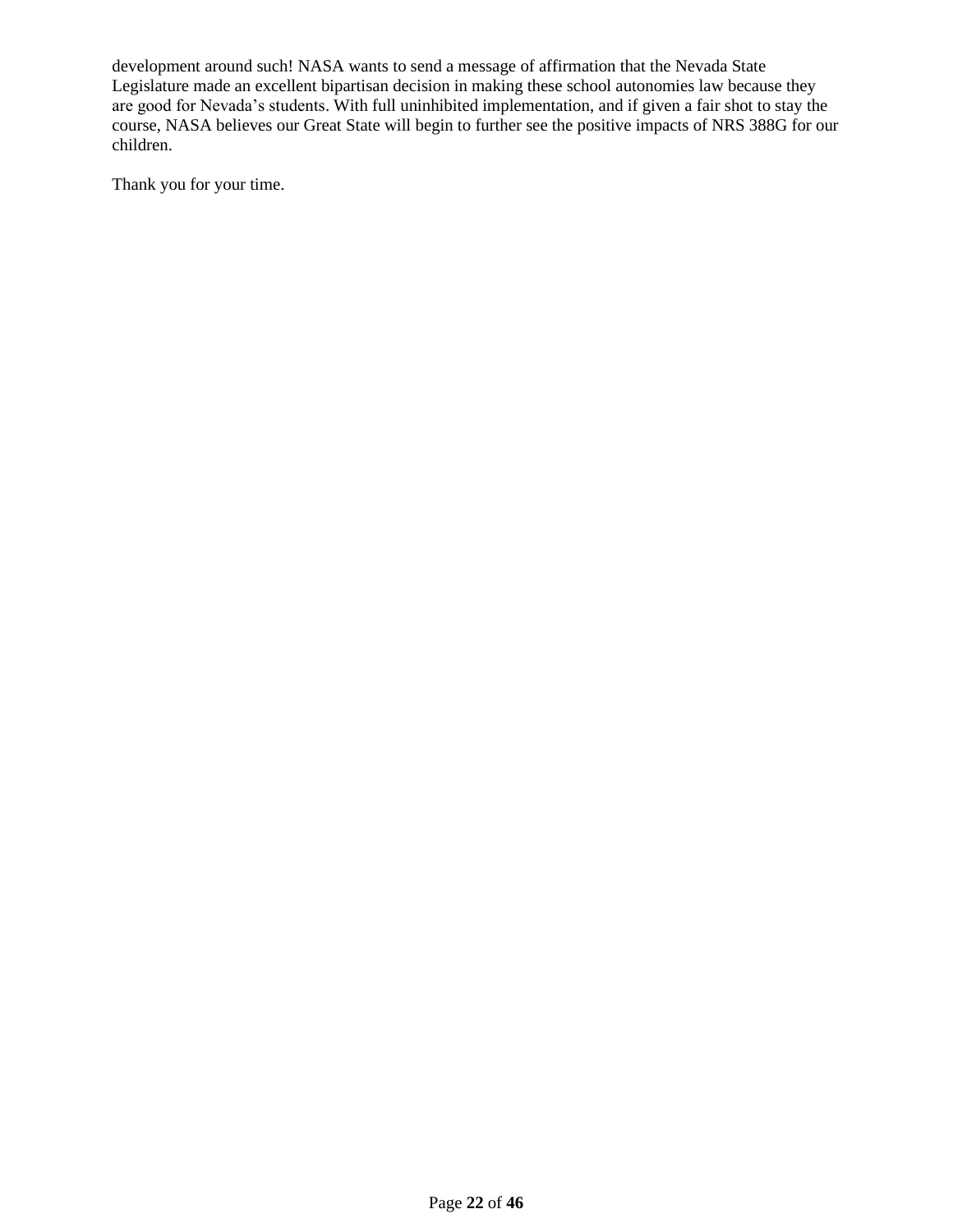development around such! NASA wants to send a message of affirmation that the Nevada State Legislature made an excellent bipartisan decision in making these school autonomies law because they are good for Nevada's students. With full uninhibited implementation, and if given a fair shot to stay the course, NASA believes our Great State will begin to further see the positive impacts of NRS 388G for our children.

Thank you for your time.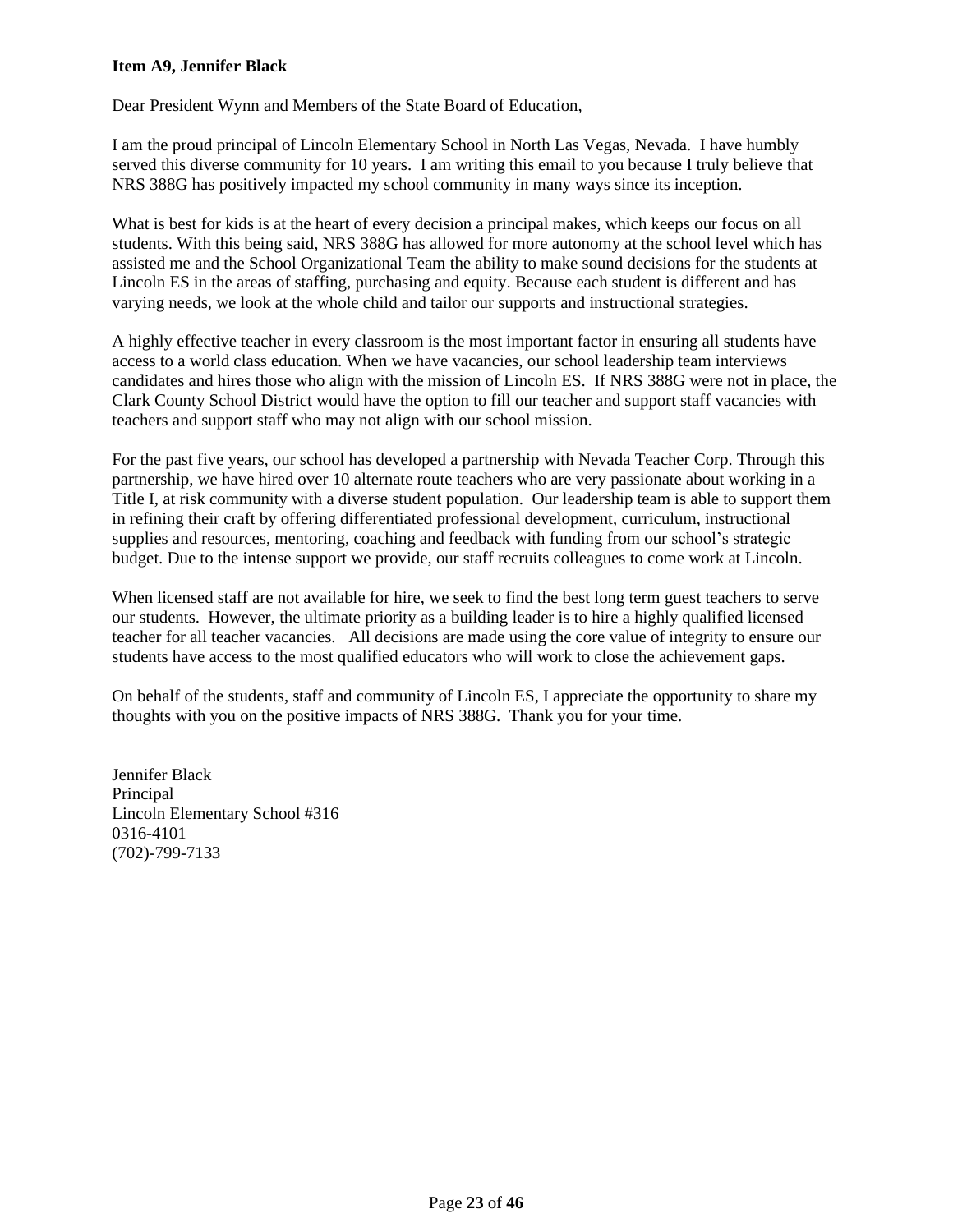**Item A9, Jennifer Black**

Dear President Wynn and Members of the State Board of Education,

I am the proud principal of Lincoln Elementary School in North Las Vegas, Nevada. I have humbly served this diverse community for 10 years. I am writing this email to you because I truly believe that NRS 388G has positively impacted my school community in many ways since its inception.

What is best for kids is at the heart of every decision a principal makes, which keeps our focus on all students. With this being said, NRS 388G has allowed for more autonomy at the school level which has assisted me and the School Organizational Team the ability to make sound decisions for the students at Lincoln ES in the areas of staffing, purchasing and equity. Because each student is different and has varying needs, we look at the whole child and tailor our supports and instructional strategies.

A highly effective teacher in every classroom is the most important factor in ensuring all students have access to a world class education. When we have vacancies, our school leadership team interviews candidates and hires those who align with the mission of Lincoln ES. If NRS 388G were not in place, the Clark County School District would have the option to fill our teacher and support staff vacancies with teachers and support staff who may not align with our school mission.

For the past five years, our school has developed a partnership with Nevada Teacher Corp. Through this partnership, we have hired over 10 alternate route teachers who are very passionate about working in a Title I, at risk community with a diverse student population. Our leadership team is able to support them in refining their craft by offering differentiated professional development, curriculum, instructional supplies and resources, mentoring, coaching and feedback with funding from our school's strategic budget. Due to the intense support we provide, our staff recruits colleagues to come work at Lincoln.

When licensed staff are not available for hire, we seek to find the best long term guest teachers to serve our students. However, the ultimate priority as a building leader is to hire a highly qualified licensed teacher for all teacher vacancies. All decisions are made using the core value of integrity to ensure our students have access to the most qualified educators who will work to close the achievement gaps.

On behalf of the students, staff and community of Lincoln ES, I appreciate the opportunity to share my thoughts with you on the positive impacts of NRS 388G. Thank you for your time.

Jennifer Black
Principal
Lincoln Elementary School #316
0316-4101
(702)-799-7133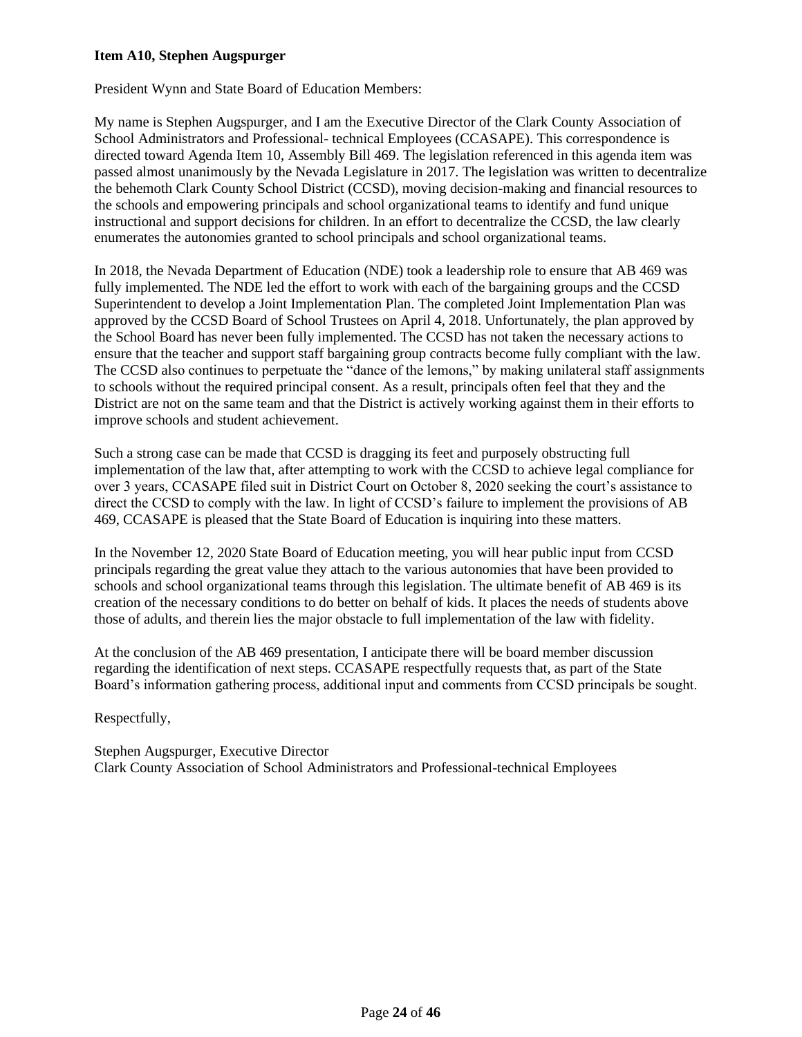**Item A10, Stephen Augspurger**

President Wynn and State Board of Education Members:

My name is Stephen Augspurger, and I am the Executive Director of the Clark County Association of School Administrators and Professional- technical Employees (CCASAPE). This correspondence is directed toward Agenda Item 10, Assembly Bill 469. The legislation referenced in this agenda item was passed almost unanimously by the Nevada Legislature in 2017. The legislation was written to decentralize the behemoth Clark County School District (CCSD), moving decision-making and financial resources to the schools and empowering principals and school organizational teams to identify and fund unique instructional and support decisions for children. In an effort to decentralize the CCSD, the law clearly enumerates the autonomies granted to school principals and school organizational teams.

In 2018, the Nevada Department of Education (NDE) took a leadership role to ensure that AB 469 was fully implemented. The NDE led the effort to work with each of the bargaining groups and the CCSD Superintendent to develop a Joint Implementation Plan. The completed Joint Implementation Plan was approved by the CCSD Board of School Trustees on April 4, 2018. Unfortunately, the plan approved by the School Board has never been fully implemented. The CCSD has not taken the necessary actions to ensure that the teacher and support staff bargaining group contracts become fully compliant with the law. The CCSD also continues to perpetuate the "dance of the lemons," by making unilateral staff assignments to schools without the required principal consent. As a result, principals often feel that they and the District are not on the same team and that the District is actively working against them in their efforts to improve schools and student achievement.

Such a strong case can be made that CCSD is dragging its feet and purposely obstructing full implementation of the law that, after attempting to work with the CCSD to achieve legal compliance for over 3 years, CCASAPE filed suit in District Court on October 8, 2020 seeking the court's assistance to direct the CCSD to comply with the law. In light of CCSD's failure to implement the provisions of AB 469, CCASAPE is pleased that the State Board of Education is inquiring into these matters.

In the November 12, 2020 State Board of Education meeting, you will hear public input from CCSD principals regarding the great value they attach to the various autonomies that have been provided to schools and school organizational teams through this legislation. The ultimate benefit of AB 469 is its creation of the necessary conditions to do better on behalf of kids. It places the needs of students above those of adults, and therein lies the major obstacle to full implementation of the law with fidelity.

At the conclusion of the AB 469 presentation, I anticipate there will be board member discussion regarding the identification of next steps. CCASAPE respectfully requests that, as part of the State Board's information gathering process, additional input and comments from CCSD principals be sought.

Respectfully,

Stephen Augspurger, Executive Director
Clark County Association of School Administrators and Professional-technical Employees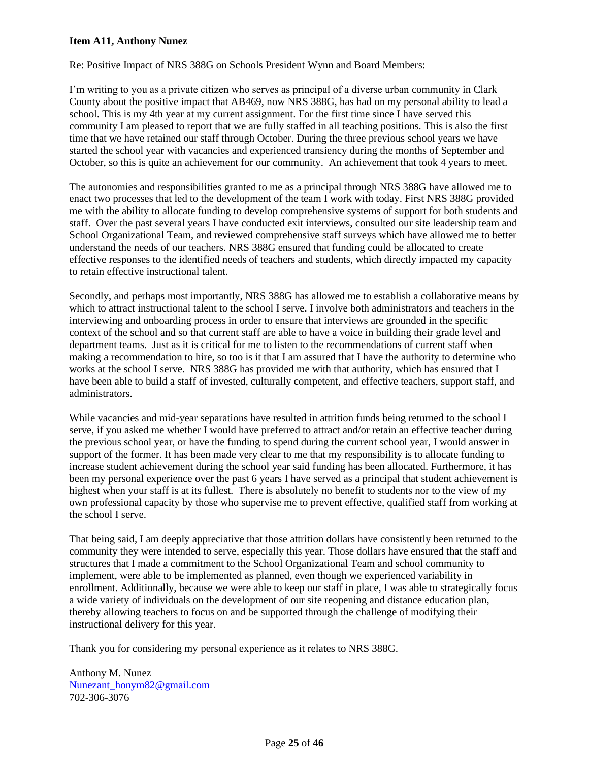**Item A11, Anthony Nunez**

Re: Positive Impact of NRS 388G on Schools President Wynn and Board Members:

I'm writing to you as a private citizen who serves as principal of a diverse urban community in Clark County about the positive impact that AB469, now NRS 388G, has had on my personal ability to lead a school. This is my 4th year at my current assignment. For the first time since I have served this community I am pleased to report that we are fully staffed in all teaching positions. This is also the first time that we have retained our staff through October. During the three previous school years we have started the school year with vacancies and experienced transiency during the months of September and October, so this is quite an achievement for our community. An achievement that took 4 years to meet.

The autonomies and responsibilities granted to me as a principal through NRS 388G have allowed me to enact two processes that led to the development of the team I work with today. First NRS 388G provided me with the ability to allocate funding to develop comprehensive systems of support for both students and staff. Over the past several years I have conducted exit interviews, consulted our site leadership team and School Organizational Team, and reviewed comprehensive staff surveys which have allowed me to better understand the needs of our teachers. NRS 388G ensured that funding could be allocated to create effective responses to the identified needs of teachers and students, which directly impacted my capacity to retain effective instructional talent.

Secondly, and perhaps most importantly, NRS 388G has allowed me to establish a collaborative means by which to attract instructional talent to the school I serve. I involve both administrators and teachers in the interviewing and onboarding process in order to ensure that interviews are grounded in the specific context of the school and so that current staff are able to have a voice in building their grade level and department teams. Just as it is critical for me to listen to the recommendations of current staff when making a recommendation to hire, so too is it that I am assured that I have the authority to determine who works at the school I serve. NRS 388G has provided me with that authority, which has ensured that I have been able to build a staff of invested, culturally competent, and effective teachers, support staff, and administrators.

While vacancies and mid-year separations have resulted in attrition funds being returned to the school I serve, if you asked me whether I would have preferred to attract and/or retain an effective teacher during the previous school year, or have the funding to spend during the current school year, I would answer in support of the former. It has been made very clear to me that my responsibility is to allocate funding to increase student achievement during the school year said funding has been allocated. Furthermore, it has been my personal experience over the past 6 years I have served as a principal that student achievement is highest when your staff is at its fullest. There is absolutely no benefit to students nor to the view of my own professional capacity by those who supervise me to prevent effective, qualified staff from working at the school I serve.

That being said, I am deeply appreciative that those attrition dollars have consistently been returned to the community they were intended to serve, especially this year. Those dollars have ensured that the staff and structures that I made a commitment to the School Organizational Team and school community to implement, were able to be implemented as planned, even though we experienced variability in enrollment. Additionally, because we were able to keep our staff in place, I was able to strategically focus a wide variety of individuals on the development of our site reopening and distance education plan, thereby allowing teachers to focus on and be supported through the challenge of modifying their instructional delivery for this year.

Thank you for considering my personal experience as it relates to NRS 388G.

Anthony M. Nunez
Nunezant_honym82@gmail.com
702-306-3076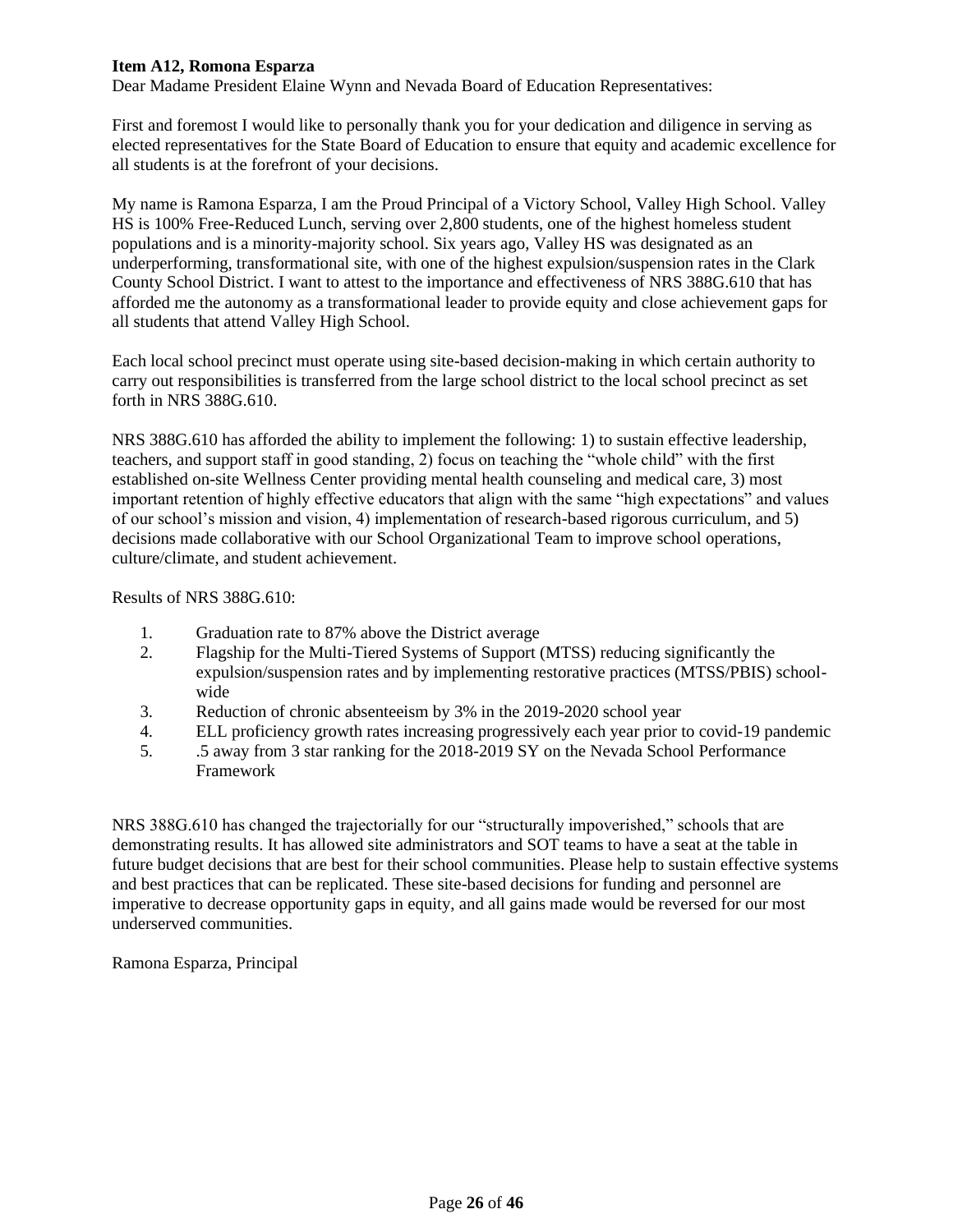**Item A12, Romona Esparza**

Dear Madame President Elaine Wynn and Nevada Board of Education Representatives:

First and foremost I would like to personally thank you for your dedication and diligence in serving as elected representatives for the State Board of Education to ensure that equity and academic excellence for all students is at the forefront of your decisions.

My name is Ramona Esparza, I am the Proud Principal of a Victory School, Valley High School. Valley HS is 100% Free-Reduced Lunch, serving over 2,800 students, one of the highest homeless student populations and is a minority-majority school. Six years ago, Valley HS was designated as an underperforming, transformational site, with one of the highest expulsion/suspension rates in the Clark County School District. I want to attest to the importance and effectiveness of NRS 388G.610 that has afforded me the autonomy as a transformational leader to provide equity and close achievement gaps for all students that attend Valley High School.

Each local school precinct must operate using site-based decision-making in which certain authority to carry out responsibilities is transferred from the large school district to the local school precinct as set forth in NRS 388G.610.

NRS 388G.610 has afforded the ability to implement the following: 1) to sustain effective leadership, teachers, and support staff in good standing, 2) focus on teaching the "whole child" with the first established on-site Wellness Center providing mental health counseling and medical care, 3) most important retention of highly effective educators that align with the same "high expectations" and values of our school's mission and vision, 4) implementation of research-based rigorous curriculum, and 5) decisions made collaborative with our School Organizational Team to improve school operations, culture/climate, and student achievement.

Results of NRS 388G.610:

1. Graduation rate to 87% above the District average
2. Flagship for the Multi-Tiered Systems of Support (MTSS) reducing significantly the expulsion/suspension rates and by implementing restorative practices (MTSS/PBIS) school-wide
3. Reduction of chronic absenteeism by 3% in the 2019-2020 school year
4. ELL proficiency growth rates increasing progressively each year prior to covid-19 pandemic
5. .5 away from 3 star ranking for the 2018-2019 SY on the Nevada School Performance Framework

NRS 388G.610 has changed the trajectorially for our "structurally impoverished," schools that are demonstrating results. It has allowed site administrators and SOT teams to have a seat at the table in future budget decisions that are best for their school communities. Please help to sustain effective systems and best practices that can be replicated. These site-based decisions for funding and personnel are imperative to decrease opportunity gaps in equity, and all gains made would be reversed for our most underserved communities.

Ramona Esparza, Principal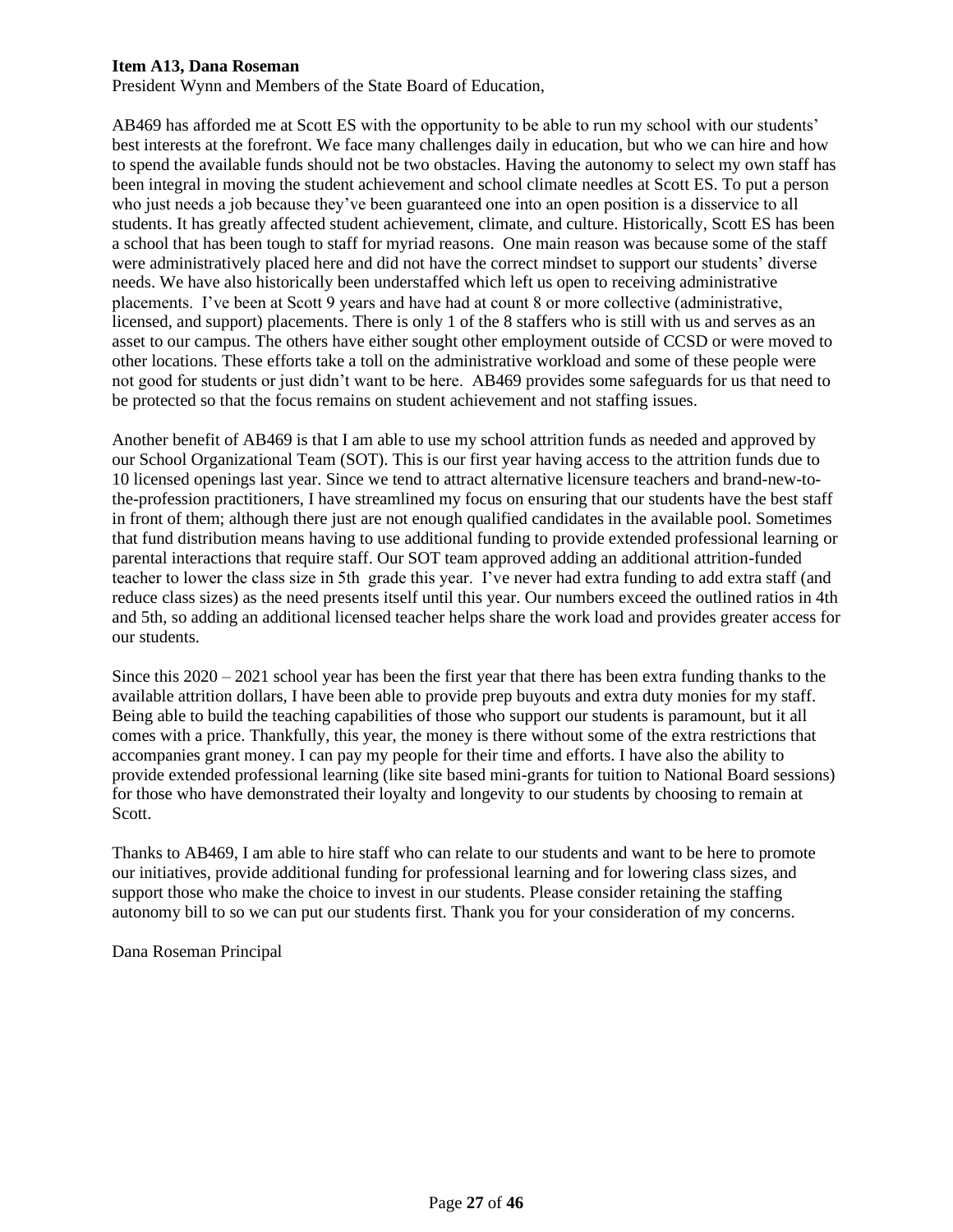**Item A13, Dana Roseman**

President Wynn and Members of the State Board of Education,

AB469 has afforded me at Scott ES with the opportunity to be able to run my school with our students' best interests at the forefront. We face many challenges daily in education, but who we can hire and how to spend the available funds should not be two obstacles. Having the autonomy to select my own staff has been integral in moving the student achievement and school climate needles at Scott ES. To put a person who just needs a job because they've been guaranteed one into an open position is a disservice to all students. It has greatly affected student achievement, climate, and culture. Historically, Scott ES has been a school that has been tough to staff for myriad reasons. One main reason was because some of the staff were administratively placed here and did not have the correct mindset to support our students' diverse needs. We have also historically been understaffed which left us open to receiving administrative placements. I've been at Scott 9 years and have had at count 8 or more collective (administrative, licensed, and support) placements. There is only 1 of the 8 staffers who is still with us and serves as an asset to our campus. The others have either sought other employment outside of CCSD or were moved to other locations. These efforts take a toll on the administrative workload and some of these people were not good for students or just didn't want to be here. AB469 provides some safeguards for us that need to be protected so that the focus remains on student achievement and not staffing issues.

Another benefit of AB469 is that I am able to use my school attrition funds as needed and approved by our School Organizational Team (SOT). This is our first year having access to the attrition funds due to 10 licensed openings last year. Since we tend to attract alternative licensure teachers and brand-new-to-the-profession practitioners, I have streamlined my focus on ensuring that our students have the best staff in front of them; although there just are not enough qualified candidates in the available pool. Sometimes that fund distribution means having to use additional funding to provide extended professional learning or parental interactions that require staff. Our SOT team approved adding an additional attrition-funded teacher to lower the class size in 5th grade this year. I've never had extra funding to add extra staff (and reduce class sizes) as the need presents itself until this year. Our numbers exceed the outlined ratios in 4th and 5th, so adding an additional licensed teacher helps share the work load and provides greater access for our students.

Since this 2020 – 2021 school year has been the first year that there has been extra funding thanks to the available attrition dollars, I have been able to provide prep buyouts and extra duty monies for my staff. Being able to build the teaching capabilities of those who support our students is paramount, but it all comes with a price. Thankfully, this year, the money is there without some of the extra restrictions that accompanies grant money. I can pay my people for their time and efforts. I have also the ability to provide extended professional learning (like site based mini-grants for tuition to National Board sessions) for those who have demonstrated their loyalty and longevity to our students by choosing to remain at Scott.

Thanks to AB469, I am able to hire staff who can relate to our students and want to be here to promote our initiatives, provide additional funding for professional learning and for lowering class sizes, and support those who make the choice to invest in our students. Please consider retaining the staffing autonomy bill to so we can put our students first. Thank you for your consideration of my concerns.

Dana Roseman Principal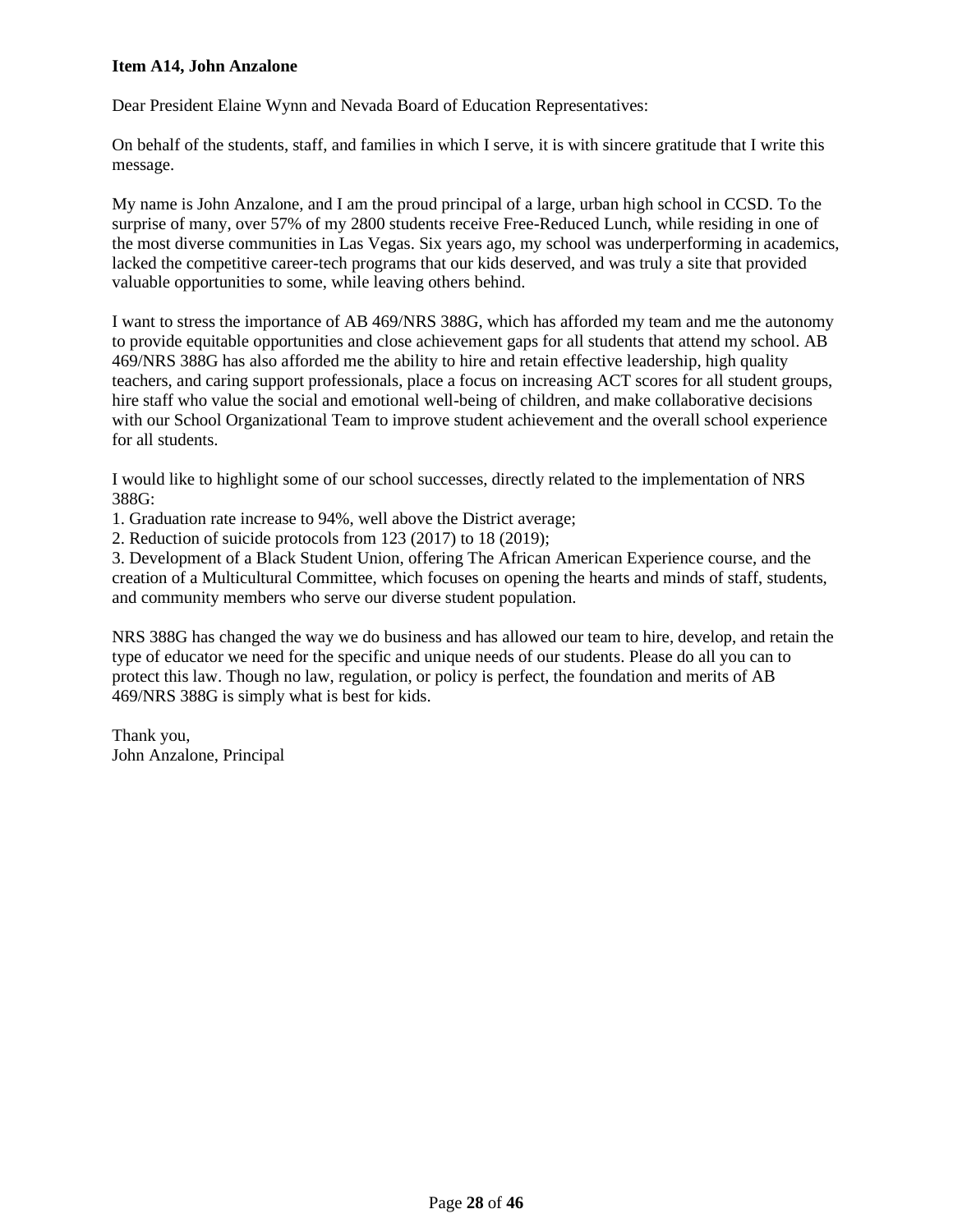**Item A14, John Anzalone**

Dear President Elaine Wynn and Nevada Board of Education Representatives:

On behalf of the students, staff, and families in which I serve, it is with sincere gratitude that I write this message.

My name is John Anzalone, and I am the proud principal of a large, urban high school in CCSD. To the surprise of many, over 57% of my 2800 students receive Free-Reduced Lunch, while residing in one of the most diverse communities in Las Vegas. Six years ago, my school was underperforming in academics, lacked the competitive career-tech programs that our kids deserved, and was truly a site that provided valuable opportunities to some, while leaving others behind.

I want to stress the importance of AB 469/NRS 388G, which has afforded my team and me the autonomy to provide equitable opportunities and close achievement gaps for all students that attend my school. AB 469/NRS 388G has also afforded me the ability to hire and retain effective leadership, high quality teachers, and caring support professionals, place a focus on increasing ACT scores for all student groups, hire staff who value the social and emotional well-being of children, and make collaborative decisions with our School Organizational Team to improve student achievement and the overall school experience for all students.

I would like to highlight some of our school successes, directly related to the implementation of NRS 388G:

1. Graduation rate increase to 94%, well above the District average;
2. Reduction of suicide protocols from 123 (2017) to 18 (2019);
3. Development of a Black Student Union, offering The African American Experience course, and the creation of a Multicultural Committee, which focuses on opening the hearts and minds of staff, students, and community members who serve our diverse student population.

NRS 388G has changed the way we do business and has allowed our team to hire, develop, and retain the type of educator we need for the specific and unique needs of our students. Please do all you can to protect this law. Though no law, regulation, or policy is perfect, the foundation and merits of AB 469/NRS 388G is simply what is best for kids.

Thank you,
John Anzalone, Principal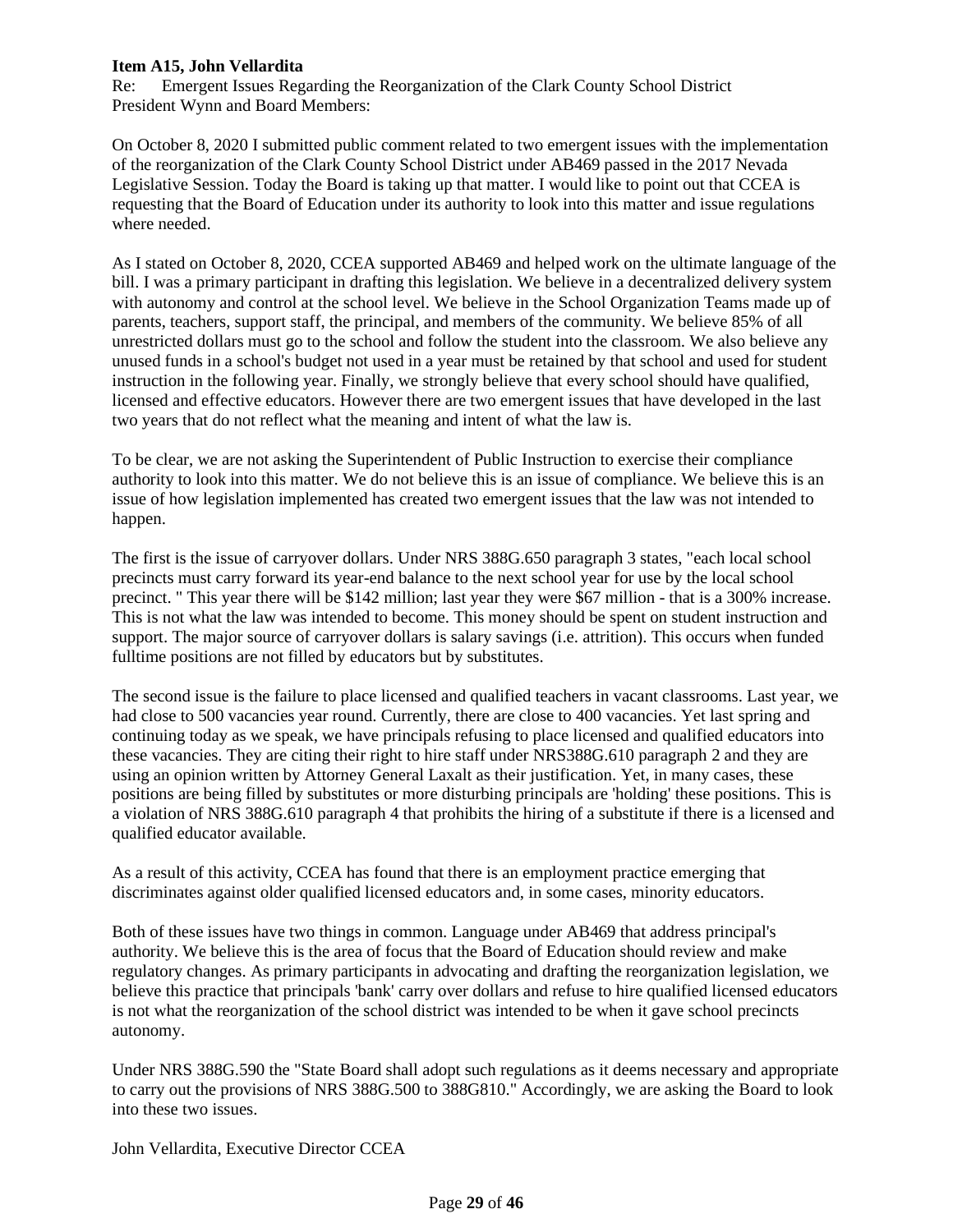**Item A15, John Vellardita**

Re: Emergent Issues Regarding the Reorganization of the Clark County School District

President Wynn and Board Members:

On October 8, 2020 I submitted public comment related to two emergent issues with the implementation of the reorganization of the Clark County School District under AB469 passed in the 2017 Nevada Legislative Session. Today the Board is taking up that matter. I would like to point out that CCEA is requesting that the Board of Education under its authority to look into this matter and issue regulations where needed.

As I stated on October 8, 2020, CCEA supported AB469 and helped work on the ultimate language of the bill. I was a primary participant in drafting this legislation. We believe in a decentralized delivery system with autonomy and control at the school level. We believe in the School Organization Teams made up of parents, teachers, support staff, the principal, and members of the community. We believe 85% of all unrestricted dollars must go to the school and follow the student into the classroom. We also believe any unused funds in a school's budget not used in a year must be retained by that school and used for student instruction in the following year. Finally, we strongly believe that every school should have qualified, licensed and effective educators. However there are two emergent issues that have developed in the last two years that do not reflect what the meaning and intent of what the law is.

To be clear, we are not asking the Superintendent of Public Instruction to exercise their compliance authority to look into this matter. We do not believe this is an issue of compliance. We believe this is an issue of how legislation implemented has created two emergent issues that the law was not intended to happen.

The first is the issue of carryover dollars. Under NRS 388G.650 paragraph 3 states, "each local school precincts must carry forward its year-end balance to the next school year for use by the local school precinct. " This year there will be $142 million; last year they were $67 million - that is a 300% increase. This is not what the law was intended to become. This money should be spent on student instruction and support. The major source of carryover dollars is salary savings (i.e. attrition). This occurs when funded fulltime positions are not filled by educators but by substitutes.

The second issue is the failure to place licensed and qualified teachers in vacant classrooms. Last year, we had close to 500 vacancies year round. Currently, there are close to 400 vacancies. Yet last spring and continuing today as we speak, we have principals refusing to place licensed and qualified educators into these vacancies. They are citing their right to hire staff under NRS388G.610 paragraph 2 and they are using an opinion written by Attorney General Laxalt as their justification. Yet, in many cases, these positions are being filled by substitutes or more disturbing principals are 'holding' these positions. This is a violation of NRS 388G.610 paragraph 4 that prohibits the hiring of a substitute if there is a licensed and qualified educator available.

As a result of this activity, CCEA has found that there is an employment practice emerging that discriminates against older qualified licensed educators and, in some cases, minority educators.

Both of these issues have two things in common. Language under AB469 that address principal's authority. We believe this is the area of focus that the Board of Education should review and make regulatory changes. As primary participants in advocating and drafting the reorganization legislation, we believe this practice that principals 'bank' carry over dollars and refuse to hire qualified licensed educators is not what the reorganization of the school district was intended to be when it gave school precincts autonomy.

Under NRS 388G.590 the "State Board shall adopt such regulations as it deems necessary and appropriate to carry out the provisions of NRS 388G.500 to 388G810." Accordingly, we are asking the Board to look into these two issues.

John Vellardita, Executive Director CCEA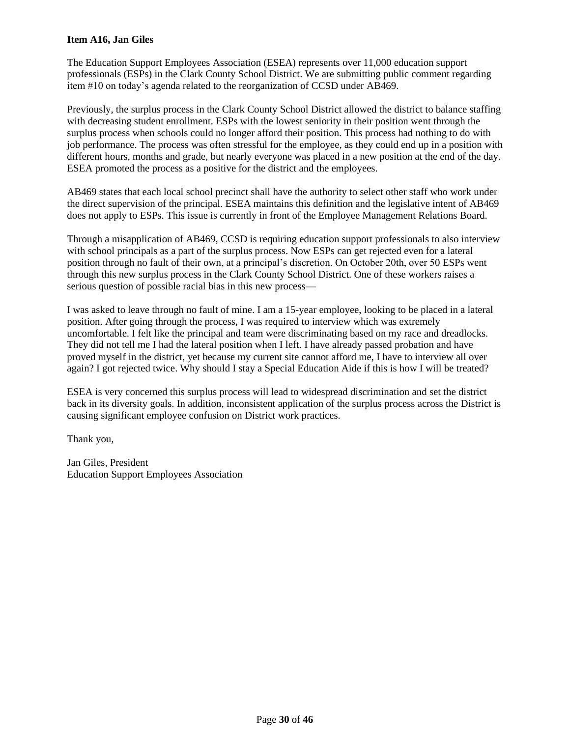**Item A16, Jan Giles**

The Education Support Employees Association (ESEA) represents over 11,000 education support professionals (ESPs) in the Clark County School District. We are submitting public comment regarding item #10 on today's agenda related to the reorganization of CCSD under AB469.

Previously, the surplus process in the Clark County School District allowed the district to balance staffing with decreasing student enrollment. ESPs with the lowest seniority in their position went through the surplus process when schools could no longer afford their position. This process had nothing to do with job performance. The process was often stressful for the employee, as they could end up in a position with different hours, months and grade, but nearly everyone was placed in a new position at the end of the day. ESEA promoted the process as a positive for the district and the employees.

AB469 states that each local school precinct shall have the authority to select other staff who work under the direct supervision of the principal. ESEA maintains this definition and the legislative intent of AB469 does not apply to ESPs. This issue is currently in front of the Employee Management Relations Board.

Through a misapplication of AB469, CCSD is requiring education support professionals to also interview with school principals as a part of the surplus process. Now ESPs can get rejected even for a lateral position through no fault of their own, at a principal's discretion. On October 20th, over 50 ESPs went through this new surplus process in the Clark County School District. One of these workers raises a serious question of possible racial bias in this new process—

I was asked to leave through no fault of mine. I am a 15-year employee, looking to be placed in a lateral position. After going through the process, I was required to interview which was extremely uncomfortable. I felt like the principal and team were discriminating based on my race and dreadlocks. They did not tell me I had the lateral position when I left. I have already passed probation and have proved myself in the district, yet because my current site cannot afford me, I have to interview all over again? I got rejected twice. Why should I stay a Special Education Aide if this is how I will be treated?

ESEA is very concerned this surplus process will lead to widespread discrimination and set the district back in its diversity goals. In addition, inconsistent application of the surplus process across the District is causing significant employee confusion on District work practices.

Thank you,

Jan Giles, President
Education Support Employees Association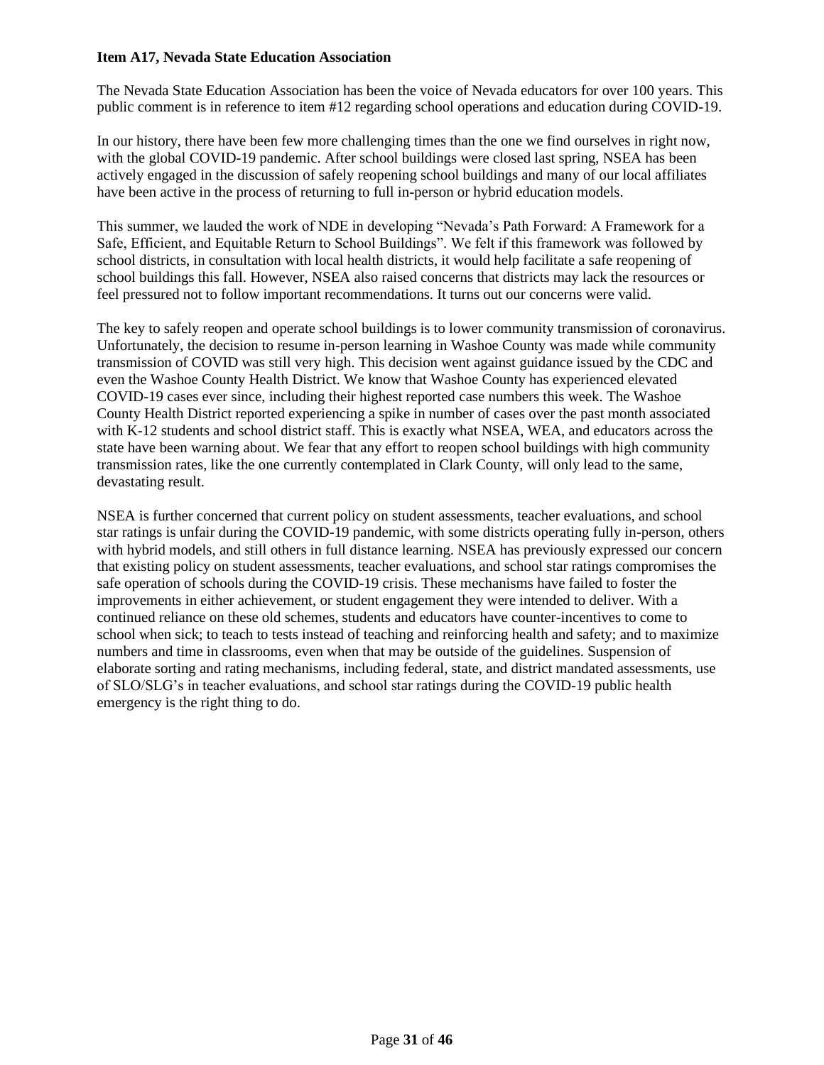**Item A17, Nevada State Education Association**

The Nevada State Education Association has been the voice of Nevada educators for over 100 years. This public comment is in reference to item #12 regarding school operations and education during COVID-19.

In our history, there have been few more challenging times than the one we find ourselves in right now, with the global COVID-19 pandemic. After school buildings were closed last spring, NSEA has been actively engaged in the discussion of safely reopening school buildings and many of our local affiliates have been active in the process of returning to full in-person or hybrid education models.

This summer, we lauded the work of NDE in developing "Nevada's Path Forward: A Framework for a Safe, Efficient, and Equitable Return to School Buildings". We felt if this framework was followed by school districts, in consultation with local health districts, it would help facilitate a safe reopening of school buildings this fall. However, NSEA also raised concerns that districts may lack the resources or feel pressured not to follow important recommendations. It turns out our concerns were valid.

The key to safely reopen and operate school buildings is to lower community transmission of coronavirus. Unfortunately, the decision to resume in-person learning in Washoe County was made while community transmission of COVID was still very high. This decision went against guidance issued by the CDC and even the Washoe County Health District. We know that Washoe County has experienced elevated COVID-19 cases ever since, including their highest reported case numbers this week. The Washoe County Health District reported experiencing a spike in number of cases over the past month associated with K-12 students and school district staff. This is exactly what NSEA, WEA, and educators across the state have been warning about. We fear that any effort to reopen school buildings with high community transmission rates, like the one currently contemplated in Clark County, will only lead to the same, devastating result.

NSEA is further concerned that current policy on student assessments, teacher evaluations, and school star ratings is unfair during the COVID-19 pandemic, with some districts operating fully in-person, others with hybrid models, and still others in full distance learning. NSEA has previously expressed our concern that existing policy on student assessments, teacher evaluations, and school star ratings compromises the safe operation of schools during the COVID-19 crisis. These mechanisms have failed to foster the improvements in either achievement, or student engagement they were intended to deliver. With a continued reliance on these old schemes, students and educators have counter-incentives to come to school when sick; to teach to tests instead of teaching and reinforcing health and safety; and to maximize numbers and time in classrooms, even when that may be outside of the guidelines. Suspension of elaborate sorting and rating mechanisms, including federal, state, and district mandated assessments, use of SLO/SLG's in teacher evaluations, and school star ratings during the COVID-19 public health emergency is the right thing to do.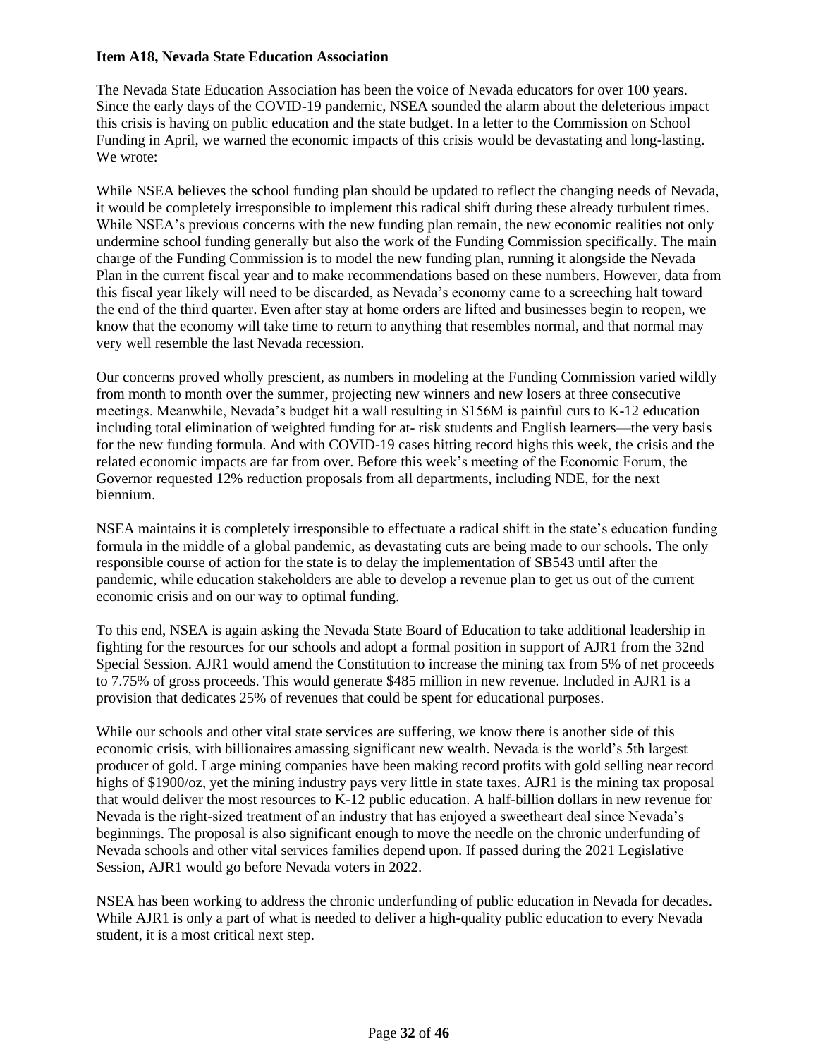**Item A18, Nevada State Education Association**

The Nevada State Education Association has been the voice of Nevada educators for over 100 years. Since the early days of the COVID-19 pandemic, NSEA sounded the alarm about the deleterious impact this crisis is having on public education and the state budget. In a letter to the Commission on School Funding in April, we warned the economic impacts of this crisis would be devastating and long-lasting. We wrote:

While NSEA believes the school funding plan should be updated to reflect the changing needs of Nevada, it would be completely irresponsible to implement this radical shift during these already turbulent times. While NSEA's previous concerns with the new funding plan remain, the new economic realities not only undermine school funding generally but also the work of the Funding Commission specifically. The main charge of the Funding Commission is to model the new funding plan, running it alongside the Nevada Plan in the current fiscal year and to make recommendations based on these numbers. However, data from this fiscal year likely will need to be discarded, as Nevada's economy came to a screeching halt toward the end of the third quarter. Even after stay at home orders are lifted and businesses begin to reopen, we know that the economy will take time to return to anything that resembles normal, and that normal may very well resemble the last Nevada recession.

Our concerns proved wholly prescient, as numbers in modeling at the Funding Commission varied wildly from month to month over the summer, projecting new winners and new losers at three consecutive meetings. Meanwhile, Nevada's budget hit a wall resulting in $156M is painful cuts to K-12 education including total elimination of weighted funding for at- risk students and English learners—the very basis for the new funding formula. And with COVID-19 cases hitting record highs this week, the crisis and the related economic impacts are far from over. Before this week's meeting of the Economic Forum, the Governor requested 12% reduction proposals from all departments, including NDE, for the next biennium.

NSEA maintains it is completely irresponsible to effectuate a radical shift in the state's education funding formula in the middle of a global pandemic, as devastating cuts are being made to our schools. The only responsible course of action for the state is to delay the implementation of SB543 until after the pandemic, while education stakeholders are able to develop a revenue plan to get us out of the current economic crisis and on our way to optimal funding.

To this end, NSEA is again asking the Nevada State Board of Education to take additional leadership in fighting for the resources for our schools and adopt a formal position in support of AJR1 from the 32nd Special Session. AJR1 would amend the Constitution to increase the mining tax from 5% of net proceeds to 7.75% of gross proceeds. This would generate $485 million in new revenue. Included in AJR1 is a provision that dedicates 25% of revenues that could be spent for educational purposes.

While our schools and other vital state services are suffering, we know there is another side of this economic crisis, with billionaires amassing significant new wealth. Nevada is the world's 5th largest producer of gold. Large mining companies have been making record profits with gold selling near record highs of $1900/oz, yet the mining industry pays very little in state taxes. AJR1 is the mining tax proposal that would deliver the most resources to K-12 public education. A half-billion dollars in new revenue for Nevada is the right-sized treatment of an industry that has enjoyed a sweetheart deal since Nevada's beginnings. The proposal is also significant enough to move the needle on the chronic underfunding of Nevada schools and other vital services families depend upon. If passed during the 2021 Legislative Session, AJR1 would go before Nevada voters in 2022.

NSEA has been working to address the chronic underfunding of public education in Nevada for decades. While AJR1 is only a part of what is needed to deliver a high-quality public education to every Nevada student, it is a most critical next step.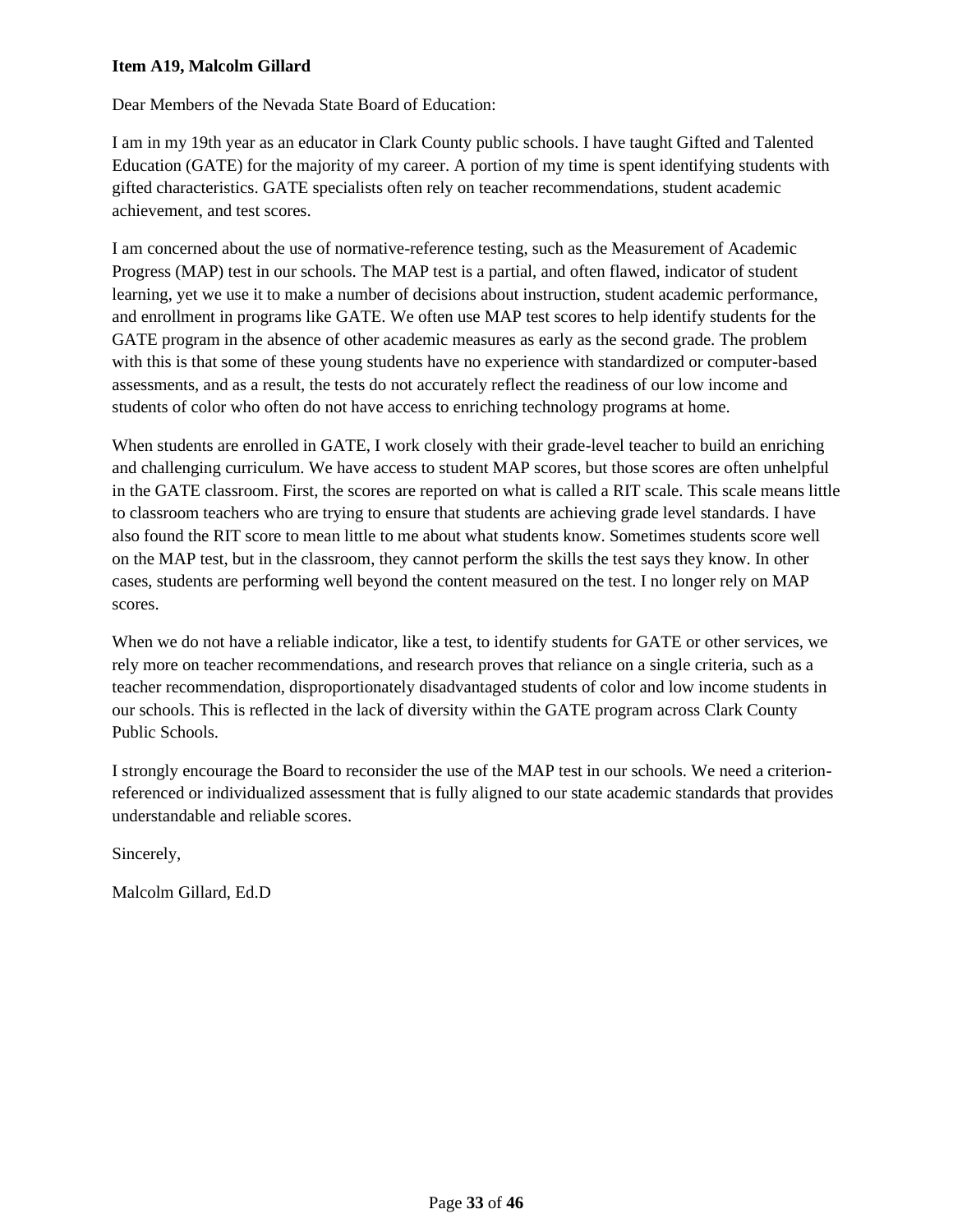**Item A19, Malcolm Gillard**

Dear Members of the Nevada State Board of Education:

I am in my 19th year as an educator in Clark County public schools. I have taught Gifted and Talented Education (GATE) for the majority of my career. A portion of my time is spent identifying students with gifted characteristics. GATE specialists often rely on teacher recommendations, student academic achievement, and test scores.

I am concerned about the use of normative-reference testing, such as the Measurement of Academic Progress (MAP) test in our schools. The MAP test is a partial, and often flawed, indicator of student learning, yet we use it to make a number of decisions about instruction, student academic performance, and enrollment in programs like GATE. We often use MAP test scores to help identify students for the GATE program in the absence of other academic measures as early as the second grade. The problem with this is that some of these young students have no experience with standardized or computer-based assessments, and as a result, the tests do not accurately reflect the readiness of our low income and students of color who often do not have access to enriching technology programs at home.

When students are enrolled in GATE, I work closely with their grade-level teacher to build an enriching and challenging curriculum. We have access to student MAP scores, but those scores are often unhelpful in the GATE classroom. First, the scores are reported on what is called a RIT scale. This scale means little to classroom teachers who are trying to ensure that students are achieving grade level standards. I have also found the RIT score to mean little to me about what students know. Sometimes students score well on the MAP test, but in the classroom, they cannot perform the skills the test says they know. In other cases, students are performing well beyond the content measured on the test. I no longer rely on MAP scores.

When we do not have a reliable indicator, like a test, to identify students for GATE or other services, we rely more on teacher recommendations, and research proves that reliance on a single criteria, such as a teacher recommendation, disproportionately disadvantaged students of color and low income students in our schools. This is reflected in the lack of diversity within the GATE program across Clark County Public Schools.

I strongly encourage the Board to reconsider the use of the MAP test in our schools. We need a criterion-referenced or individualized assessment that is fully aligned to our state academic standards that provides understandable and reliable scores.

Sincerely,

Malcolm Gillard, Ed.D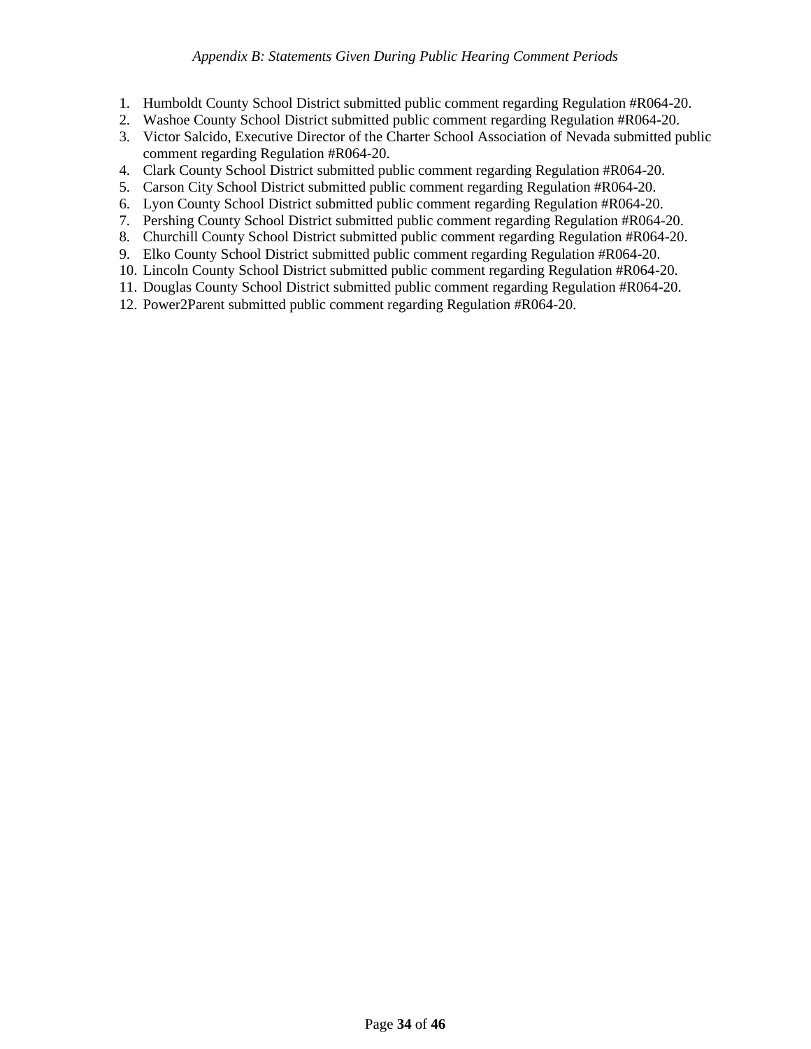*Appendix B: Statements Given During Public Hearing Comment Periods*

1. Humboldt County School District submitted public comment regarding Regulation #R064-20.
2. Washoe County School District submitted public comment regarding Regulation #R064-20.
3. Victor Salcido, Executive Director of the Charter School Association of Nevada submitted public comment regarding Regulation #R064-20.
4. Clark County School District submitted public comment regarding Regulation #R064-20.
5. Carson City School District submitted public comment regarding Regulation #R064-20.
6. Lyon County School District submitted public comment regarding Regulation #R064-20.
7. Pershing County School District submitted public comment regarding Regulation #R064-20.
8. Churchill County School District submitted public comment regarding Regulation #R064-20.
9. Elko County School District submitted public comment regarding Regulation #R064-20.
10. Lincoln County School District submitted public comment regarding Regulation #R064-20.
11. Douglas County School District submitted public comment regarding Regulation #R064-20.
12. Power2Parent submitted public comment regarding Regulation #R064-20.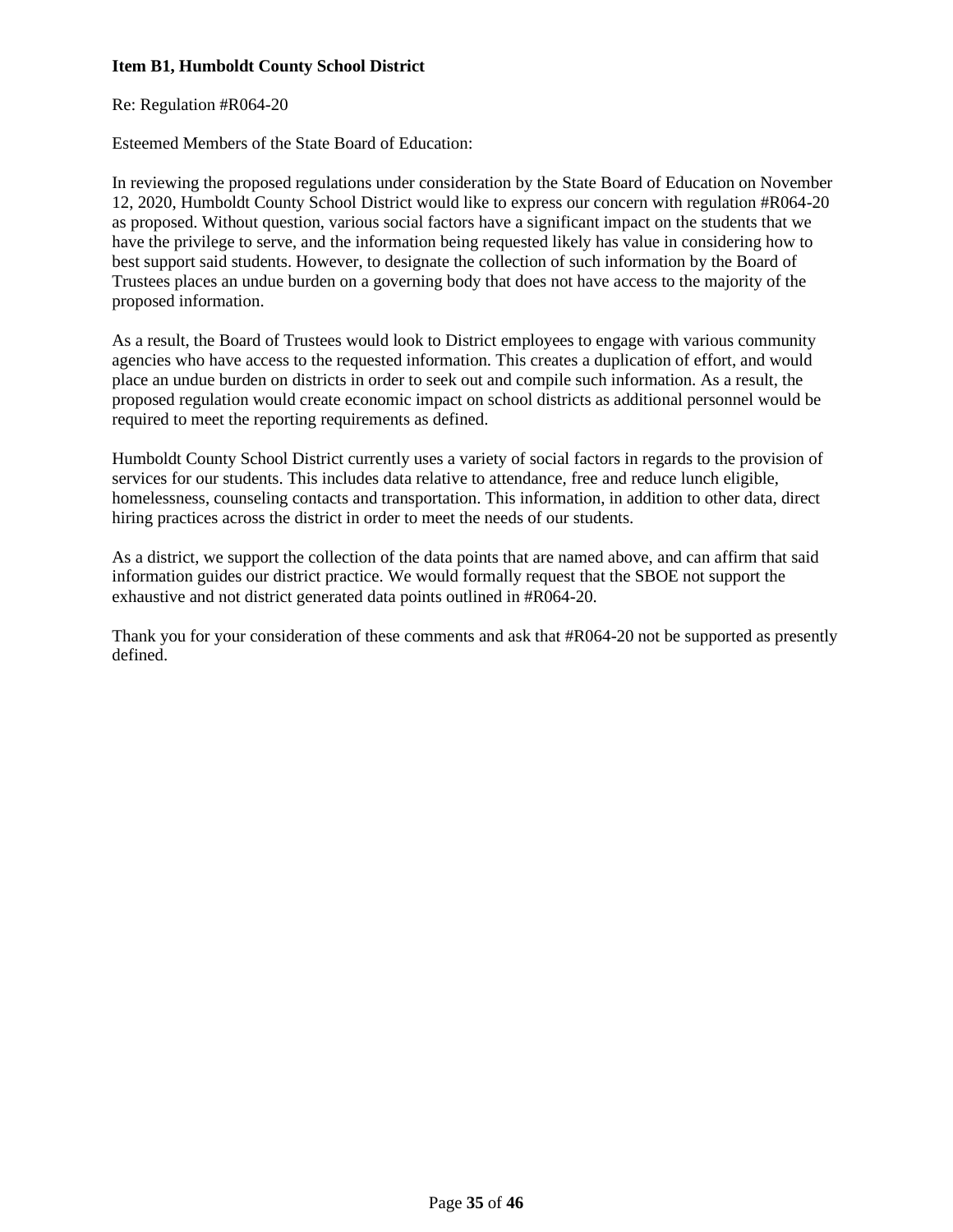**Item B1, Humboldt County School District**

Re: Regulation #R064-20

Esteemed Members of the State Board of Education:

In reviewing the proposed regulations under consideration by the State Board of Education on November 12, 2020, Humboldt County School District would like to express our concern with regulation #R064-20 as proposed. Without question, various social factors have a significant impact on the students that we have the privilege to serve, and the information being requested likely has value in considering how to best support said students. However, to designate the collection of such information by the Board of Trustees places an undue burden on a governing body that does not have access to the majority of the proposed information.

As a result, the Board of Trustees would look to District employees to engage with various community agencies who have access to the requested information. This creates a duplication of effort, and would place an undue burden on districts in order to seek out and compile such information. As a result, the proposed regulation would create economic impact on school districts as additional personnel would be required to meet the reporting requirements as defined.

Humboldt County School District currently uses a variety of social factors in regards to the provision of services for our students. This includes data relative to attendance, free and reduce lunch eligible, homelessness, counseling contacts and transportation. This information, in addition to other data, direct hiring practices across the district in order to meet the needs of our students.

As a district, we support the collection of the data points that are named above, and can affirm that said information guides our district practice. We would formally request that the SBOE not support the exhaustive and not district generated data points outlined in #R064-20.

Thank you for your consideration of these comments and ask that #R064-20 not be supported as presently defined.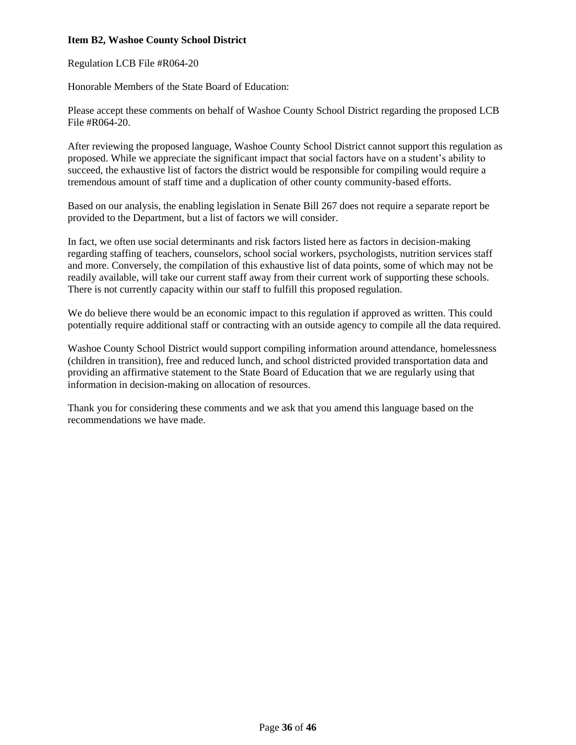**Item B2, Washoe County School District**

Regulation LCB File #R064-20

Honorable Members of the State Board of Education:

Please accept these comments on behalf of Washoe County School District regarding the proposed LCB File #R064-20.

After reviewing the proposed language, Washoe County School District cannot support this regulation as proposed. While we appreciate the significant impact that social factors have on a student's ability to succeed, the exhaustive list of factors the district would be responsible for compiling would require a tremendous amount of staff time and a duplication of other county community-based efforts.

Based on our analysis, the enabling legislation in Senate Bill 267 does not require a separate report be provided to the Department, but a list of factors we will consider.

In fact, we often use social determinants and risk factors listed here as factors in decision-making regarding staffing of teachers, counselors, school social workers, psychologists, nutrition services staff and more. Conversely, the compilation of this exhaustive list of data points, some of which may not be readily available, will take our current staff away from their current work of supporting these schools. There is not currently capacity within our staff to fulfill this proposed regulation.

We do believe there would be an economic impact to this regulation if approved as written. This could potentially require additional staff or contracting with an outside agency to compile all the data required.

Washoe County School District would support compiling information around attendance, homelessness (children in transition), free and reduced lunch, and school districted provided transportation data and providing an affirmative statement to the State Board of Education that we are regularly using that information in decision-making on allocation of resources.

Thank you for considering these comments and we ask that you amend this language based on the recommendations we have made.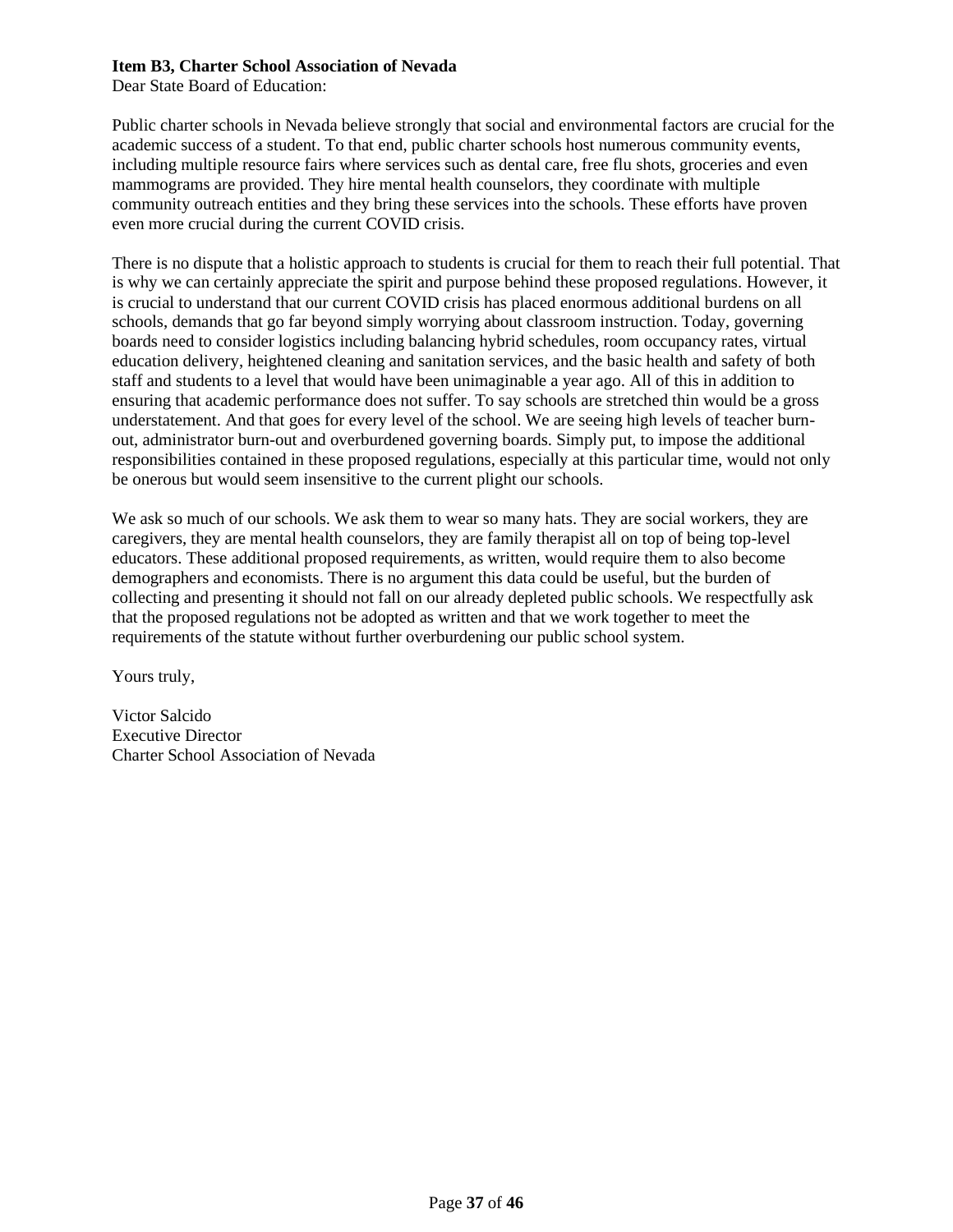**Item B3, Charter School Association of Nevada**

Dear State Board of Education:

Public charter schools in Nevada believe strongly that social and environmental factors are crucial for the academic success of a student. To that end, public charter schools host numerous community events, including multiple resource fairs where services such as dental care, free flu shots, groceries and even mammograms are provided. They hire mental health counselors, they coordinate with multiple community outreach entities and they bring these services into the schools. These efforts have proven even more crucial during the current COVID crisis.

There is no dispute that a holistic approach to students is crucial for them to reach their full potential. That is why we can certainly appreciate the spirit and purpose behind these proposed regulations. However, it is crucial to understand that our current COVID crisis has placed enormous additional burdens on all schools, demands that go far beyond simply worrying about classroom instruction. Today, governing boards need to consider logistics including balancing hybrid schedules, room occupancy rates, virtual education delivery, heightened cleaning and sanitation services, and the basic health and safety of both staff and students to a level that would have been unimaginable a year ago. All of this in addition to ensuring that academic performance does not suffer. To say schools are stretched thin would be a gross understatement. And that goes for every level of the school. We are seeing high levels of teacher burn-out, administrator burn-out and overburdened governing boards. Simply put, to impose the additional responsibilities contained in these proposed regulations, especially at this particular time, would not only be onerous but would seem insensitive to the current plight our schools.

We ask so much of our schools. We ask them to wear so many hats. They are social workers, they are caregivers, they are mental health counselors, they are family therapist all on top of being top-level educators. These additional proposed requirements, as written, would require them to also become demographers and economists. There is no argument this data could be useful, but the burden of collecting and presenting it should not fall on our already depleted public schools. We respectfully ask that the proposed regulations not be adopted as written and that we work together to meet the requirements of the statute without further overburdening our public school system.

Yours truly,

Victor Salcido
Executive Director
Charter School Association of Nevada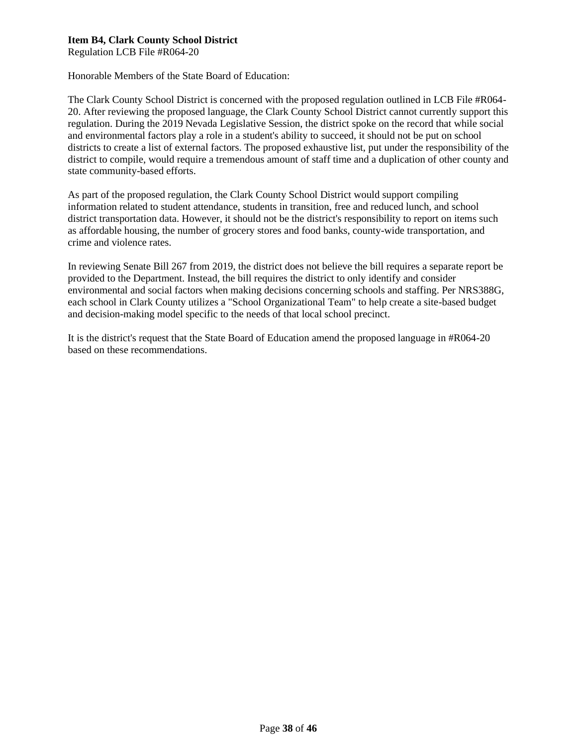**Item B4, Clark County School District**
Regulation LCB File #R064-20

Honorable Members of the State Board of Education:

The Clark County School District is concerned with the proposed regulation outlined in LCB File #R064-20. After reviewing the proposed language, the Clark County School District cannot currently support this regulation. During the 2019 Nevada Legislative Session, the district spoke on the record that while social and environmental factors play a role in a student's ability to succeed, it should not be put on school districts to create a list of external factors. The proposed exhaustive list, put under the responsibility of the district to compile, would require a tremendous amount of staff time and a duplication of other county and state community-based efforts.

As part of the proposed regulation, the Clark County School District would support compiling information related to student attendance, students in transition, free and reduced lunch, and school district transportation data. However, it should not be the district's responsibility to report on items such as affordable housing, the number of grocery stores and food banks, county-wide transportation, and crime and violence rates.

In reviewing Senate Bill 267 from 2019, the district does not believe the bill requires a separate report be provided to the Department. Instead, the bill requires the district to only identify and consider environmental and social factors when making decisions concerning schools and staffing. Per NRS388G, each school in Clark County utilizes a "School Organizational Team" to help create a site-based budget and decision-making model specific to the needs of that local school precinct.

It is the district's request that the State Board of Education amend the proposed language in #R064-20 based on these recommendations.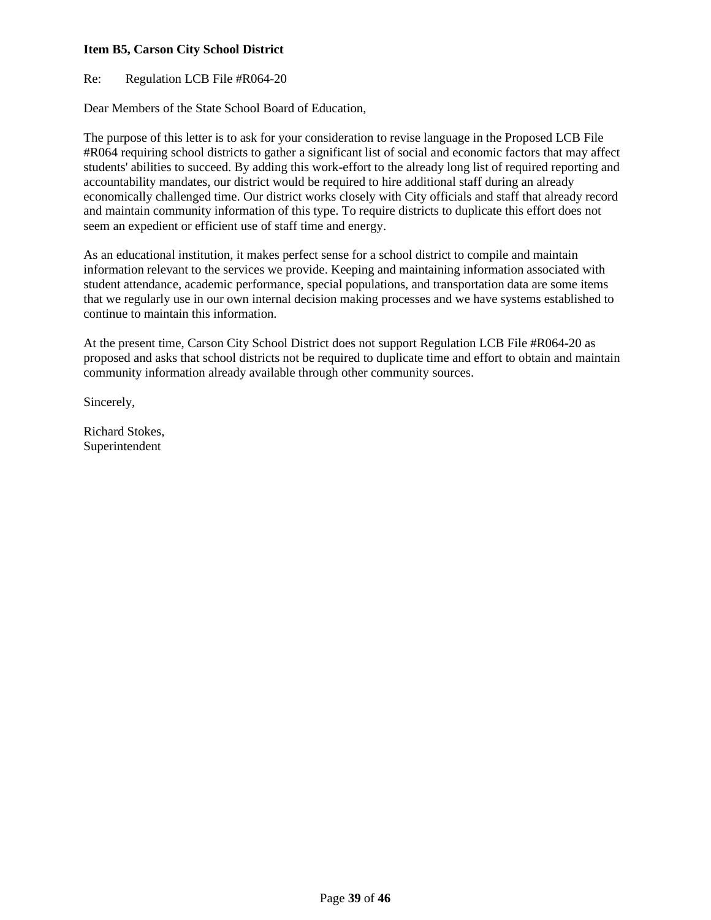**Item B5, Carson City School District**

Re: Regulation LCB File #R064-20

Dear Members of the State School Board of Education,

The purpose of this letter is to ask for your consideration to revise language in the Proposed LCB File #R064 requiring school districts to gather a significant list of social and economic factors that may affect students' abilities to succeed. By adding this work-effort to the already long list of required reporting and accountability mandates, our district would be required to hire additional staff during an already economically challenged time. Our district works closely with City officials and staff that already record and maintain community information of this type. To require districts to duplicate this effort does not seem an expedient or efficient use of staff time and energy.

As an educational institution, it makes perfect sense for a school district to compile and maintain information relevant to the services we provide. Keeping and maintaining information associated with student attendance, academic performance, special populations, and transportation data are some items that we regularly use in our own internal decision making processes and we have systems established to continue to maintain this information.

At the present time, Carson City School District does not support Regulation LCB File #R064-20 as proposed and asks that school districts not be required to duplicate time and effort to obtain and maintain community information already available through other community sources.

Sincerely,

Richard Stokes,
Superintendent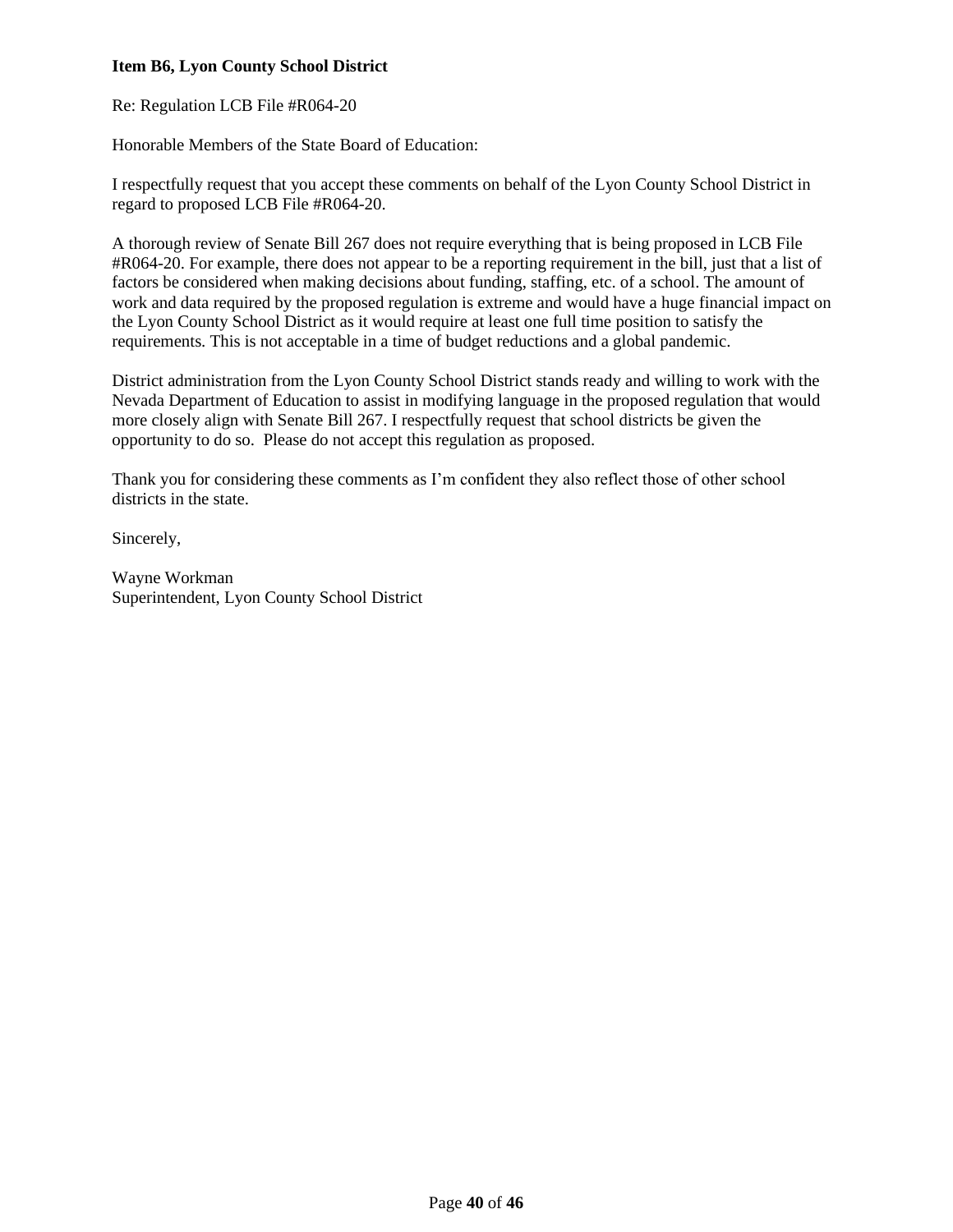**Item B6, Lyon County School District**

Re: Regulation LCB File #R064-20

Honorable Members of the State Board of Education:

I respectfully request that you accept these comments on behalf of the Lyon County School District in regard to proposed LCB File #R064-20.

A thorough review of Senate Bill 267 does not require everything that is being proposed in LCB File #R064-20. For example, there does not appear to be a reporting requirement in the bill, just that a list of factors be considered when making decisions about funding, staffing, etc. of a school. The amount of work and data required by the proposed regulation is extreme and would have a huge financial impact on the Lyon County School District as it would require at least one full time position to satisfy the requirements. This is not acceptable in a time of budget reductions and a global pandemic.

District administration from the Lyon County School District stands ready and willing to work with the Nevada Department of Education to assist in modifying language in the proposed regulation that would more closely align with Senate Bill 267. I respectfully request that school districts be given the opportunity to do so. Please do not accept this regulation as proposed.

Thank you for considering these comments as I'm confident they also reflect those of other school districts in the state.

Sincerely,

Wayne Workman
Superintendent, Lyon County School District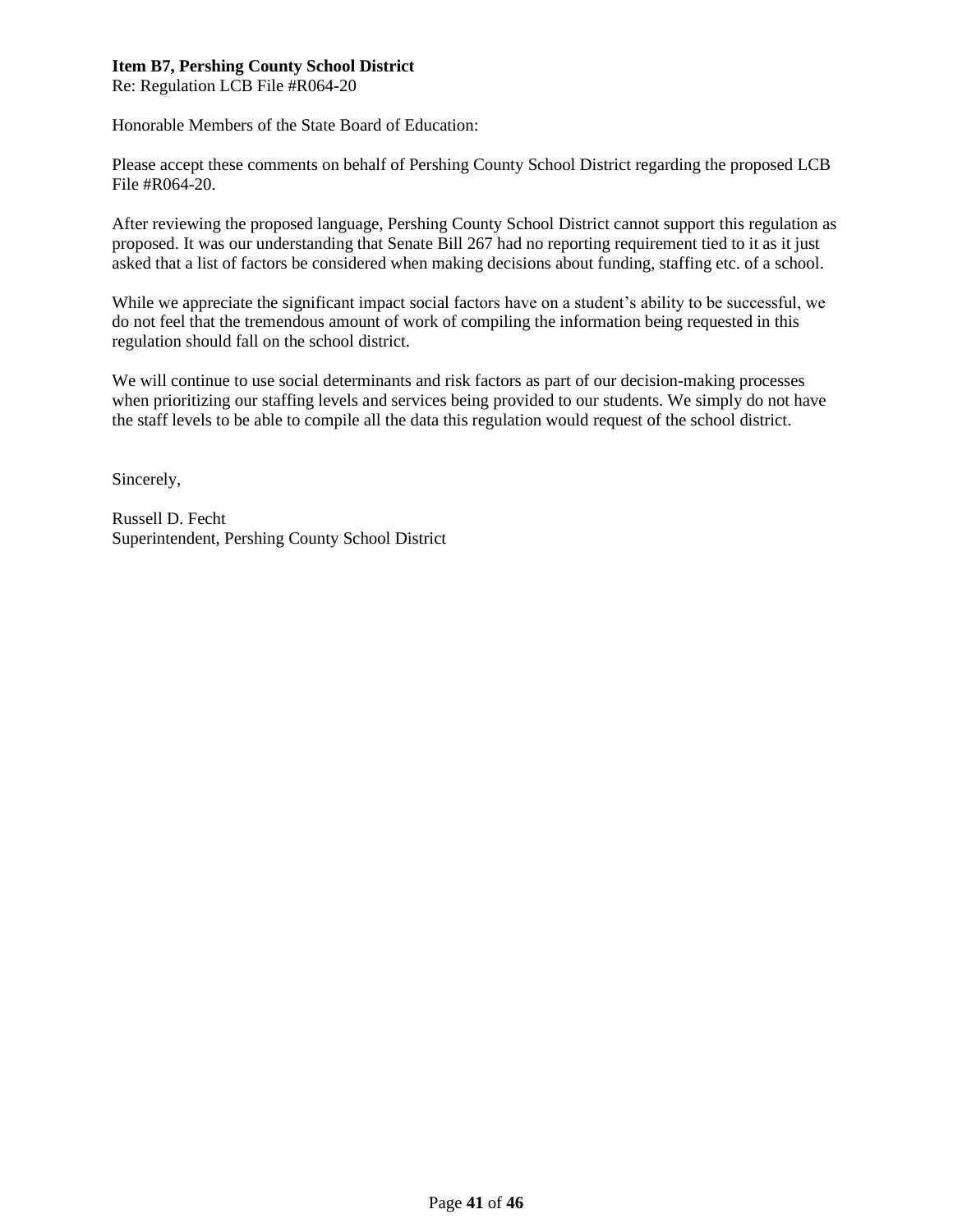**Item B7, Pershing County School District**
Re: Regulation LCB File #R064-20

Honorable Members of the State Board of Education:

Please accept these comments on behalf of Pershing County School District regarding the proposed LCB File #R064-20.

After reviewing the proposed language, Pershing County School District cannot support this regulation as proposed. It was our understanding that Senate Bill 267 had no reporting requirement tied to it as it just asked that a list of factors be considered when making decisions about funding, staffing etc. of a school.

While we appreciate the significant impact social factors have on a student's ability to be successful, we do not feel that the tremendous amount of work of compiling the information being requested in this regulation should fall on the school district.

We will continue to use social determinants and risk factors as part of our decision-making processes when prioritizing our staffing levels and services being provided to our students. We simply do not have the staff levels to be able to compile all the data this regulation would request of the school district.

Sincerely,

Russell D. Fecht
Superintendent, Pershing County School District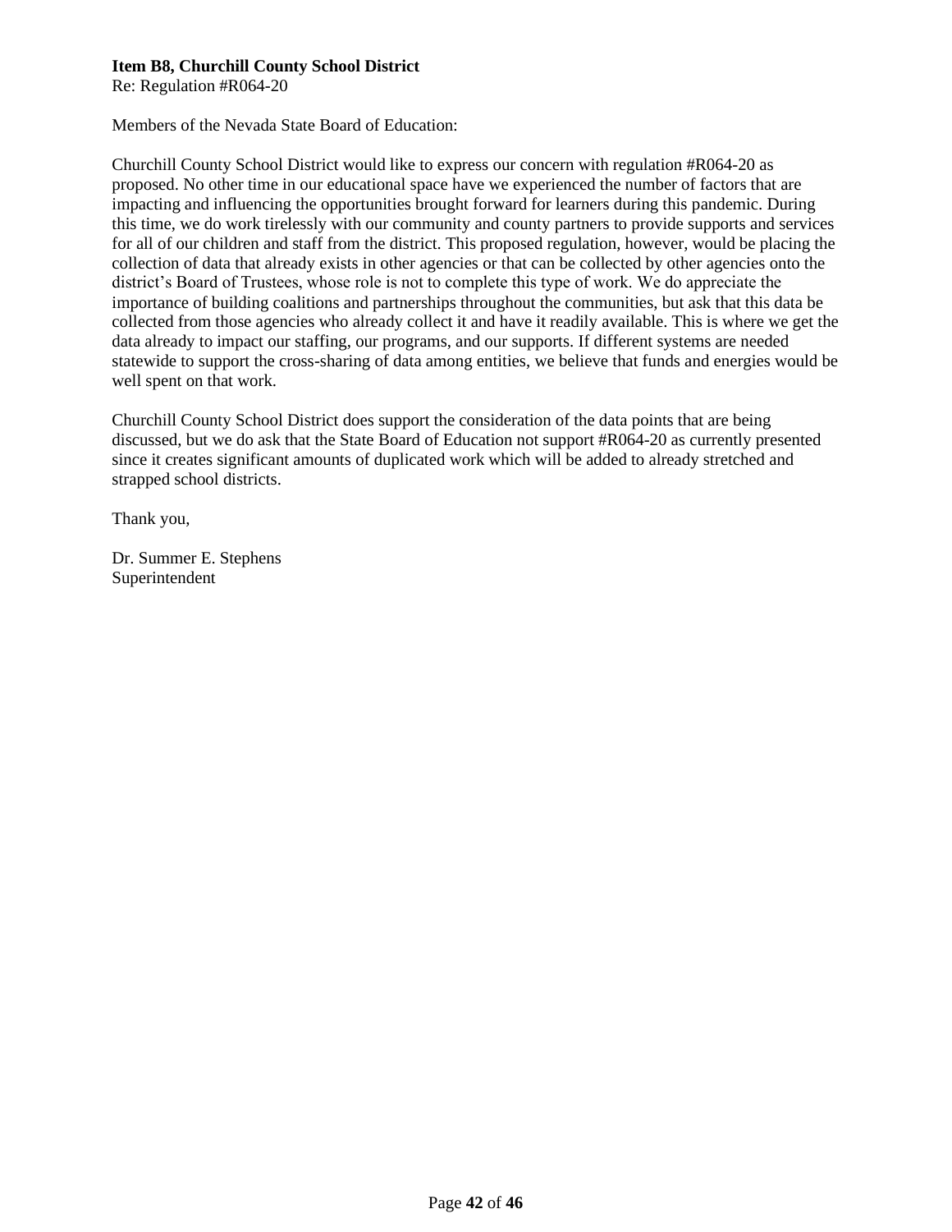**Item B8, Churchill County School District**
Re: Regulation #R064-20

Members of the Nevada State Board of Education:

Churchill County School District would like to express our concern with regulation #R064-20 as proposed. No other time in our educational space have we experienced the number of factors that are impacting and influencing the opportunities brought forward for learners during this pandemic. During this time, we do work tirelessly with our community and county partners to provide supports and services for all of our children and staff from the district. This proposed regulation, however, would be placing the collection of data that already exists in other agencies or that can be collected by other agencies onto the district's Board of Trustees, whose role is not to complete this type of work. We do appreciate the importance of building coalitions and partnerships throughout the communities, but ask that this data be collected from those agencies who already collect it and have it readily available. This is where we get the data already to impact our staffing, our programs, and our supports. If different systems are needed statewide to support the cross-sharing of data among entities, we believe that funds and energies would be well spent on that work.

Churchill County School District does support the consideration of the data points that are being discussed, but we do ask that the State Board of Education not support #R064-20 as currently presented since it creates significant amounts of duplicated work which will be added to already stretched and strapped school districts.

Thank you,

Dr. Summer E. Stephens
Superintendent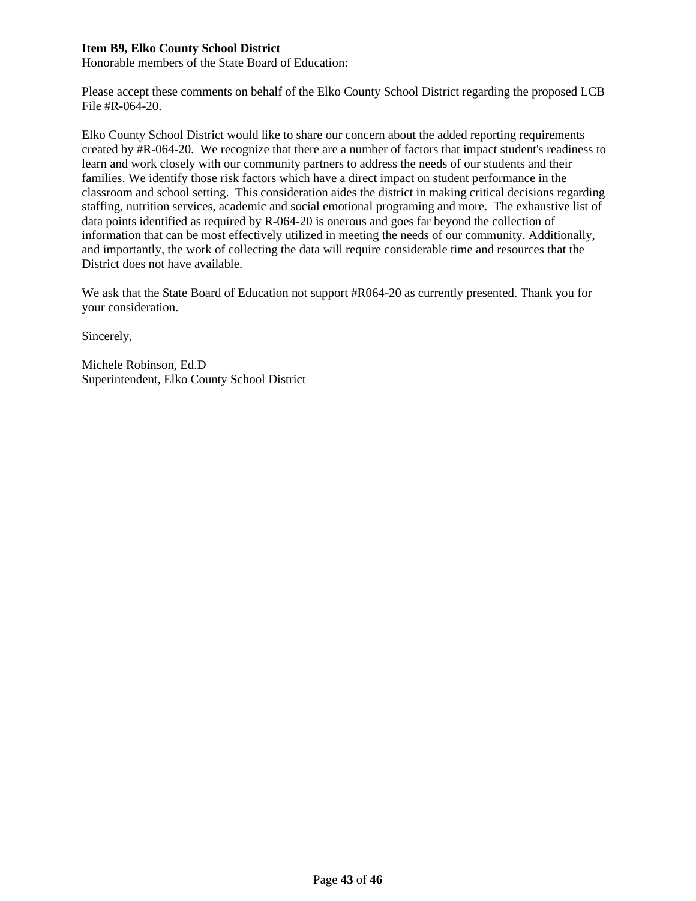**Item B9, Elko County School District**

Honorable members of the State Board of Education:

Please accept these comments on behalf of the Elko County School District regarding the proposed LCB File #R-064-20.

Elko County School District would like to share our concern about the added reporting requirements created by #R-064-20. We recognize that there are a number of factors that impact student's readiness to learn and work closely with our community partners to address the needs of our students and their families. We identify those risk factors which have a direct impact on student performance in the classroom and school setting. This consideration aides the district in making critical decisions regarding staffing, nutrition services, academic and social emotional programing and more. The exhaustive list of data points identified as required by R-064-20 is onerous and goes far beyond the collection of information that can be most effectively utilized in meeting the needs of our community. Additionally, and importantly, the work of collecting the data will require considerable time and resources that the District does not have available.

We ask that the State Board of Education not support #R064-20 as currently presented. Thank you for your consideration.

Sincerely,

Michele Robinson, Ed.D
Superintendent, Elko County School District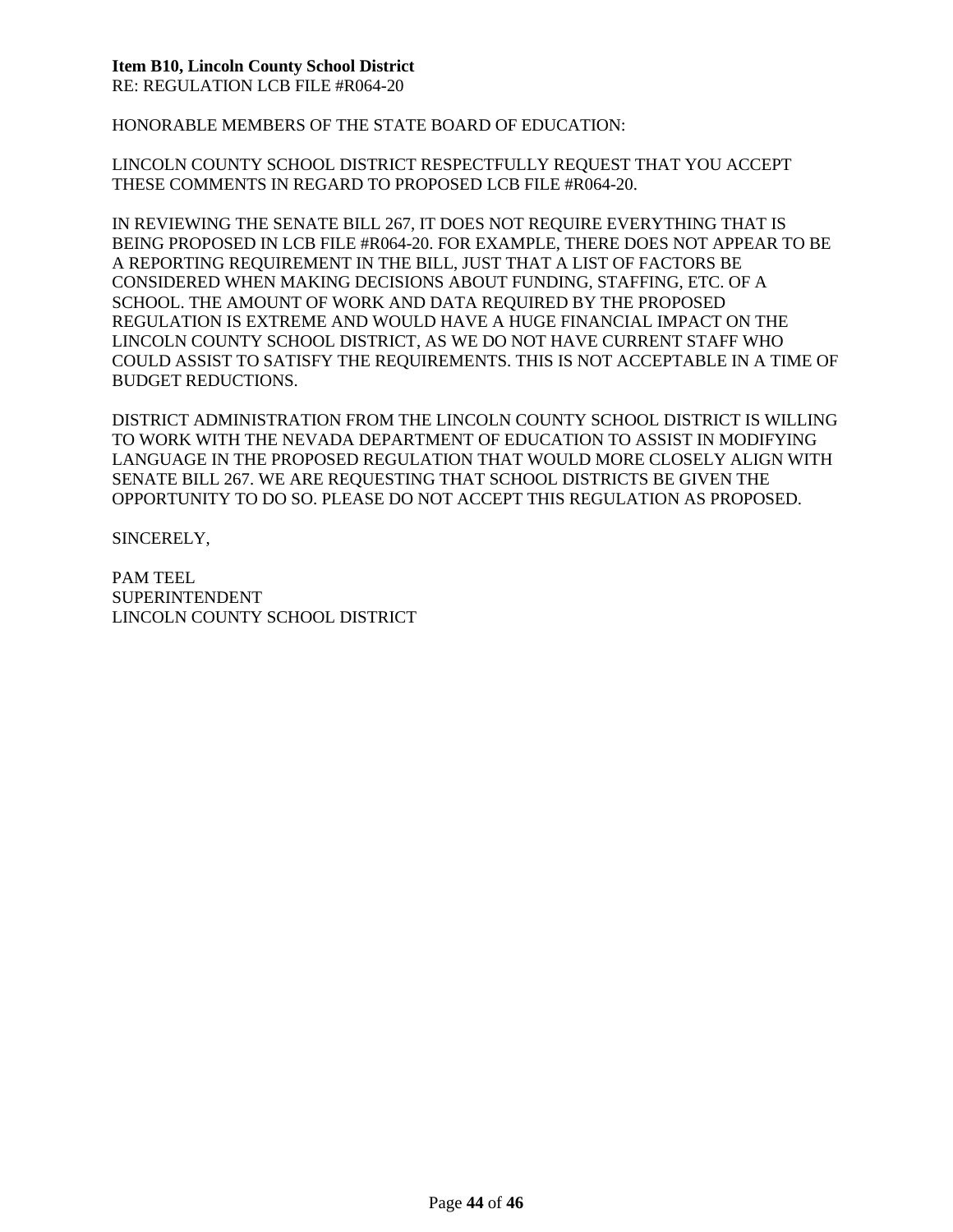**Item B10, Lincoln County School District**
RE: REGULATION LCB FILE #R064-20

HONORABLE MEMBERS OF THE STATE BOARD OF EDUCATION:

LINCOLN COUNTY SCHOOL DISTRICT RESPECTFULLY REQUEST THAT YOU ACCEPT THESE COMMENTS IN REGARD TO PROPOSED LCB FILE #R064-20.

IN REVIEWING THE SENATE BILL 267, IT DOES NOT REQUIRE EVERYTHING THAT IS BEING PROPOSED IN LCB FILE #R064-20. FOR EXAMPLE, THERE DOES NOT APPEAR TO BE A REPORTING REQUIREMENT IN THE BILL, JUST THAT A LIST OF FACTORS BE CONSIDERED WHEN MAKING DECISIONS ABOUT FUNDING, STAFFING, ETC. OF A SCHOOL. THE AMOUNT OF WORK AND DATA REQUIRED BY THE PROPOSED REGULATION IS EXTREME AND WOULD HAVE A HUGE FINANCIAL IMPACT ON THE LINCOLN COUNTY SCHOOL DISTRICT, AS WE DO NOT HAVE CURRENT STAFF WHO COULD ASSIST TO SATISFY THE REQUIREMENTS. THIS IS NOT ACCEPTABLE IN A TIME OF BUDGET REDUCTIONS.

DISTRICT ADMINISTRATION FROM THE LINCOLN COUNTY SCHOOL DISTRICT IS WILLING TO WORK WITH THE NEVADA DEPARTMENT OF EDUCATION TO ASSIST IN MODIFYING LANGUAGE IN THE PROPOSED REGULATION THAT WOULD MORE CLOSELY ALIGN WITH SENATE BILL 267. WE ARE REQUESTING THAT SCHOOL DISTRICTS BE GIVEN THE OPPORTUNITY TO DO SO. PLEASE DO NOT ACCEPT THIS REGULATION AS PROPOSED.

SINCERELY,

PAM TEEL
SUPERINTENDENT
LINCOLN COUNTY SCHOOL DISTRICT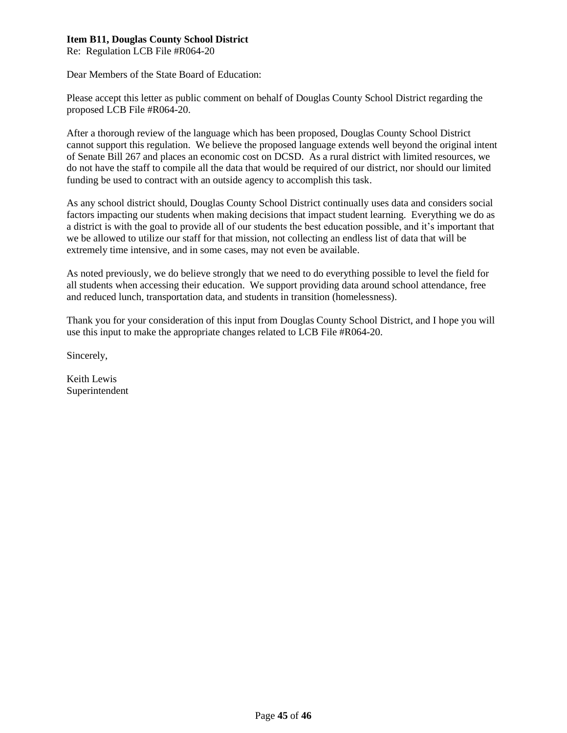**Item B11, Douglas County School District**
Re: Regulation LCB File #R064-20

Dear Members of the State Board of Education:

Please accept this letter as public comment on behalf of Douglas County School District regarding the proposed LCB File #R064-20.

After a thorough review of the language which has been proposed, Douglas County School District cannot support this regulation. We believe the proposed language extends well beyond the original intent of Senate Bill 267 and places an economic cost on DCSD. As a rural district with limited resources, we do not have the staff to compile all the data that would be required of our district, nor should our limited funding be used to contract with an outside agency to accomplish this task.

As any school district should, Douglas County School District continually uses data and considers social factors impacting our students when making decisions that impact student learning. Everything we do as a district is with the goal to provide all of our students the best education possible, and it's important that we be allowed to utilize our staff for that mission, not collecting an endless list of data that will be extremely time intensive, and in some cases, may not even be available.

As noted previously, we do believe strongly that we need to do everything possible to level the field for all students when accessing their education. We support providing data around school attendance, free and reduced lunch, transportation data, and students in transition (homelessness).

Thank you for your consideration of this input from Douglas County School District, and I hope you will use this input to make the appropriate changes related to LCB File #R064-20.

Sincerely,

Keith Lewis
Superintendent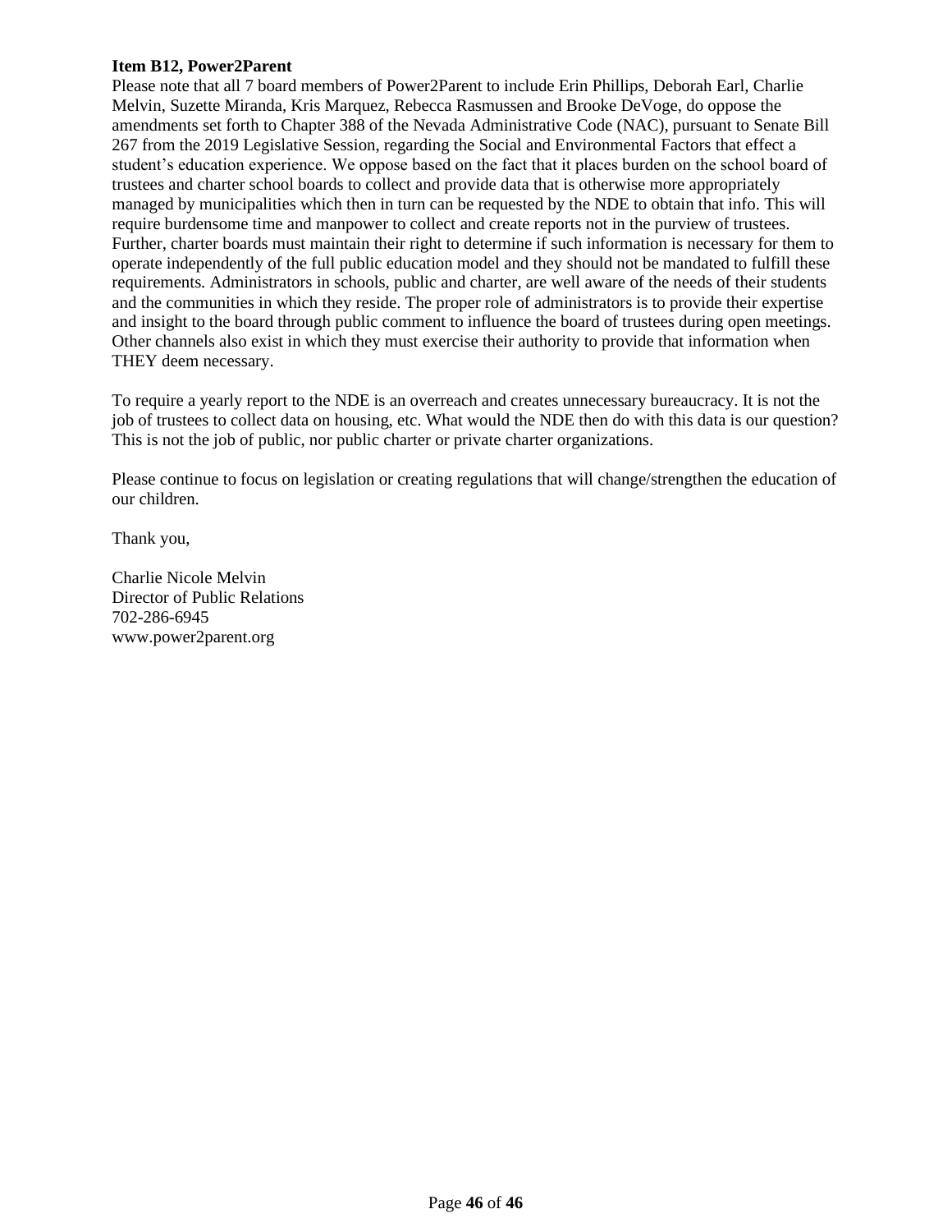**Item B12, Power2Parent**

Please note that all 7 board members of Power2Parent to include Erin Phillips, Deborah Earl, Charlie Melvin, Suzette Miranda, Kris Marquez, Rebecca Rasmussen and Brooke DeVoge, do oppose the amendments set forth to Chapter 388 of the Nevada Administrative Code (NAC), pursuant to Senate Bill 267 from the 2019 Legislative Session, regarding the Social and Environmental Factors that effect a student's education experience. We oppose based on the fact that it places burden on the school board of trustees and charter school boards to collect and provide data that is otherwise more appropriately managed by municipalities which then in turn can be requested by the NDE to obtain that info. This will require burdensome time and manpower to collect and create reports not in the purview of trustees. Further, charter boards must maintain their right to determine if such information is necessary for them to operate independently of the full public education model and they should not be mandated to fulfill these requirements. Administrators in schools, public and charter, are well aware of the needs of their students and the communities in which they reside. The proper role of administrators is to provide their expertise and insight to the board through public comment to influence the board of trustees during open meetings. Other channels also exist in which they must exercise their authority to provide that information when THEY deem necessary.

To require a yearly report to the NDE is an overreach and creates unnecessary bureaucracy. It is not the job of trustees to collect data on housing, etc. What would the NDE then do with this data is our question? This is not the job of public, nor public charter or private charter organizations.

Please continue to focus on legislation or creating regulations that will change/strengthen the education of our children.

Thank you,

Charlie Nicole Melvin
Director of Public Relations
702-286-6945
www.power2parent.org